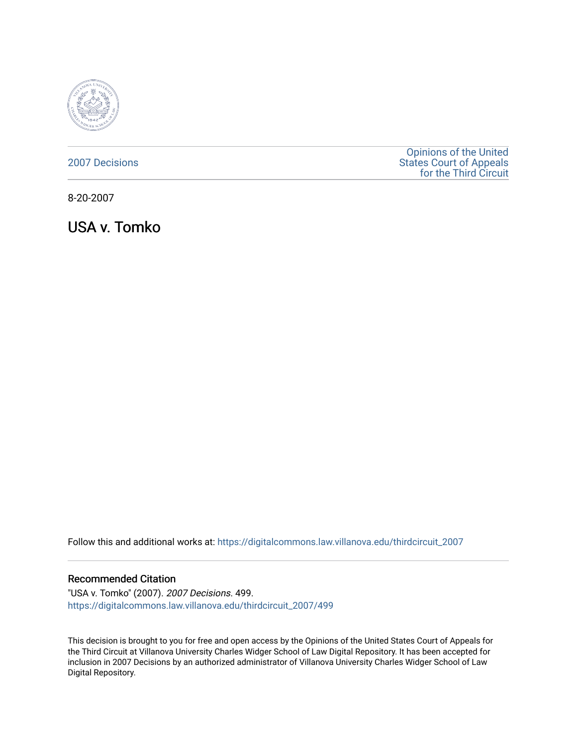2007 Decisions

Opinions of the United States Court of Appeals for the Third Circuit

8-20-2007

# USA v. Tomko

Follow this and additional works at: https://digitalcommons.law.villanova.edu/thirdcircuit_2007

## Recommended Citation

"USA v. Tomko" (2007). *2007 Decisions*. 499.
https://digitalcommons.law.villanova.edu/thirdcircuit_2007/499

This decision is brought to you for free and open access by the Opinions of the United States Court of Appeals for the Third Circuit at Villanova University Charles Widger School of Law Digital Repository. It has been accepted for inclusion in 2007 Decisions by an authorized administrator of Villanova University Charles Widger School of Law Digital Repository.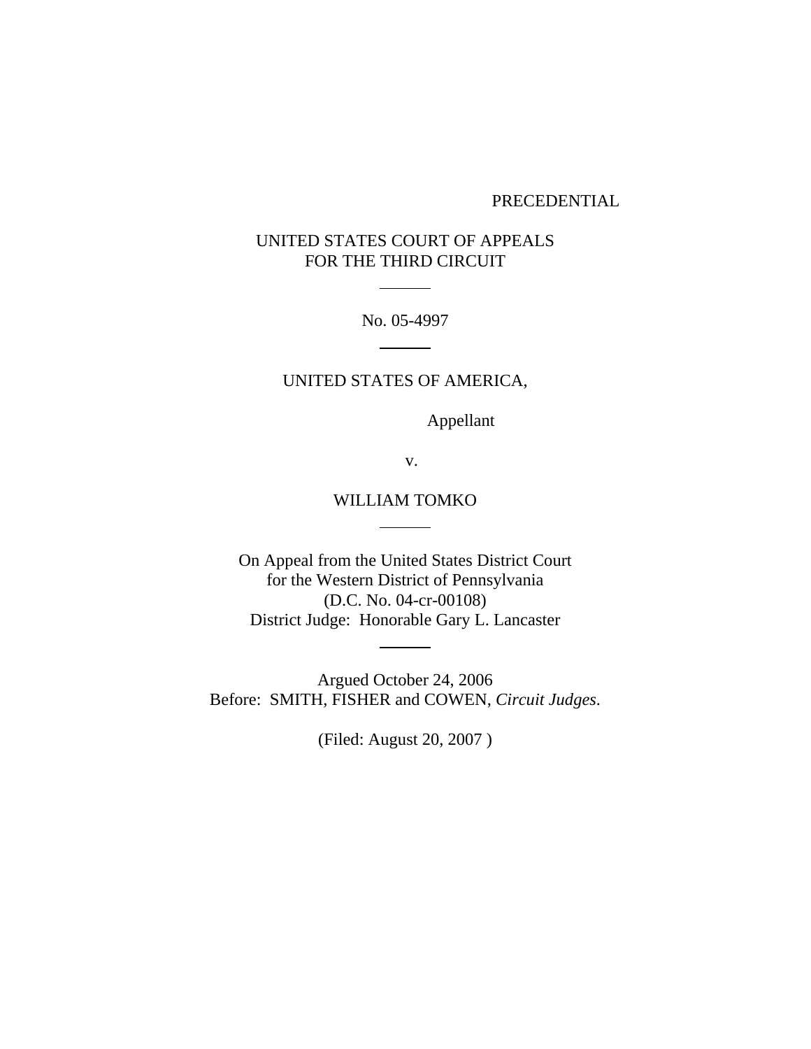PRECEDENTIAL

UNITED STATES COURT OF APPEALS
FOR THE THIRD CIRCUIT

---

No. 05-4997

---

UNITED STATES OF AMERICA,

Appellant

v.

WILLIAM TOMKO

---

On Appeal from the United States District Court
for the Western District of Pennsylvania
(D.C. No. 04-cr-00108)
District Judge: Honorable Gary L. Lancaster

---

Argued October 24, 2006
Before: SMITH, FISHER and COWEN, *Circuit Judges*.

(Filed: August 20, 2007 )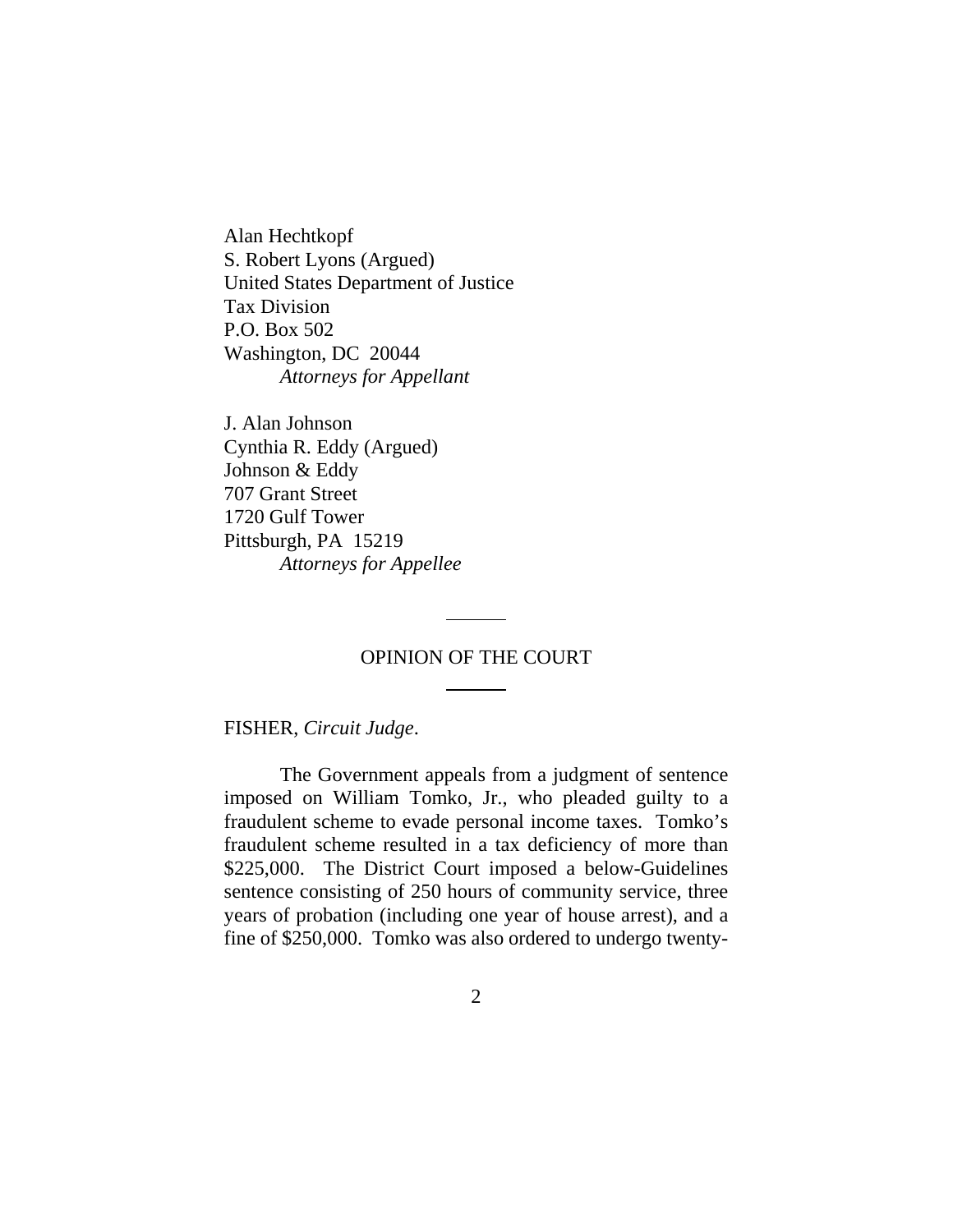Alan Hechtkopf
S. Robert Lyons (Argued)
United States Department of Justice
Tax Division
P.O. Box 502
Washington, DC 20044
*Attorneys for Appellant*

J. Alan Johnson
Cynthia R. Eddy (Argued)
Johnson & Eddy
707 Grant Street
1720 Gulf Tower
Pittsburgh, PA 15219
*Attorneys for Appellee*

---

OPINION OF THE COURT

---

FISHER, *Circuit Judge*.

The Government appeals from a judgment of sentence imposed on William Tomko, Jr., who pleaded guilty to a fraudulent scheme to evade personal income taxes. Tomko's fraudulent scheme resulted in a tax deficiency of more than \$225,000. The District Court imposed a below-Guidelines sentence consisting of 250 hours of community service, three years of probation (including one year of house arrest), and a fine of \$250,000. Tomko was also ordered to undergo twenty-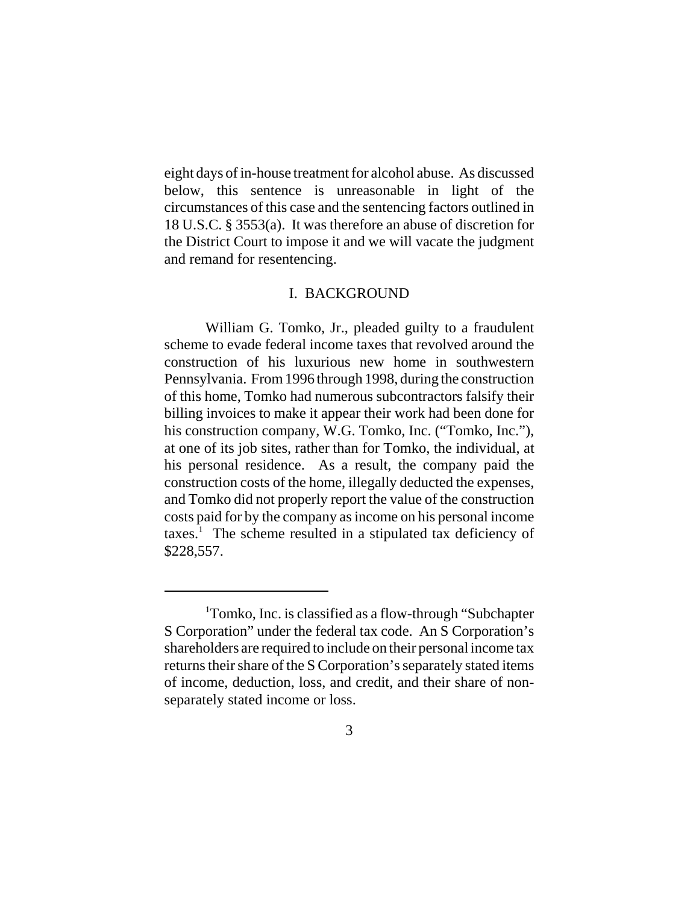eight days of in-house treatment for alcohol abuse. As discussed below, this sentence is unreasonable in light of the circumstances of this case and the sentencing factors outlined in 18 U.S.C. § 3553(a). It was therefore an abuse of discretion for the District Court to impose it and we will vacate the judgment and remand for resentencing.

## I. BACKGROUND

William G. Tomko, Jr., pleaded guilty to a fraudulent scheme to evade federal income taxes that revolved around the construction of his luxurious new home in southwestern Pennsylvania. From 1996 through 1998, during the construction of this home, Tomko had numerous subcontractors falsify their billing invoices to make it appear their work had been done for his construction company, W.G. Tomko, Inc. ("Tomko, Inc."), at one of its job sites, rather than for Tomko, the individual, at his personal residence. As a result, the company paid the construction costs of the home, illegally deducted the expenses, and Tomko did not properly report the value of the construction costs paid for by the company as income on his personal income taxes.[1] The scheme resulted in a stipulated tax deficiency of $228,557.

---

[1]Tomko, Inc. is classified as a flow-through "Subchapter S Corporation" under the federal tax code. An S Corporation's shareholders are required to include on their personal income tax returns their share of the S Corporation's separately stated items of income, deduction, loss, and credit, and their share of non-separately stated income or loss.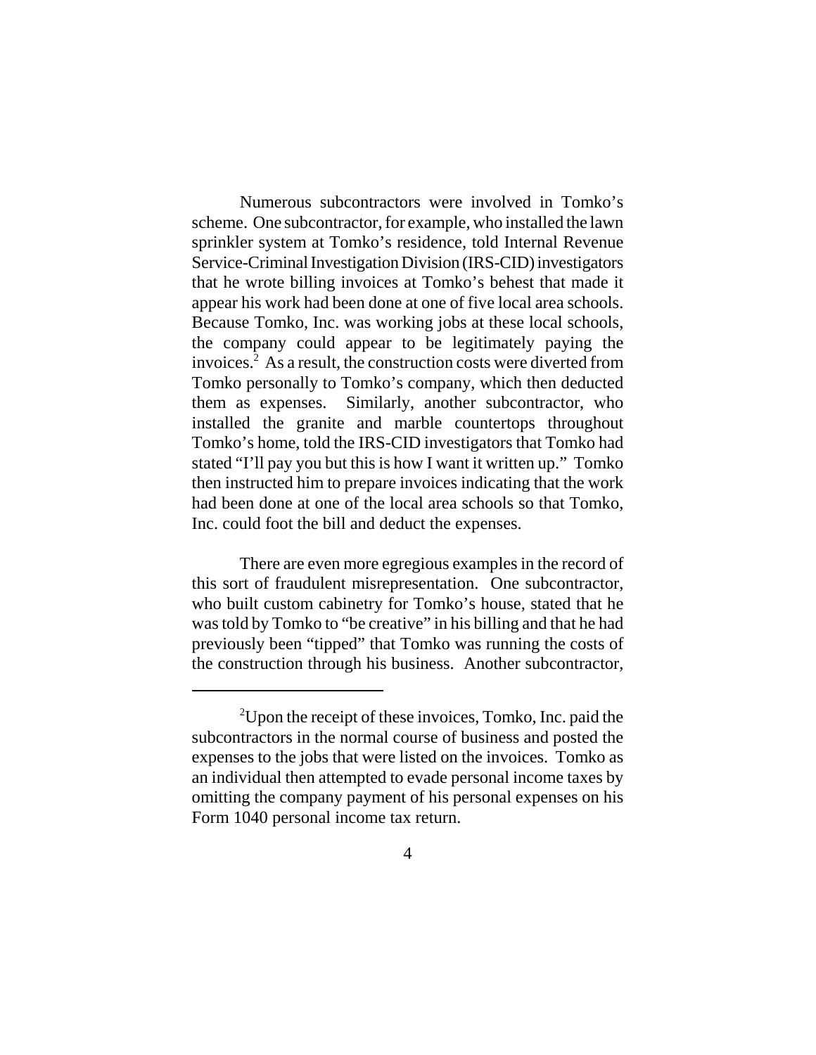Numerous subcontractors were involved in Tomko's scheme. One subcontractor, for example, who installed the lawn sprinkler system at Tomko's residence, told Internal Revenue Service-Criminal Investigation Division (IRS-CID) investigators that he wrote billing invoices at Tomko's behest that made it appear his work had been done at one of five local area schools. Because Tomko, Inc. was working jobs at these local schools, the company could appear to be legitimately paying the invoices.[2] As a result, the construction costs were diverted from Tomko personally to Tomko's company, which then deducted them as expenses. Similarly, another subcontractor, who installed the granite and marble countertops throughout Tomko's home, told the IRS-CID investigators that Tomko had stated "I'll pay you but this is how I want it written up." Tomko then instructed him to prepare invoices indicating that the work had been done at one of the local area schools so that Tomko, Inc. could foot the bill and deduct the expenses.

There are even more egregious examples in the record of this sort of fraudulent misrepresentation. One subcontractor, who built custom cabinetry for Tomko's house, stated that he was told by Tomko to "be creative" in his billing and that he had previously been "tipped" that Tomko was running the costs of the construction through his business. Another subcontractor,

---

[2] Upon the receipt of these invoices, Tomko, Inc. paid the subcontractors in the normal course of business and posted the expenses to the jobs that were listed on the invoices. Tomko as an individual then attempted to evade personal income taxes by omitting the company payment of his personal expenses on his Form 1040 personal income tax return.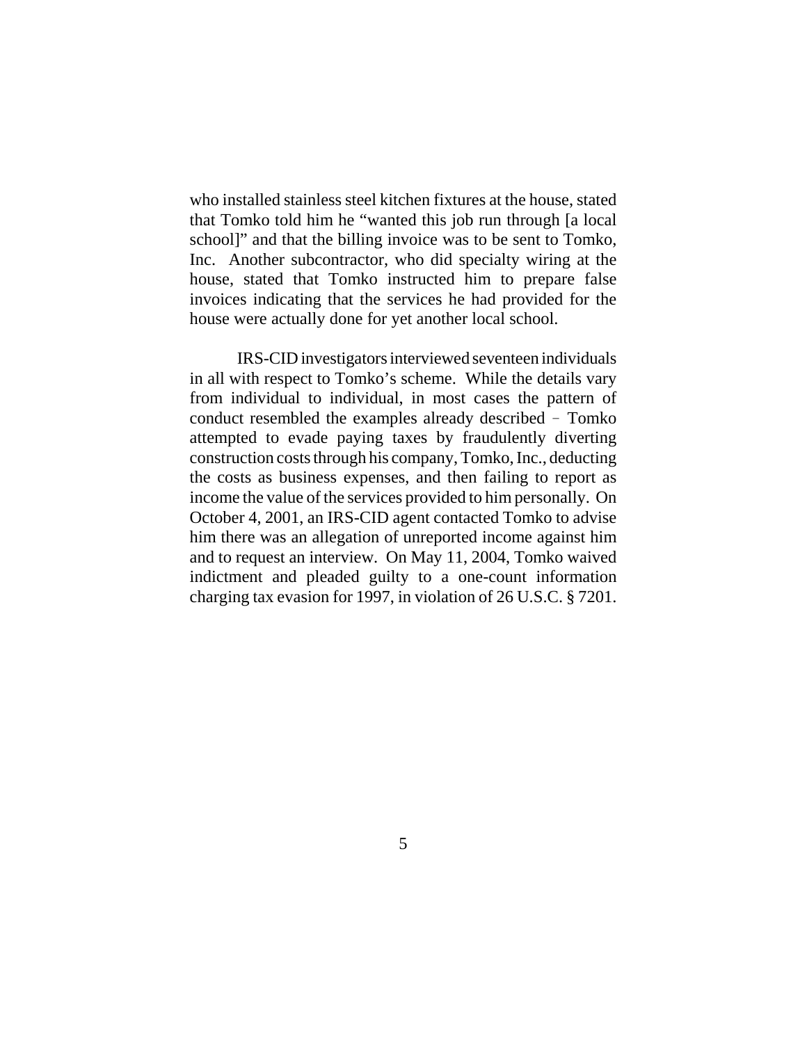who installed stainless steel kitchen fixtures at the house, stated that Tomko told him he "wanted this job run through [a local school]" and that the billing invoice was to be sent to Tomko, Inc. Another subcontractor, who did specialty wiring at the house, stated that Tomko instructed him to prepare false invoices indicating that the services he had provided for the house were actually done for yet another local school.

IRS-CID investigators interviewed seventeen individuals in all with respect to Tomko's scheme. While the details vary from individual to individual, in most cases the pattern of conduct resembled the examples already described – Tomko attempted to evade paying taxes by fraudulently diverting construction costs through his company, Tomko, Inc., deducting the costs as business expenses, and then failing to report as income the value of the services provided to him personally. On October 4, 2001, an IRS-CID agent contacted Tomko to advise him there was an allegation of unreported income against him and to request an interview. On May 11, 2004, Tomko waived indictment and pleaded guilty to a one-count information charging tax evasion for 1997, in violation of 26 U.S.C. § 7201.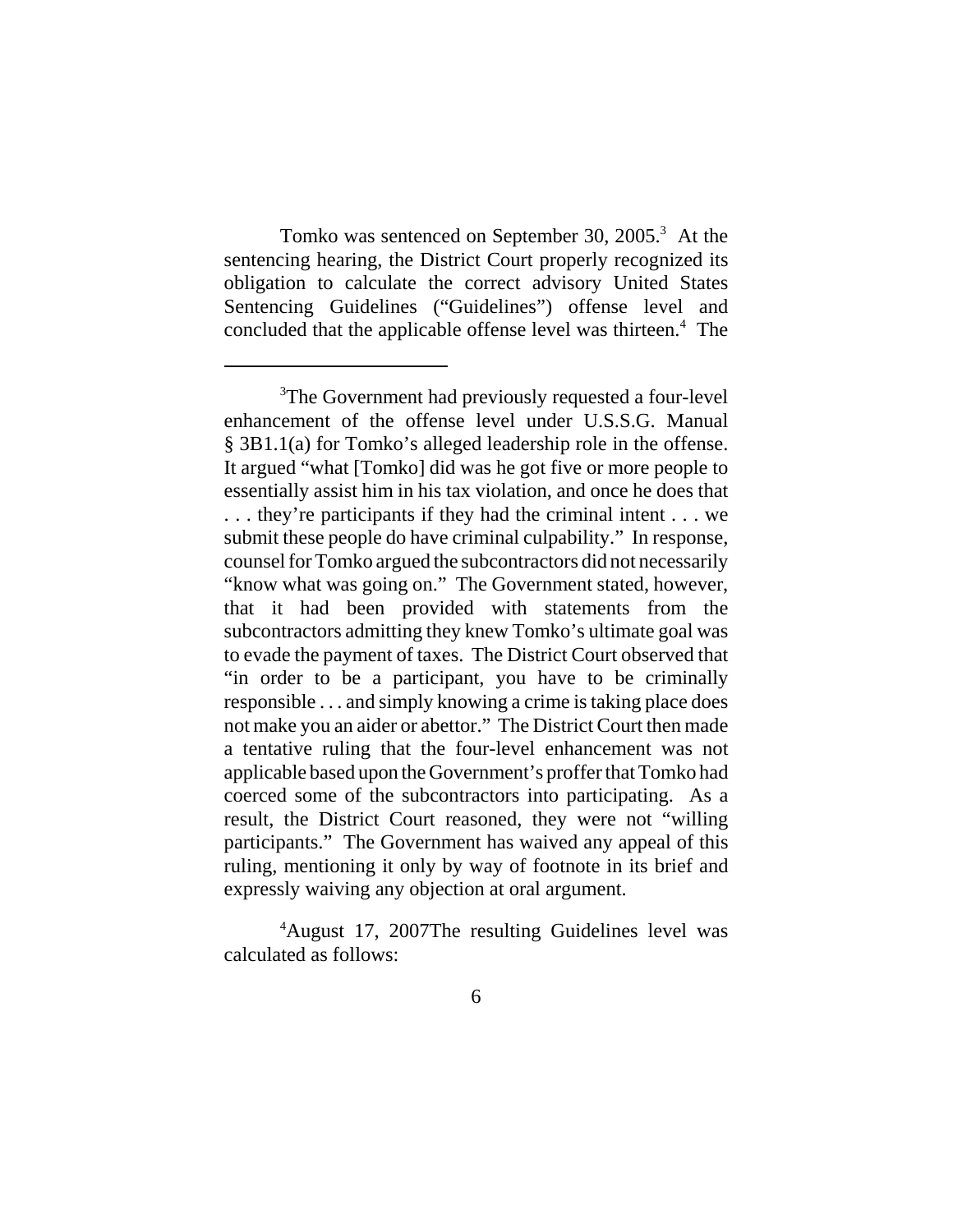Tomko was sentenced on September 30, 2005.[3] At the sentencing hearing, the District Court properly recognized its obligation to calculate the correct advisory United States Sentencing Guidelines ("Guidelines") offense level and concluded that the applicable offense level was thirteen.[4] The

---

[3]The Government had previously requested a four-level enhancement of the offense level under U.S.S.G. Manual § 3B1.1(a) for Tomko's alleged leadership role in the offense. It argued "what [Tomko] did was he got five or more people to essentially assist him in his tax violation, and once he does that . . . they're participants if they had the criminal intent . . . we submit these people do have criminal culpability." In response, counsel for Tomko argued the subcontractors did not necessarily "know what was going on." The Government stated, however, that it had been provided with statements from the subcontractors admitting they knew Tomko's ultimate goal was to evade the payment of taxes. The District Court observed that "in order to be a participant, you have to be criminally responsible . . . and simply knowing a crime is taking place does not make you an aider or abettor." The District Court then made a tentative ruling that the four-level enhancement was not applicable based upon the Government's proffer that Tomko had coerced some of the subcontractors into participating. As a result, the District Court reasoned, they were not "willing participants." The Government has waived any appeal of this ruling, mentioning it only by way of footnote in its brief and expressly waiving any objection at oral argument.

[4]August 17, 2007The resulting Guidelines level was calculated as follows: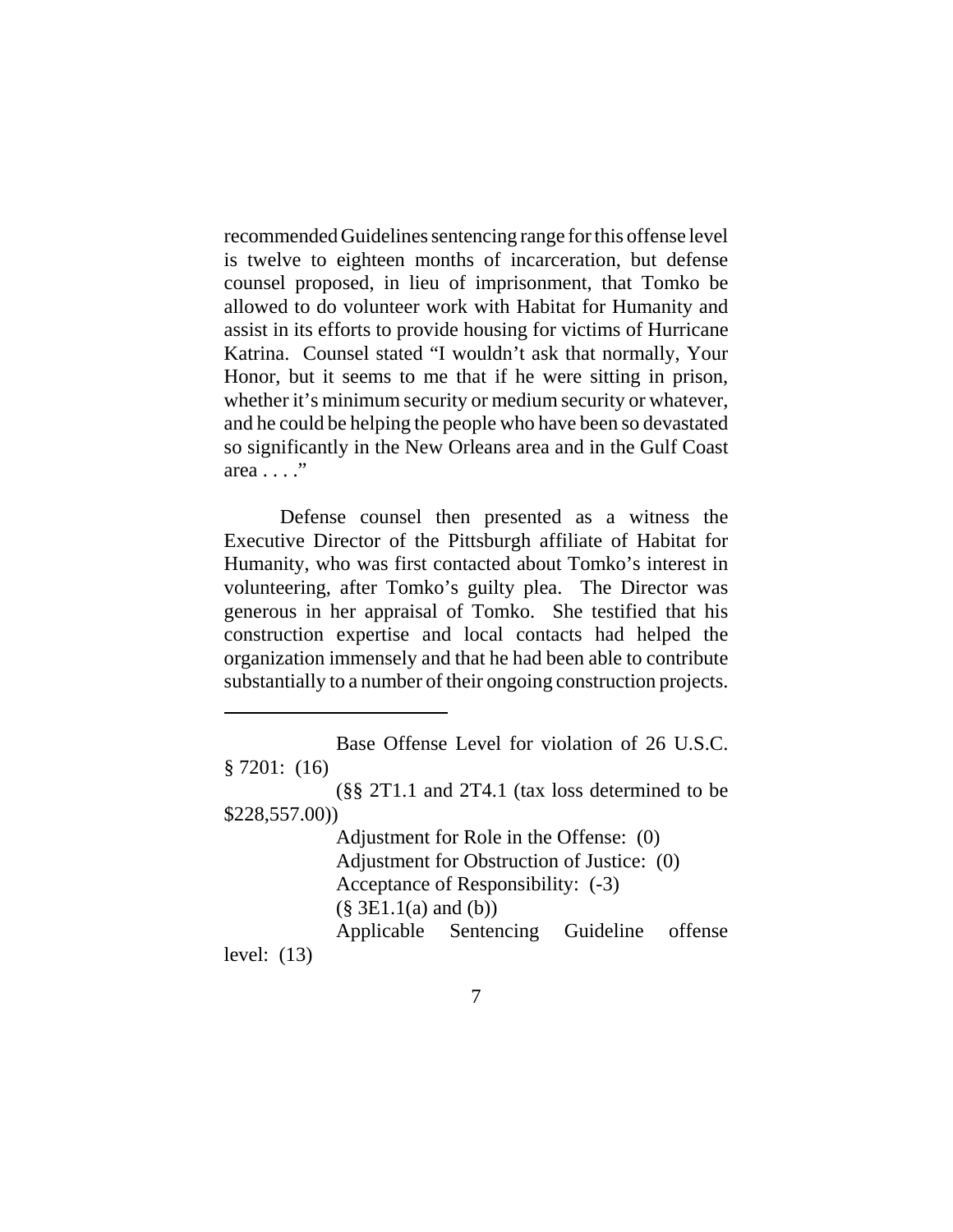recommended Guidelines sentencing range for this offense level is twelve to eighteen months of incarceration, but defense counsel proposed, in lieu of imprisonment, that Tomko be allowed to do volunteer work with Habitat for Humanity and assist in its efforts to provide housing for victims of Hurricane Katrina. Counsel stated "I wouldn't ask that normally, Your Honor, but it seems to me that if he were sitting in prison, whether it's minimum security or medium security or whatever, and he could be helping the people who have been so devastated so significantly in the New Orleans area and in the Gulf Coast area . . . ."

Defense counsel then presented as a witness the Executive Director of the Pittsburgh affiliate of Habitat for Humanity, who was first contacted about Tomko's interest in volunteering, after Tomko's guilty plea. The Director was generous in her appraisal of Tomko. She testified that his construction expertise and local contacts had helped the organization immensely and that he had been able to contribute substantially to a number of their ongoing construction projects.

---

Base Offense Level for violation of 26 U.S.C. § 7201: (16)

(§§ 2T1.1 and 2T4.1 (tax loss determined to be $228,557.00))

Adjustment for Role in the Offense: (0)

Adjustment for Obstruction of Justice: (0)

Acceptance of Responsibility: (-3)

(§ 3E1.1(a) and (b))

Applicable Sentencing Guideline offense level: (13)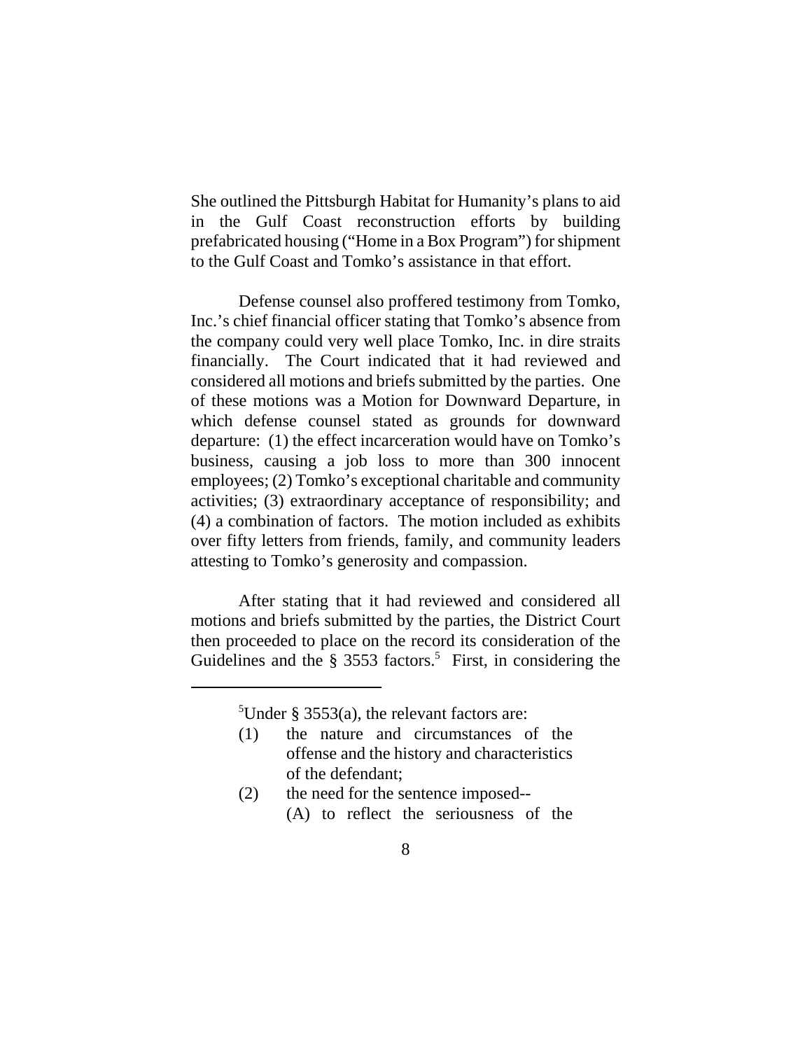She outlined the Pittsburgh Habitat for Humanity's plans to aid in the Gulf Coast reconstruction efforts by building prefabricated housing ("Home in a Box Program") for shipment to the Gulf Coast and Tomko's assistance in that effort.

Defense counsel also proffered testimony from Tomko, Inc.'s chief financial officer stating that Tomko's absence from the company could very well place Tomko, Inc. in dire straits financially. The Court indicated that it had reviewed and considered all motions and briefs submitted by the parties. One of these motions was a Motion for Downward Departure, in which defense counsel stated as grounds for downward departure: (1) the effect incarceration would have on Tomko's business, causing a job loss to more than 300 innocent employees; (2) Tomko's exceptional charitable and community activities; (3) extraordinary acceptance of responsibility; and (4) a combination of factors. The motion included as exhibits over fifty letters from friends, family, and community leaders attesting to Tomko's generosity and compassion.

After stating that it had reviewed and considered all motions and briefs submitted by the parties, the District Court then proceeded to place on the record its consideration of the Guidelines and the § 3553 factors.[5] First, in considering the

---

[5]Under § 3553(a), the relevant factors are:

(1) the nature and circumstances of the offense and the history and characteristics of the defendant;

(2) the need for the sentence imposed--
   (A) to reflect the seriousness of the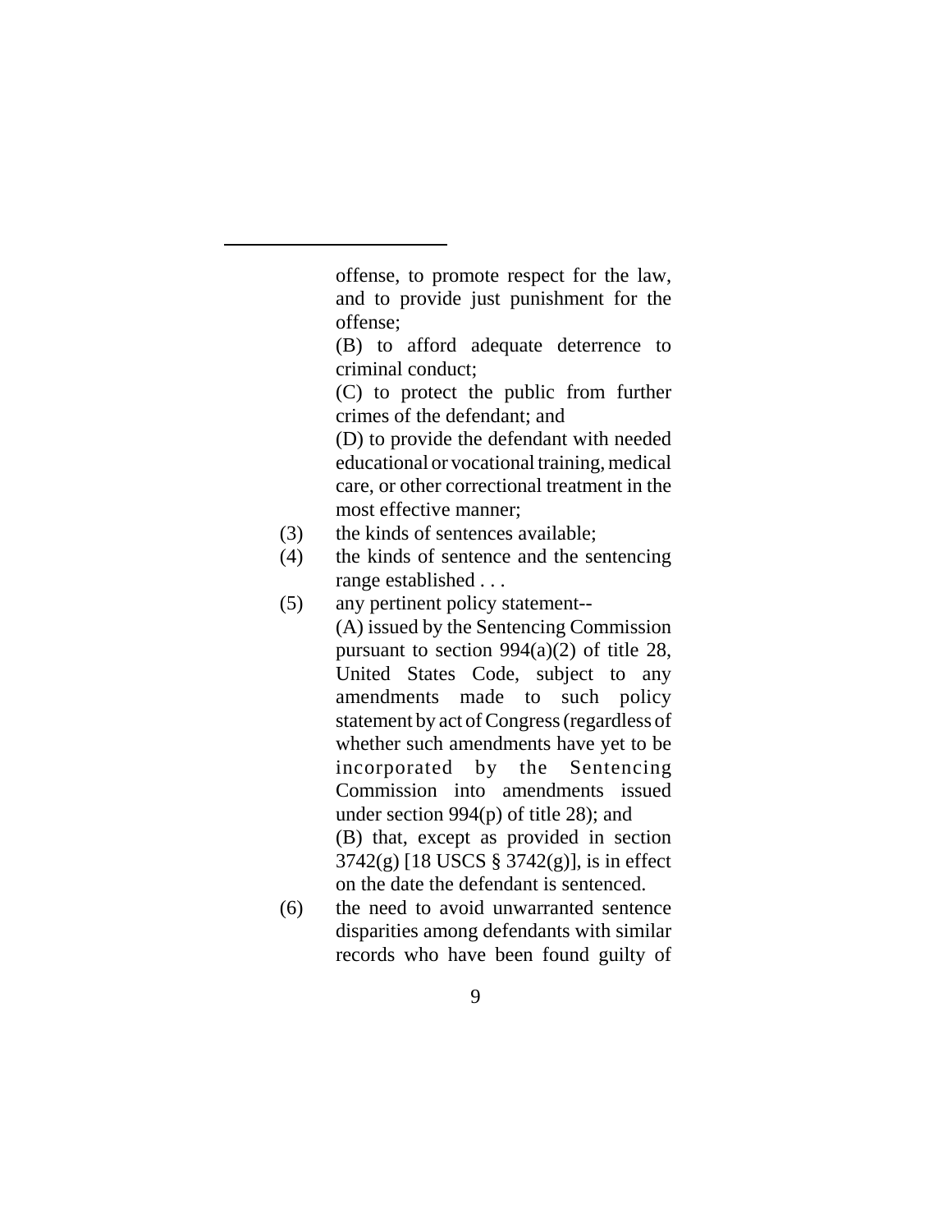offense, to promote respect for the law, and to provide just punishment for the offense;

(B) to afford adequate deterrence to criminal conduct;

(C) to protect the public from further crimes of the defendant; and

(D) to provide the defendant with needed educational or vocational training, medical care, or other correctional treatment in the most effective manner;

(3) the kinds of sentences available;

(4) the kinds of sentence and the sentencing range established . . .

(5) any pertinent policy statement--

(A) issued by the Sentencing Commission pursuant to section 994(a)(2) of title 28, United States Code, subject to any amendments made to such policy statement by act of Congress (regardless of whether such amendments have yet to be incorporated by the Sentencing Commission into amendments issued under section 994(p) of title 28); and

(B) that, except as provided in section 3742(g) [18 USCS § 3742(g)], is in effect on the date the defendant is sentenced.

(6) the need to avoid unwarranted sentence disparities among defendants with similar records who have been found guilty of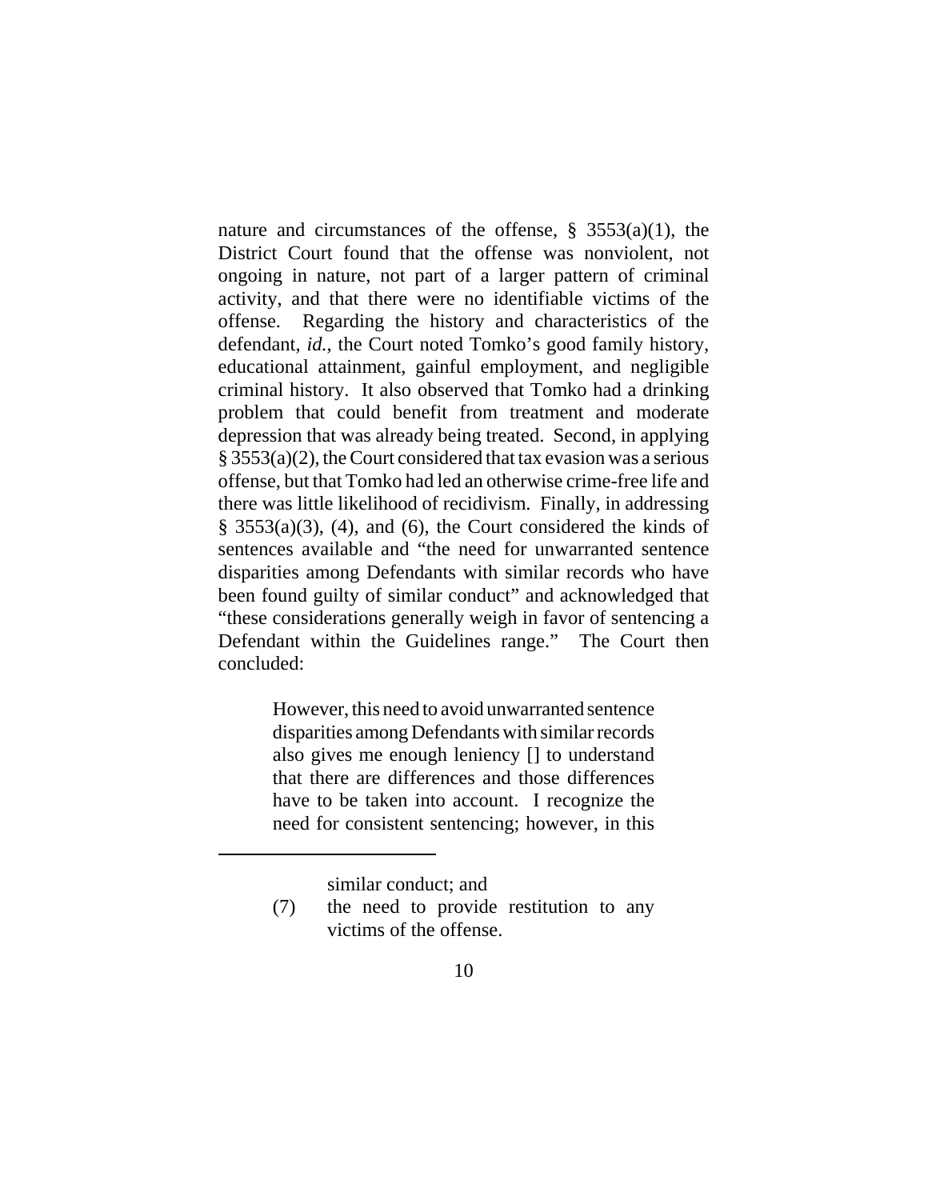nature and circumstances of the offense, § 3553(a)(1), the District Court found that the offense was nonviolent, not ongoing in nature, not part of a larger pattern of criminal activity, and that there were no identifiable victims of the offense. Regarding the history and characteristics of the defendant, *id.*, the Court noted Tomko's good family history, educational attainment, gainful employment, and negligible criminal history. It also observed that Tomko had a drinking problem that could benefit from treatment and moderate depression that was already being treated. Second, in applying § 3553(a)(2), the Court considered that tax evasion was a serious offense, but that Tomko had led an otherwise crime-free life and there was little likelihood of recidivism. Finally, in addressing § 3553(a)(3), (4), and (6), the Court considered the kinds of sentences available and "the need for unwarranted sentence disparities among Defendants with similar records who have been found guilty of similar conduct" and acknowledged that "these considerations generally weigh in favor of sentencing a Defendant within the Guidelines range." The Court then concluded:

> However, this need to avoid unwarranted sentence disparities among Defendants with similar records also gives me enough leniency [] to understand that there are differences and those differences have to be taken into account. I recognize the need for consistent sentencing; however, in this

---

similar conduct; and

(7) the need to provide restitution to any victims of the offense.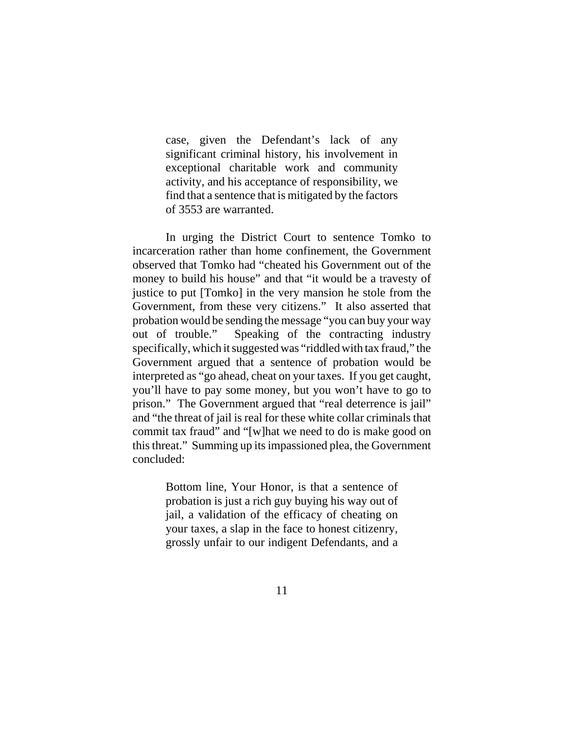> case, given the Defendant's lack of any significant criminal history, his involvement in exceptional charitable work and community activity, and his acceptance of responsibility, we find that a sentence that is mitigated by the factors of 3553 are warranted.

In urging the District Court to sentence Tomko to incarceration rather than home confinement, the Government observed that Tomko had "cheated his Government out of the money to build his house" and that "it would be a travesty of justice to put [Tomko] in the very mansion he stole from the Government, from these very citizens." It also asserted that probation would be sending the message "you can buy your way out of trouble." Speaking of the contracting industry specifically, which it suggested was "riddled with tax fraud," the Government argued that a sentence of probation would be interpreted as "go ahead, cheat on your taxes. If you get caught, you'll have to pay some money, but you won't have to go to prison." The Government argued that "real deterrence is jail" and "the threat of jail is real for these white collar criminals that commit tax fraud" and "[w]hat we need to do is make good on this threat." Summing up its impassioned plea, the Government concluded:

> Bottom line, Your Honor, is that a sentence of probation is just a rich guy buying his way out of jail, a validation of the efficacy of cheating on your taxes, a slap in the face to honest citizenry, grossly unfair to our indigent Defendants, and a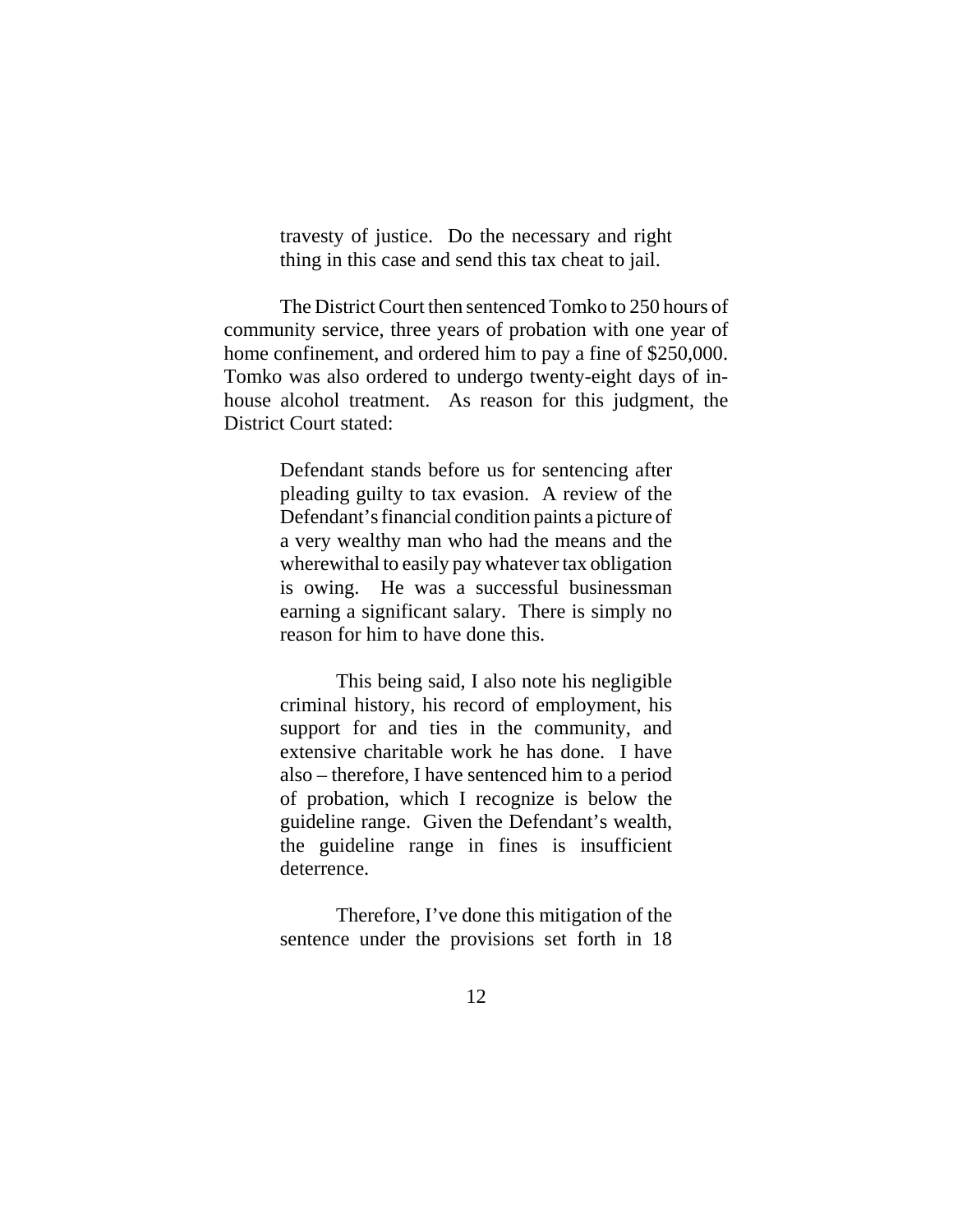> travesty of justice. Do the necessary and right thing in this case and send this tax cheat to jail.

The District Court then sentenced Tomko to 250 hours of community service, three years of probation with one year of home confinement, and ordered him to pay a fine of $250,000. Tomko was also ordered to undergo twenty-eight days of in-house alcohol treatment. As reason for this judgment, the District Court stated:

> Defendant stands before us for sentencing after pleading guilty to tax evasion. A review of the Defendant's financial condition paints a picture of a very wealthy man who had the means and the wherewithal to easily pay whatever tax obligation is owing. He was a successful businessman earning a significant salary. There is simply no reason for him to have done this.
>
> This being said, I also note his negligible criminal history, his record of employment, his support for and ties in the community, and extensive charitable work he has done. I have also – therefore, I have sentenced him to a period of probation, which I recognize is below the guideline range. Given the Defendant's wealth, the guideline range in fines is insufficient deterrence.
>
> Therefore, I've done this mitigation of the sentence under the provisions set forth in 18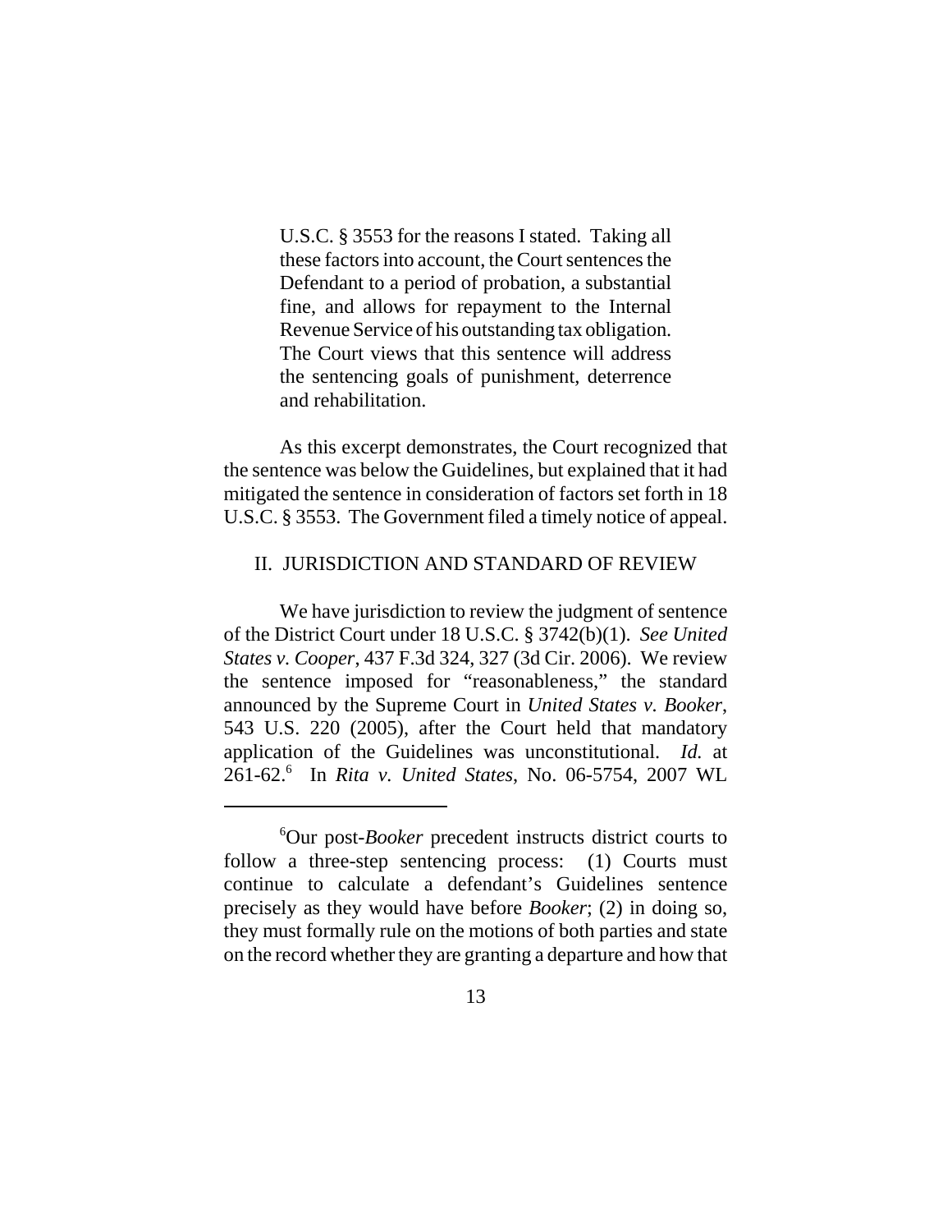> U.S.C. § 3553 for the reasons I stated. Taking all these factors into account, the Court sentences the Defendant to a period of probation, a substantial fine, and allows for repayment to the Internal Revenue Service of his outstanding tax obligation. The Court views that this sentence will address the sentencing goals of punishment, deterrence and rehabilitation.

As this excerpt demonstrates, the Court recognized that the sentence was below the Guidelines, but explained that it had mitigated the sentence in consideration of factors set forth in 18 U.S.C. § 3553. The Government filed a timely notice of appeal.

## II. JURISDICTION AND STANDARD OF REVIEW

We have jurisdiction to review the judgment of sentence of the District Court under 18 U.S.C. § 3742(b)(1). *See United States v. Cooper*, 437 F.3d 324, 327 (3d Cir. 2006). We review the sentence imposed for "reasonableness," the standard announced by the Supreme Court in *United States v. Booker*, 543 U.S. 220 (2005), after the Court held that mandatory application of the Guidelines was unconstitutional. *Id.* at 261-62.[6] In *Rita v. United States*, No. 06-5754, 2007 WL

---

[6]Our post-*Booker* precedent instructs district courts to follow a three-step sentencing process: (1) Courts must continue to calculate a defendant's Guidelines sentence precisely as they would have before *Booker*; (2) in doing so, they must formally rule on the motions of both parties and state on the record whether they are granting a departure and how that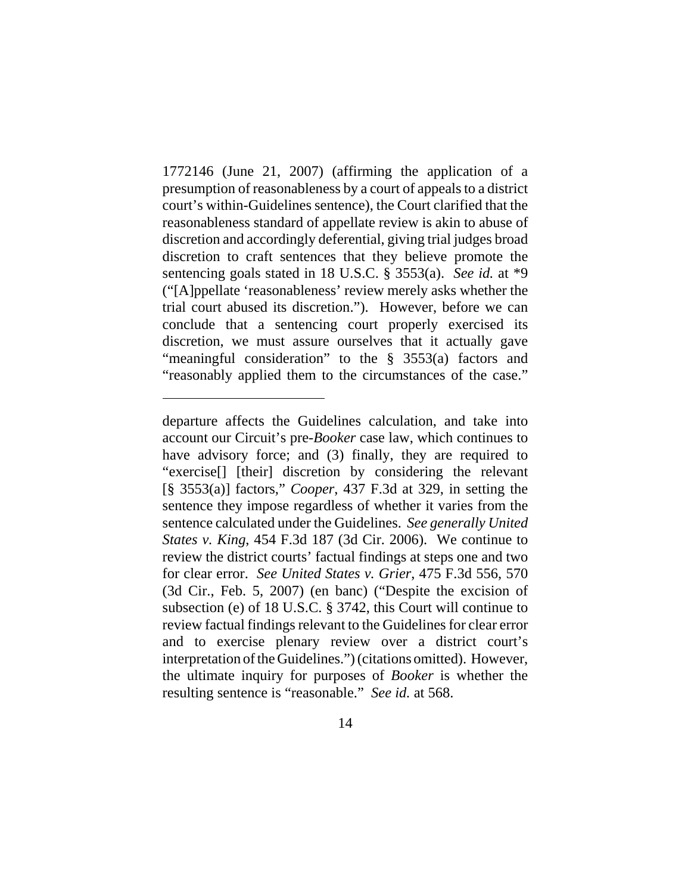1772146 (June 21, 2007) (affirming the application of a presumption of reasonableness by a court of appeals to a district court's within-Guidelines sentence), the Court clarified that the reasonableness standard of appellate review is akin to abuse of discretion and accordingly deferential, giving trial judges broad discretion to craft sentences that they believe promote the sentencing goals stated in 18 U.S.C. § 3553(a). *See id.* at *9 ("[A]ppellate 'reasonableness' review merely asks whether the trial court abused its discretion."). However, before we can conclude that a sentencing court properly exercised its discretion, we must assure ourselves that it actually gave "meaningful consideration" to the § 3553(a) factors and "reasonably applied them to the circumstances of the case."

---

departure affects the Guidelines calculation, and take into account our Circuit's pre-*Booker* case law, which continues to have advisory force; and (3) finally, they are required to "exercise[] [their] discretion by considering the relevant [§ 3553(a)] factors," *Cooper*, 437 F.3d at 329, in setting the sentence they impose regardless of whether it varies from the sentence calculated under the Guidelines. *See generally United States v. King*, 454 F.3d 187 (3d Cir. 2006). We continue to review the district courts' factual findings at steps one and two for clear error. *See United States v. Grier*, 475 F.3d 556, 570 (3d Cir., Feb. 5, 2007) (en banc) ("Despite the excision of subsection (e) of 18 U.S.C. § 3742, this Court will continue to review factual findings relevant to the Guidelines for clear error and to exercise plenary review over a district court's interpretation of the Guidelines.") (citations omitted). However, the ultimate inquiry for purposes of *Booker* is whether the resulting sentence is "reasonable." *See id.* at 568.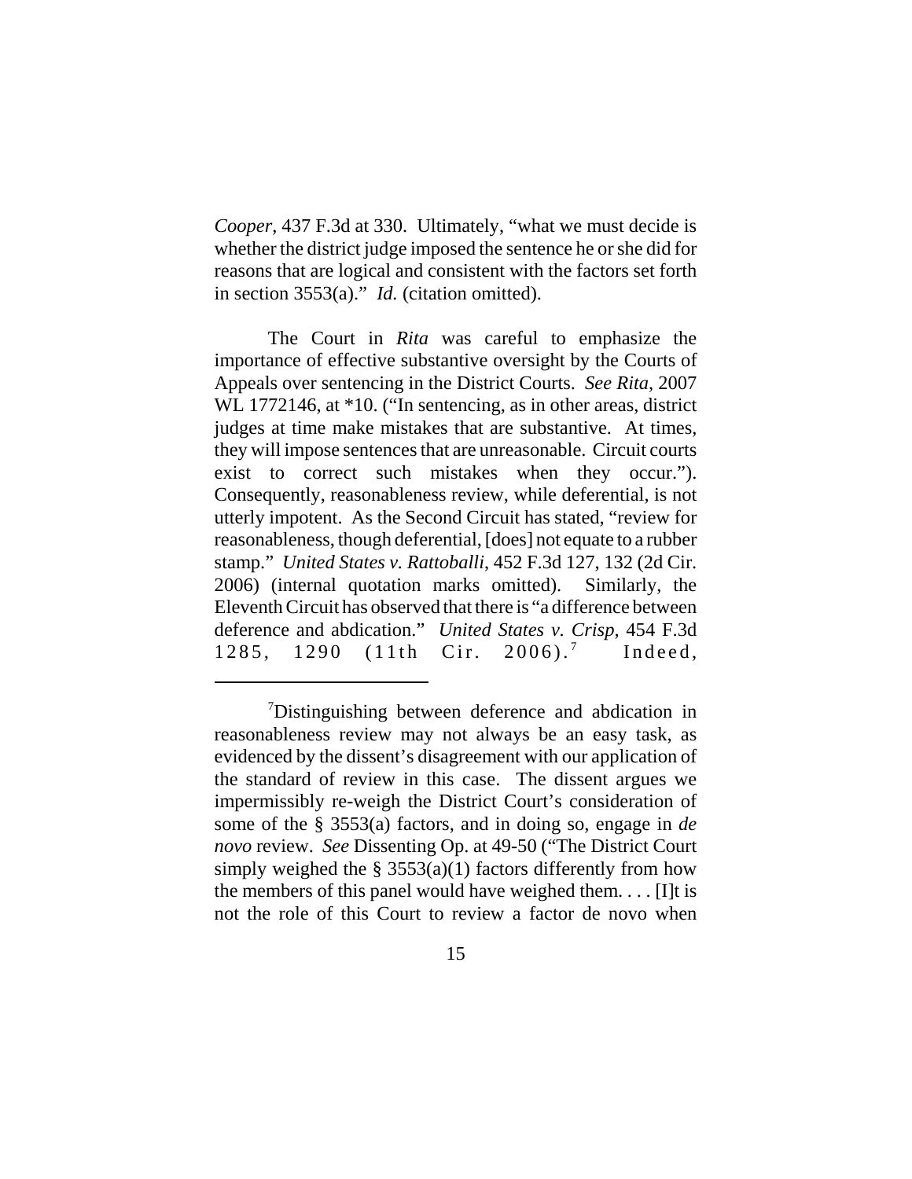*Cooper*, 437 F.3d at 330. Ultimately, "what we must decide is whether the district judge imposed the sentence he or she did for reasons that are logical and consistent with the factors set forth in section 3553(a)." *Id.* (citation omitted).

The Court in *Rita* was careful to emphasize the importance of effective substantive oversight by the Courts of Appeals over sentencing in the District Courts. *See Rita*, 2007 WL 1772146, at *10. ("In sentencing, as in other areas, district judges at time make mistakes that are substantive. At times, they will impose sentences that are unreasonable. Circuit courts exist to correct such mistakes when they occur."). Consequently, reasonableness review, while deferential, is not utterly impotent. As the Second Circuit has stated, "review for reasonableness, though deferential, [does] not equate to a rubber stamp." *United States v. Rattoballi*, 452 F.3d 127, 132 (2d Cir. 2006) (internal quotation marks omitted). Similarly, the Eleventh Circuit has observed that there is "a difference between deference and abdication." *United States v. Crisp*, 454 F.3d 1285, 1290 (11th Cir. 2006).[7] Indeed,

---

[7]Distinguishing between deference and abdication in reasonableness review may not always be an easy task, as evidenced by the dissent's disagreement with our application of the standard of review in this case. The dissent argues we impermissibly re-weigh the District Court's consideration of some of the § 3553(a) factors, and in doing so, engage in *de novo* review. *See* Dissenting Op. at 49-50 ("The District Court simply weighed the § 3553(a)(1) factors differently from how the members of this panel would have weighed them. . . . [I]t is not the role of this Court to review a factor de novo when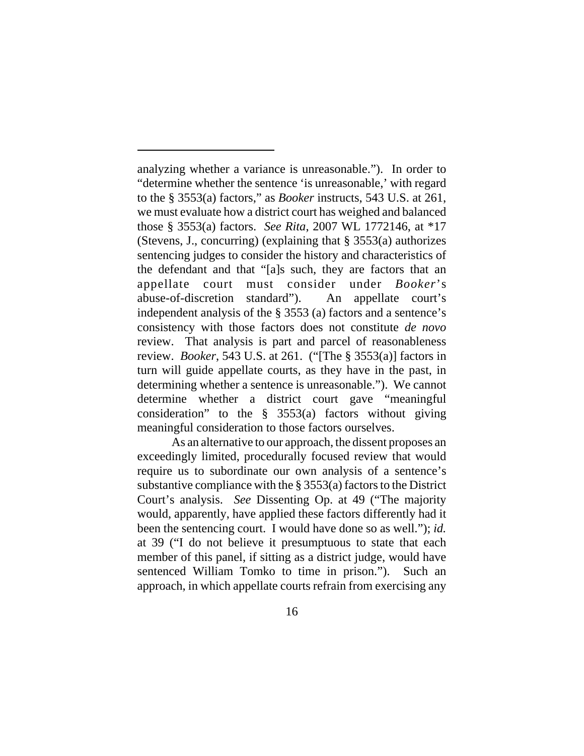analyzing whether a variance is unreasonable."). In order to "determine whether the sentence 'is unreasonable,' with regard to the § 3553(a) factors," as *Booker* instructs, 543 U.S. at 261, we must evaluate how a district court has weighed and balanced those § 3553(a) factors. *See Rita*, 2007 WL 1772146, at *17 (Stevens, J., concurring) (explaining that § 3553(a) authorizes sentencing judges to consider the history and characteristics of the defendant and that "[a]s such, they are factors that an appellate court must consider under *Booker*'s abuse-of-discretion standard"). An appellate court's independent analysis of the § 3553 (a) factors and a sentence's consistency with those factors does not constitute *de novo* review. That analysis is part and parcel of reasonableness review. *Booker*, 543 U.S. at 261. ("[The § 3553(a)] factors in turn will guide appellate courts, as they have in the past, in determining whether a sentence is unreasonable."). We cannot determine whether a district court gave "meaningful consideration" to the § 3553(a) factors without giving meaningful consideration to those factors ourselves.

As an alternative to our approach, the dissent proposes an exceedingly limited, procedurally focused review that would require us to subordinate our own analysis of a sentence's substantive compliance with the § 3553(a) factors to the District Court's analysis. *See* Dissenting Op. at 49 ("The majority would, apparently, have applied these factors differently had it been the sentencing court. I would have done so as well."); *id.* at 39 ("I do not believe it presumptuous to state that each member of this panel, if sitting as a district judge, would have sentenced William Tomko to time in prison."). Such an approach, in which appellate courts refrain from exercising any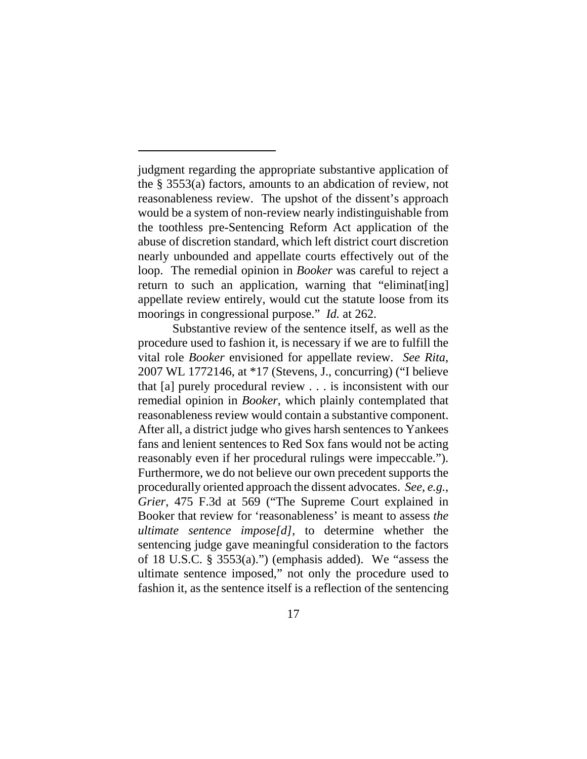judgment regarding the appropriate substantive application of the § 3553(a) factors, amounts to an abdication of review, not reasonableness review. The upshot of the dissent's approach would be a system of non-review nearly indistinguishable from the toothless pre-Sentencing Reform Act application of the abuse of discretion standard, which left district court discretion nearly unbounded and appellate courts effectively out of the loop. The remedial opinion in *Booker* was careful to reject a return to such an application, warning that "eliminat[ing] appellate review entirely, would cut the statute loose from its moorings in congressional purpose." *Id.* at 262.

Substantive review of the sentence itself, as well as the procedure used to fashion it, is necessary if we are to fulfill the vital role *Booker* envisioned for appellate review. *See Rita*, 2007 WL 1772146, at *17 (Stevens, J., concurring) ("I believe that [a] purely procedural review . . . is inconsistent with our remedial opinion in *Booker*, which plainly contemplated that reasonableness review would contain a substantive component. After all, a district judge who gives harsh sentences to Yankees fans and lenient sentences to Red Sox fans would not be acting reasonably even if her procedural rulings were impeccable."). Furthermore, we do not believe our own precedent supports the procedurally oriented approach the dissent advocates. *See, e.g.*, *Grier*, 475 F.3d at 569 ("The Supreme Court explained in Booker that review for 'reasonableness' is meant to assess *the ultimate sentence impose[d]*, to determine whether the sentencing judge gave meaningful consideration to the factors of 18 U.S.C. § 3553(a).") (emphasis added). We "assess the ultimate sentence imposed," not only the procedure used to fashion it, as the sentence itself is a reflection of the sentencing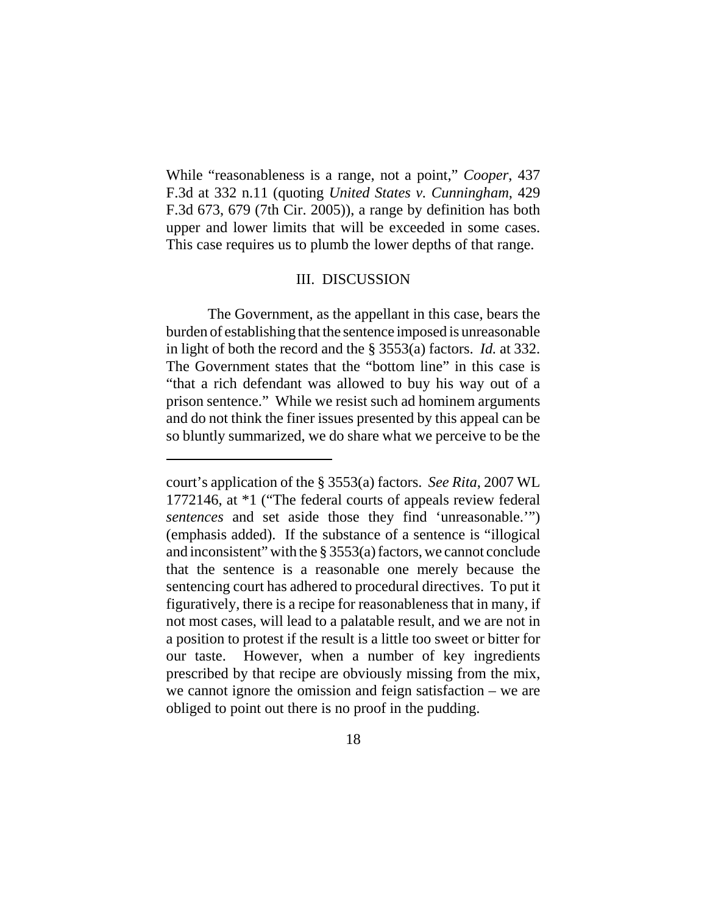While "reasonableness is a range, not a point," *Cooper*, 437 F.3d at 332 n.11 (quoting *United States v. Cunningham*, 429 F.3d 673, 679 (7th Cir. 2005)), a range by definition has both upper and lower limits that will be exceeded in some cases. This case requires us to plumb the lower depths of that range.

## III. DISCUSSION

The Government, as the appellant in this case, bears the burden of establishing that the sentence imposed is unreasonable in light of both the record and the § 3553(a) factors. *Id.* at 332. The Government states that the "bottom line" in this case is "that a rich defendant was allowed to buy his way out of a prison sentence." While we resist such ad hominem arguments and do not think the finer issues presented by this appeal can be so bluntly summarized, we do share what we perceive to be the

---

court's application of the § 3553(a) factors. *See Rita*, 2007 WL 1772146, at *1 ("The federal courts of appeals review federal *sentences* and set aside those they find 'unreasonable.'") (emphasis added). If the substance of a sentence is "illogical and inconsistent" with the § 3553(a) factors, we cannot conclude that the sentence is a reasonable one merely because the sentencing court has adhered to procedural directives. To put it figuratively, there is a recipe for reasonableness that in many, if not most cases, will lead to a palatable result, and we are not in a position to protest if the result is a little too sweet or bitter for our taste. However, when a number of key ingredients prescribed by that recipe are obviously missing from the mix, we cannot ignore the omission and feign satisfaction – we are obliged to point out there is no proof in the pudding.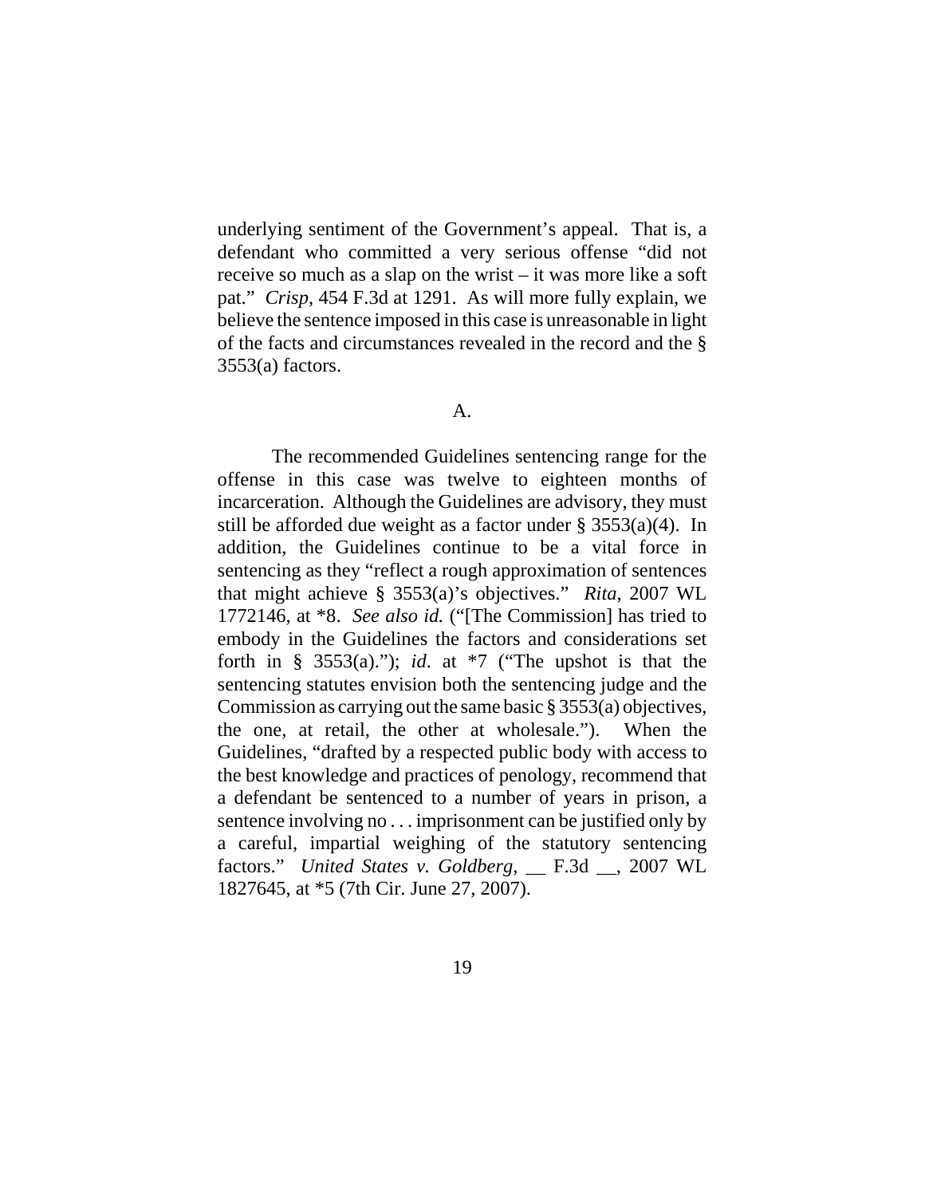underlying sentiment of the Government's appeal. That is, a defendant who committed a very serious offense "did not receive so much as a slap on the wrist – it was more like a soft pat." *Crisp*, 454 F.3d at 1291. As will more fully explain, we believe the sentence imposed in this case is unreasonable in light of the facts and circumstances revealed in the record and the § 3553(a) factors.

A.

The recommended Guidelines sentencing range for the offense in this case was twelve to eighteen months of incarceration. Although the Guidelines are advisory, they must still be afforded due weight as a factor under § 3553(a)(4). In addition, the Guidelines continue to be a vital force in sentencing as they "reflect a rough approximation of sentences that might achieve § 3553(a)'s objectives." *Rita*, 2007 WL 1772146, at *8. *See also id.* ("[The Commission] has tried to embody in the Guidelines the factors and considerations set forth in § 3553(a)."); *id*. at *7 ("The upshot is that the sentencing statutes envision both the sentencing judge and the Commission as carrying out the same basic § 3553(a) objectives, the one, at retail, the other at wholesale."). When the Guidelines, "drafted by a respected public body with access to the best knowledge and practices of penology, recommend that a defendant be sentenced to a number of years in prison, a sentence involving no . . . imprisonment can be justified only by a careful, impartial weighing of the statutory sentencing factors." *United States v. Goldberg*, __ F.3d __, 2007 WL 1827645, at *5 (7th Cir. June 27, 2007).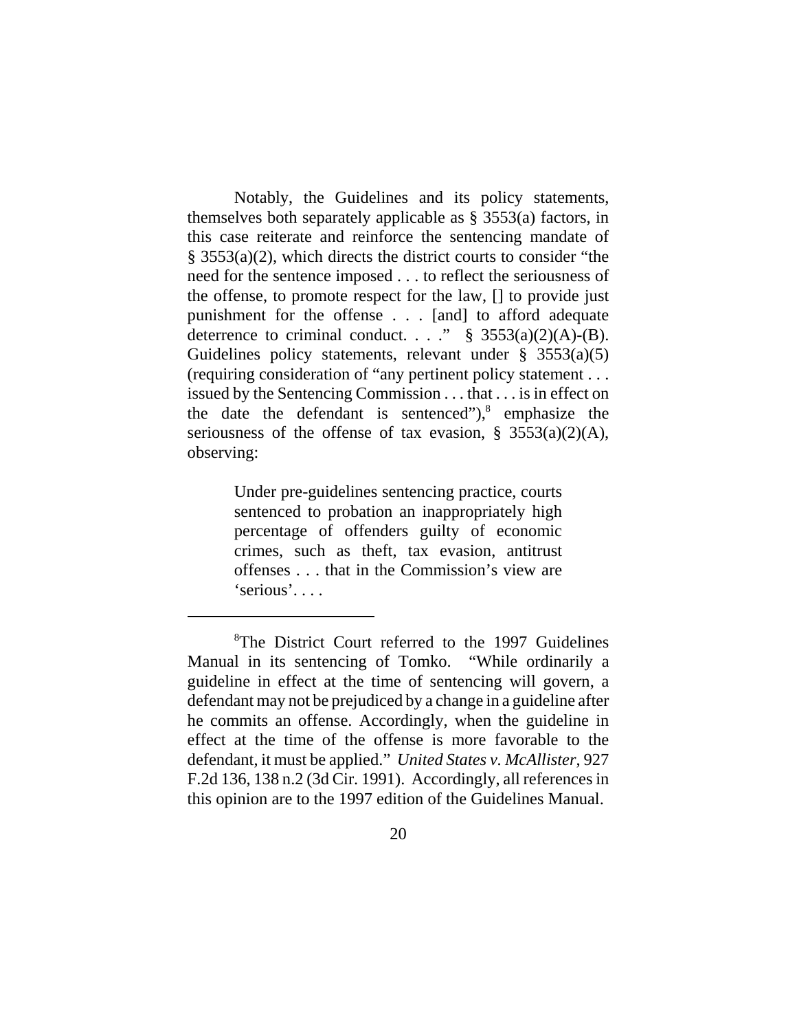Notably, the Guidelines and its policy statements, themselves both separately applicable as § 3553(a) factors, in this case reiterate and reinforce the sentencing mandate of § 3553(a)(2), which directs the district courts to consider "the need for the sentence imposed . . . to reflect the seriousness of the offense, to promote respect for the law, [] to provide just punishment for the offense . . . [and] to afford adequate deterrence to criminal conduct. . . ." § 3553(a)(2)(A)-(B). Guidelines policy statements, relevant under § 3553(a)(5) (requiring consideration of "any pertinent policy statement . . . issued by the Sentencing Commission . . . that . . . is in effect on the date the defendant is sentenced"),[8] emphasize the seriousness of the offense of tax evasion, § 3553(a)(2)(A), observing:

> Under pre-guidelines sentencing practice, courts sentenced to probation an inappropriately high percentage of offenders guilty of economic crimes, such as theft, tax evasion, antitrust offenses . . . that in the Commission's view are 'serious'. . . .

[8]The District Court referred to the 1997 Guidelines Manual in its sentencing of Tomko. "While ordinarily a guideline in effect at the time of sentencing will govern, a defendant may not be prejudiced by a change in a guideline after he commits an offense. Accordingly, when the guideline in effect at the time of the offense is more favorable to the defendant, it must be applied." *United States v. McAllister*, 927 F.2d 136, 138 n.2 (3d Cir. 1991). Accordingly, all references in this opinion are to the 1997 edition of the Guidelines Manual.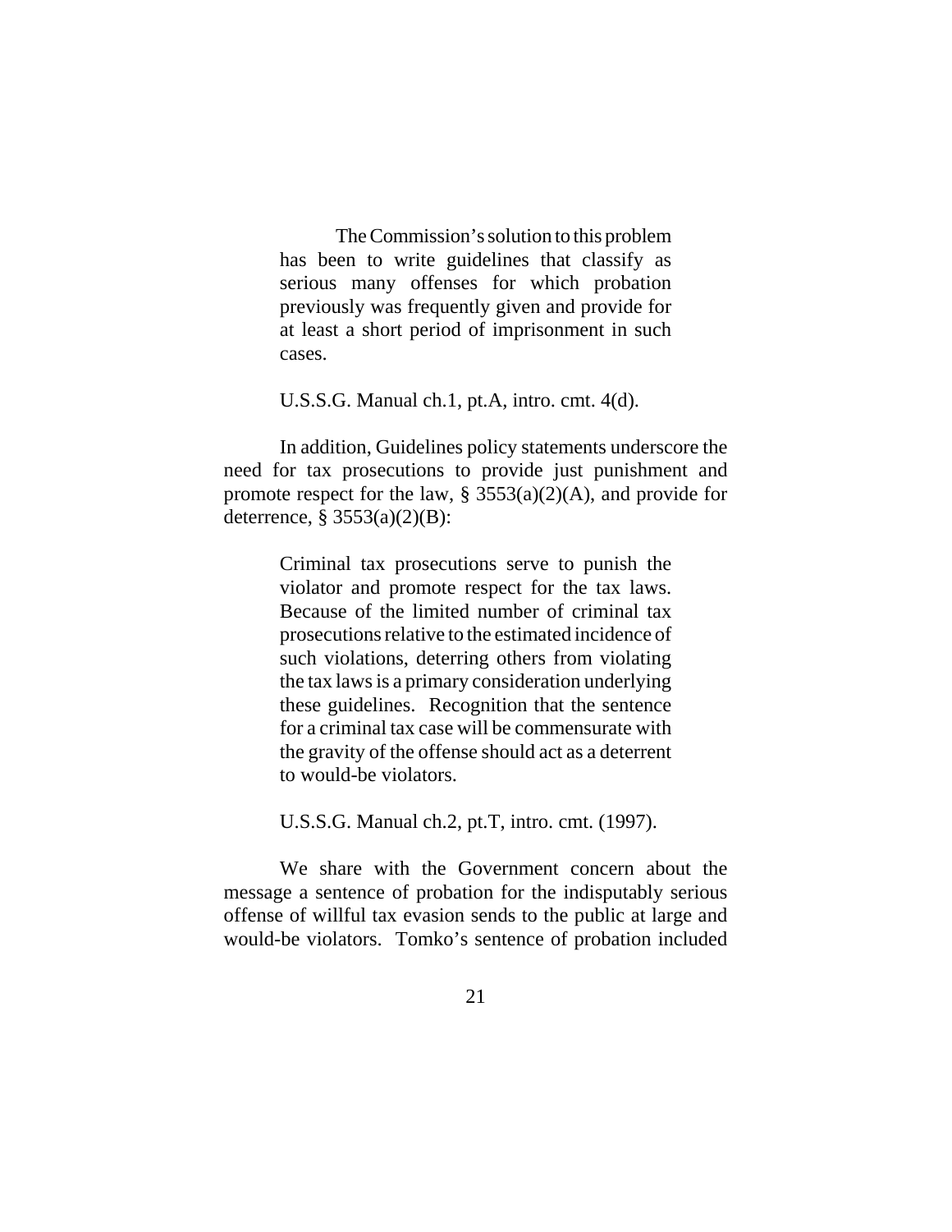> The Commission's solution to this problem has been to write guidelines that classify as serious many offenses for which probation previously was frequently given and provide for at least a short period of imprisonment in such cases.
>
> U.S.S.G. Manual ch.1, pt.A, intro. cmt. 4(d).

In addition, Guidelines policy statements underscore the need for tax prosecutions to provide just punishment and promote respect for the law, § 3553(a)(2)(A), and provide for deterrence, § 3553(a)(2)(B):

> Criminal tax prosecutions serve to punish the violator and promote respect for the tax laws. Because of the limited number of criminal tax prosecutions relative to the estimated incidence of such violations, deterring others from violating the tax laws is a primary consideration underlying these guidelines. Recognition that the sentence for a criminal tax case will be commensurate with the gravity of the offense should act as a deterrent to would-be violators.
>
> U.S.S.G. Manual ch.2, pt.T, intro. cmt. (1997).

We share with the Government concern about the message a sentence of probation for the indisputably serious offense of willful tax evasion sends to the public at large and would-be violators. Tomko's sentence of probation included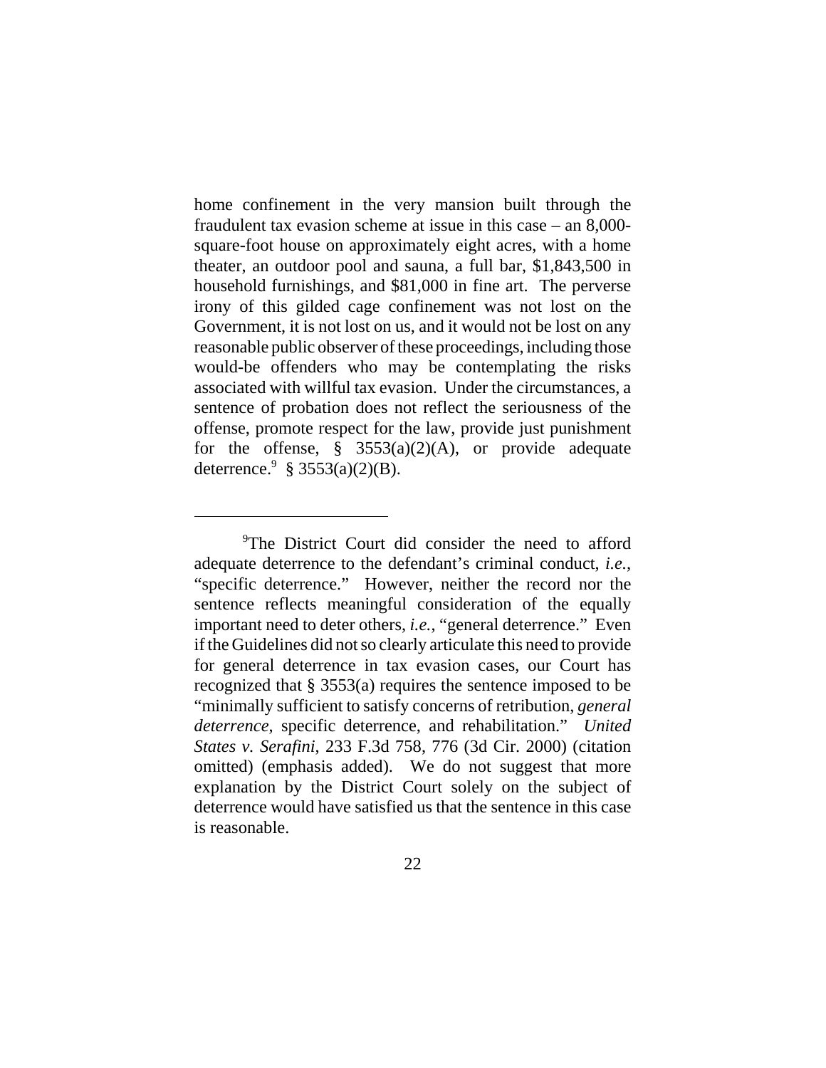home confinement in the very mansion built through the fraudulent tax evasion scheme at issue in this case – an 8,000-square-foot house on approximately eight acres, with a home theater, an outdoor pool and sauna, a full bar, $1,843,500 in household furnishings, and $81,000 in fine art. The perverse irony of this gilded cage confinement was not lost on the Government, it is not lost on us, and it would not be lost on any reasonable public observer of these proceedings, including those would-be offenders who may be contemplating the risks associated with willful tax evasion. Under the circumstances, a sentence of probation does not reflect the seriousness of the offense, promote respect for the law, provide just punishment for the offense, § 3553(a)(2)(A), or provide adequate deterrence.[9] § 3553(a)(2)(B).

---

[9]The District Court did consider the need to afford adequate deterrence to the defendant's criminal conduct, *i.e.*, "specific deterrence." However, neither the record nor the sentence reflects meaningful consideration of the equally important need to deter others, *i.e.*, "general deterrence." Even if the Guidelines did not so clearly articulate this need to provide for general deterrence in tax evasion cases, our Court has recognized that § 3553(a) requires the sentence imposed to be "minimally sufficient to satisfy concerns of retribution, *general deterrence*, specific deterrence, and rehabilitation." *United States v. Serafini*, 233 F.3d 758, 776 (3d Cir. 2000) (citation omitted) (emphasis added). We do not suggest that more explanation by the District Court solely on the subject of deterrence would have satisfied us that the sentence in this case is reasonable.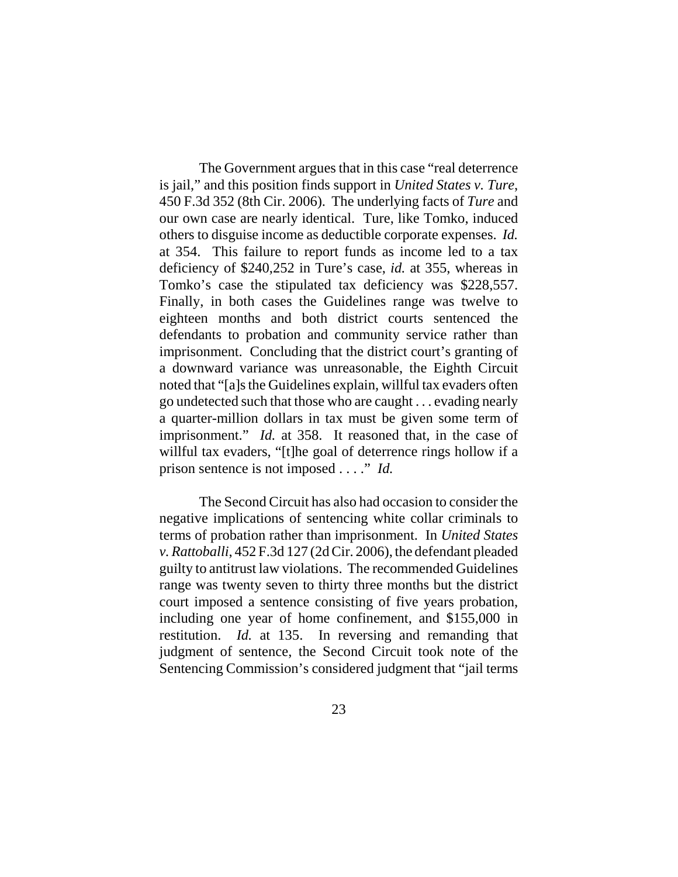The Government argues that in this case "real deterrence is jail," and this position finds support in *United States v. Ture*, 450 F.3d 352 (8th Cir. 2006). The underlying facts of *Ture* and our own case are nearly identical. Ture, like Tomko, induced others to disguise income as deductible corporate expenses. *Id.* at 354. This failure to report funds as income led to a tax deficiency of $240,252 in Ture's case, *id.* at 355, whereas in Tomko's case the stipulated tax deficiency was $228,557. Finally, in both cases the Guidelines range was twelve to eighteen months and both district courts sentenced the defendants to probation and community service rather than imprisonment. Concluding that the district court's granting of a downward variance was unreasonable, the Eighth Circuit noted that "[a]s the Guidelines explain, willful tax evaders often go undetected such that those who are caught . . . evading nearly a quarter-million dollars in tax must be given some term of imprisonment." *Id.* at 358. It reasoned that, in the case of willful tax evaders, "[t]he goal of deterrence rings hollow if a prison sentence is not imposed . . . ." *Id.*

The Second Circuit has also had occasion to consider the negative implications of sentencing white collar criminals to terms of probation rather than imprisonment. In *United States v. Rattoballi*, 452 F.3d 127 (2d Cir. 2006), the defendant pleaded guilty to antitrust law violations. The recommended Guidelines range was twenty seven to thirty three months but the district court imposed a sentence consisting of five years probation, including one year of home confinement, and $155,000 in restitution. *Id.* at 135. In reversing and remanding that judgment of sentence, the Second Circuit took note of the Sentencing Commission's considered judgment that "jail terms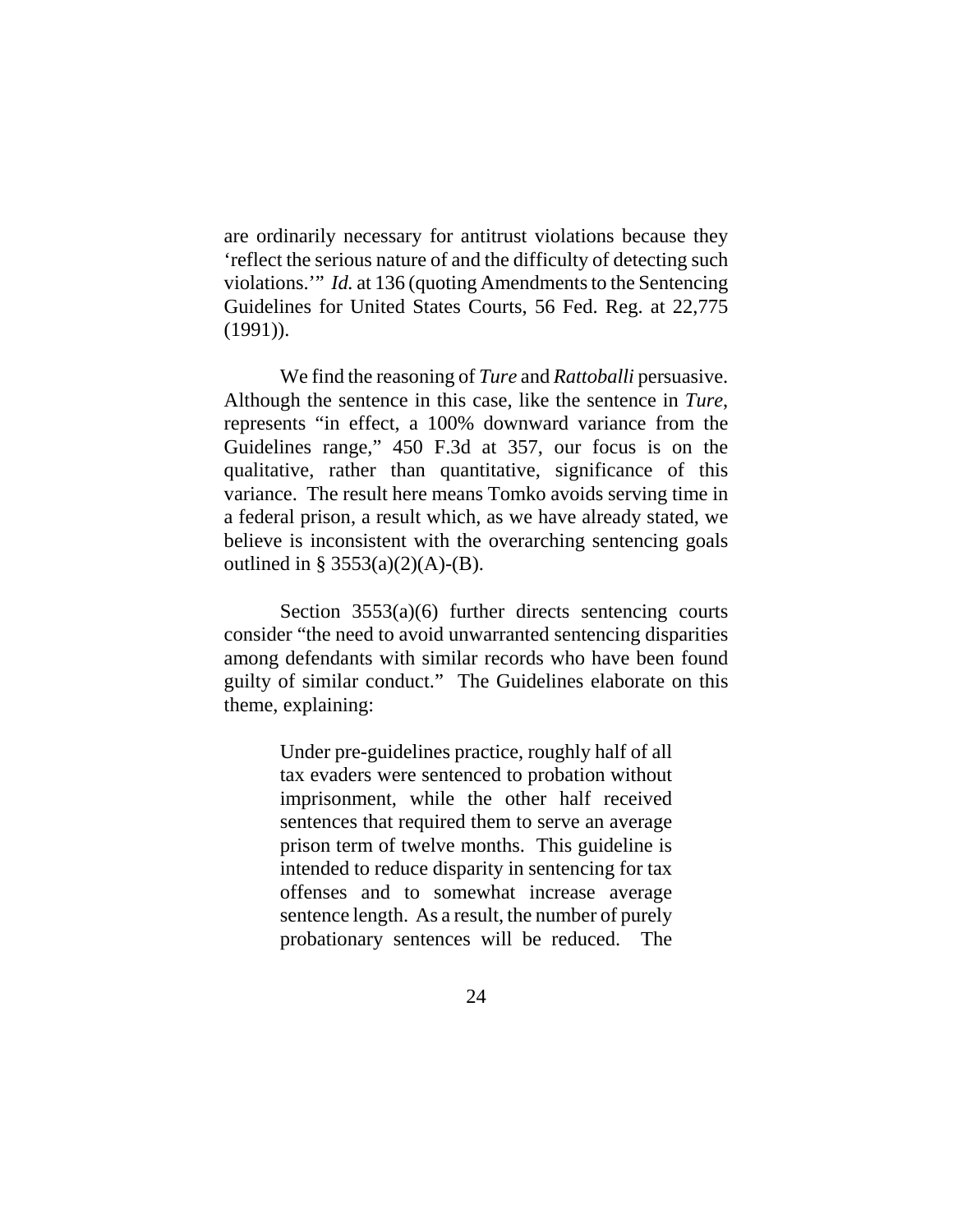are ordinarily necessary for antitrust violations because they 'reflect the serious nature of and the difficulty of detecting such violations.'" *Id.* at 136 (quoting Amendments to the Sentencing Guidelines for United States Courts, 56 Fed. Reg. at 22,775 (1991)).

We find the reasoning of *Ture* and *Rattoballi* persuasive. Although the sentence in this case, like the sentence in *Ture*, represents "in effect, a 100% downward variance from the Guidelines range," 450 F.3d at 357, our focus is on the qualitative, rather than quantitative, significance of this variance. The result here means Tomko avoids serving time in a federal prison, a result which, as we have already stated, we believe is inconsistent with the overarching sentencing goals outlined in § 3553(a)(2)(A)-(B).

Section 3553(a)(6) further directs sentencing courts consider "the need to avoid unwarranted sentencing disparities among defendants with similar records who have been found guilty of similar conduct." The Guidelines elaborate on this theme, explaining:

> Under pre-guidelines practice, roughly half of all tax evaders were sentenced to probation without imprisonment, while the other half received sentences that required them to serve an average prison term of twelve months. This guideline is intended to reduce disparity in sentencing for tax offenses and to somewhat increase average sentence length. As a result, the number of purely probationary sentences will be reduced. The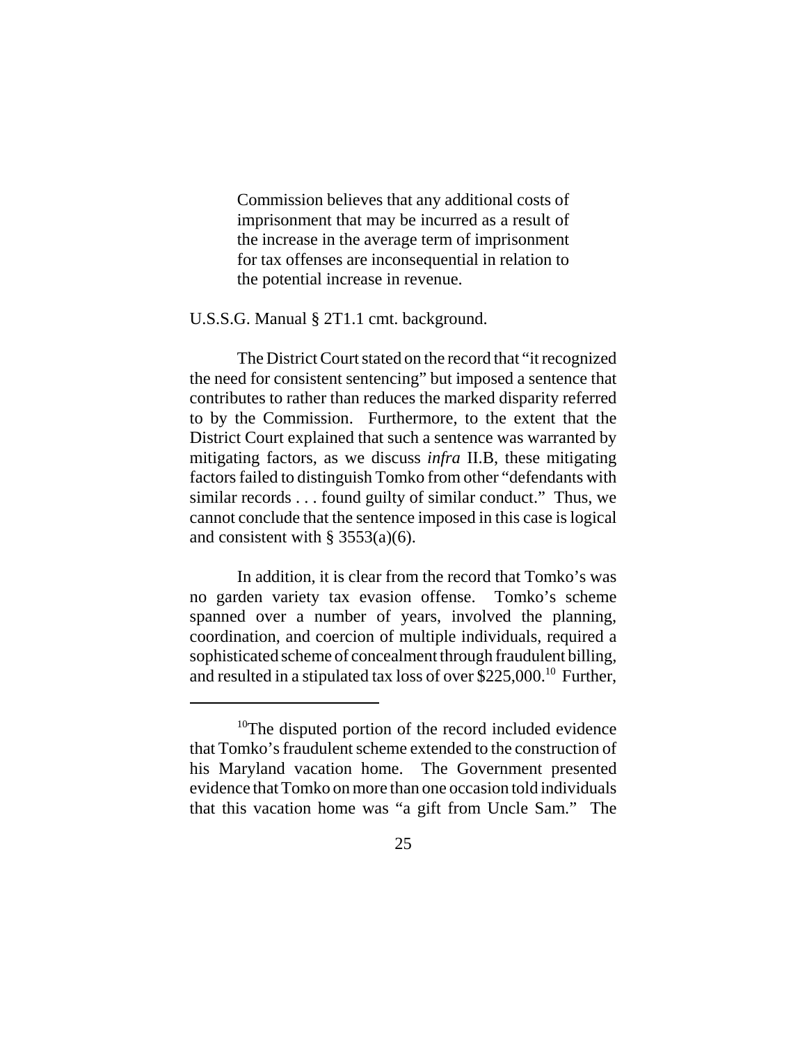> Commission believes that any additional costs of imprisonment that may be incurred as a result of the increase in the average term of imprisonment for tax offenses are inconsequential in relation to the potential increase in revenue.

U.S.S.G. Manual § 2T1.1 cmt. background.

The District Court stated on the record that "it recognized the need for consistent sentencing" but imposed a sentence that contributes to rather than reduces the marked disparity referred to by the Commission. Furthermore, to the extent that the District Court explained that such a sentence was warranted by mitigating factors, as we discuss *infra* II.B, these mitigating factors failed to distinguish Tomko from other "defendants with similar records . . . found guilty of similar conduct." Thus, we cannot conclude that the sentence imposed in this case is logical and consistent with § 3553(a)(6).

In addition, it is clear from the record that Tomko's was no garden variety tax evasion offense. Tomko's scheme spanned over a number of years, involved the planning, coordination, and coercion of multiple individuals, required a sophisticated scheme of concealment through fraudulent billing, and resulted in a stipulated tax loss of over $225,000.[10] Further,

[10]The disputed portion of the record included evidence that Tomko's fraudulent scheme extended to the construction of his Maryland vacation home. The Government presented evidence that Tomko on more than one occasion told individuals that this vacation home was "a gift from Uncle Sam." The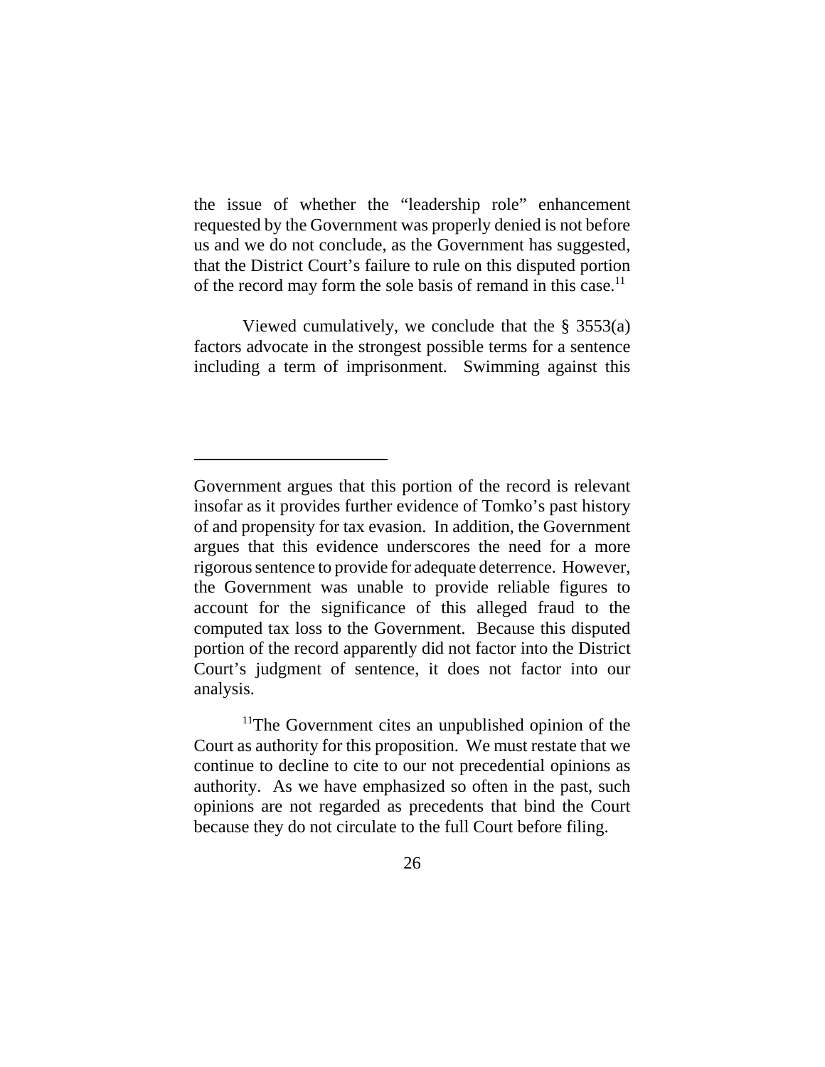the issue of whether the "leadership role" enhancement requested by the Government was properly denied is not before us and we do not conclude, as the Government has suggested, that the District Court's failure to rule on this disputed portion of the record may form the sole basis of remand in this case.[11]

Viewed cumulatively, we conclude that the § 3553(a) factors advocate in the strongest possible terms for a sentence including a term of imprisonment. Swimming against this

---

Government argues that this portion of the record is relevant insofar as it provides further evidence of Tomko's past history of and propensity for tax evasion. In addition, the Government argues that this evidence underscores the need for a more rigorous sentence to provide for adequate deterrence. However, the Government was unable to provide reliable figures to account for the significance of this alleged fraud to the computed tax loss to the Government. Because this disputed portion of the record apparently did not factor into the District Court's judgment of sentence, it does not factor into our analysis.

[11]The Government cites an unpublished opinion of the Court as authority for this proposition. We must restate that we continue to decline to cite to our not precedential opinions as authority. As we have emphasized so often in the past, such opinions are not regarded as precedents that bind the Court because they do not circulate to the full Court before filing.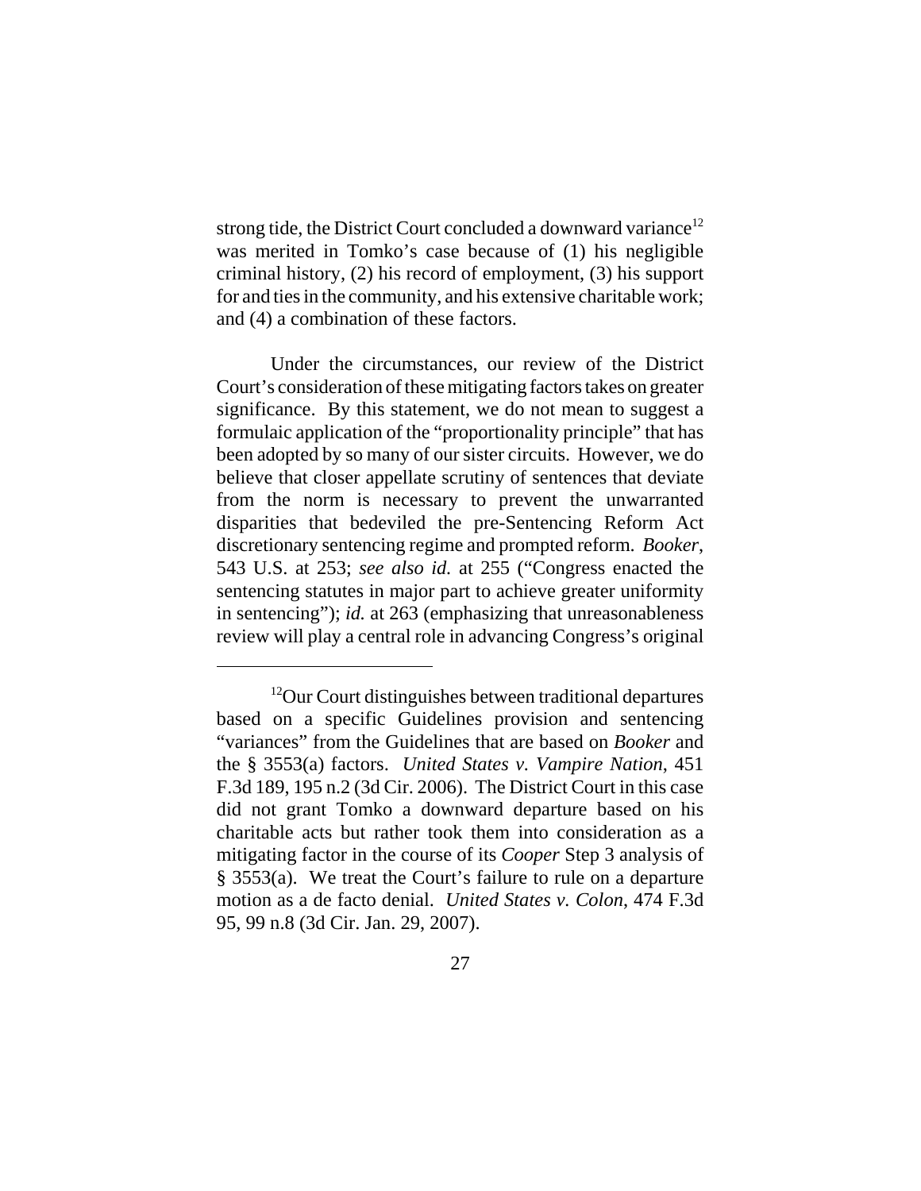strong tide, the District Court concluded a downward variance[12] was merited in Tomko's case because of (1) his negligible criminal history, (2) his record of employment, (3) his support for and ties in the community, and his extensive charitable work; and (4) a combination of these factors.

Under the circumstances, our review of the District Court's consideration of these mitigating factors takes on greater significance. By this statement, we do not mean to suggest a formulaic application of the "proportionality principle" that has been adopted by so many of our sister circuits. However, we do believe that closer appellate scrutiny of sentences that deviate from the norm is necessary to prevent the unwarranted disparities that bedeviled the pre-Sentencing Reform Act discretionary sentencing regime and prompted reform. *Booker*, 543 U.S. at 253; *see also id.* at 255 ("Congress enacted the sentencing statutes in major part to achieve greater uniformity in sentencing"); *id.* at 263 (emphasizing that unreasonableness review will play a central role in advancing Congress's original

---

[12] Our Court distinguishes between traditional departures based on a specific Guidelines provision and sentencing "variances" from the Guidelines that are based on *Booker* and the § 3553(a) factors. *United States v. Vampire Nation*, 451 F.3d 189, 195 n.2 (3d Cir. 2006). The District Court in this case did not grant Tomko a downward departure based on his charitable acts but rather took them into consideration as a mitigating factor in the course of its *Cooper* Step 3 analysis of § 3553(a). We treat the Court's failure to rule on a departure motion as a de facto denial. *United States v. Colon*, 474 F.3d 95, 99 n.8 (3d Cir. Jan. 29, 2007).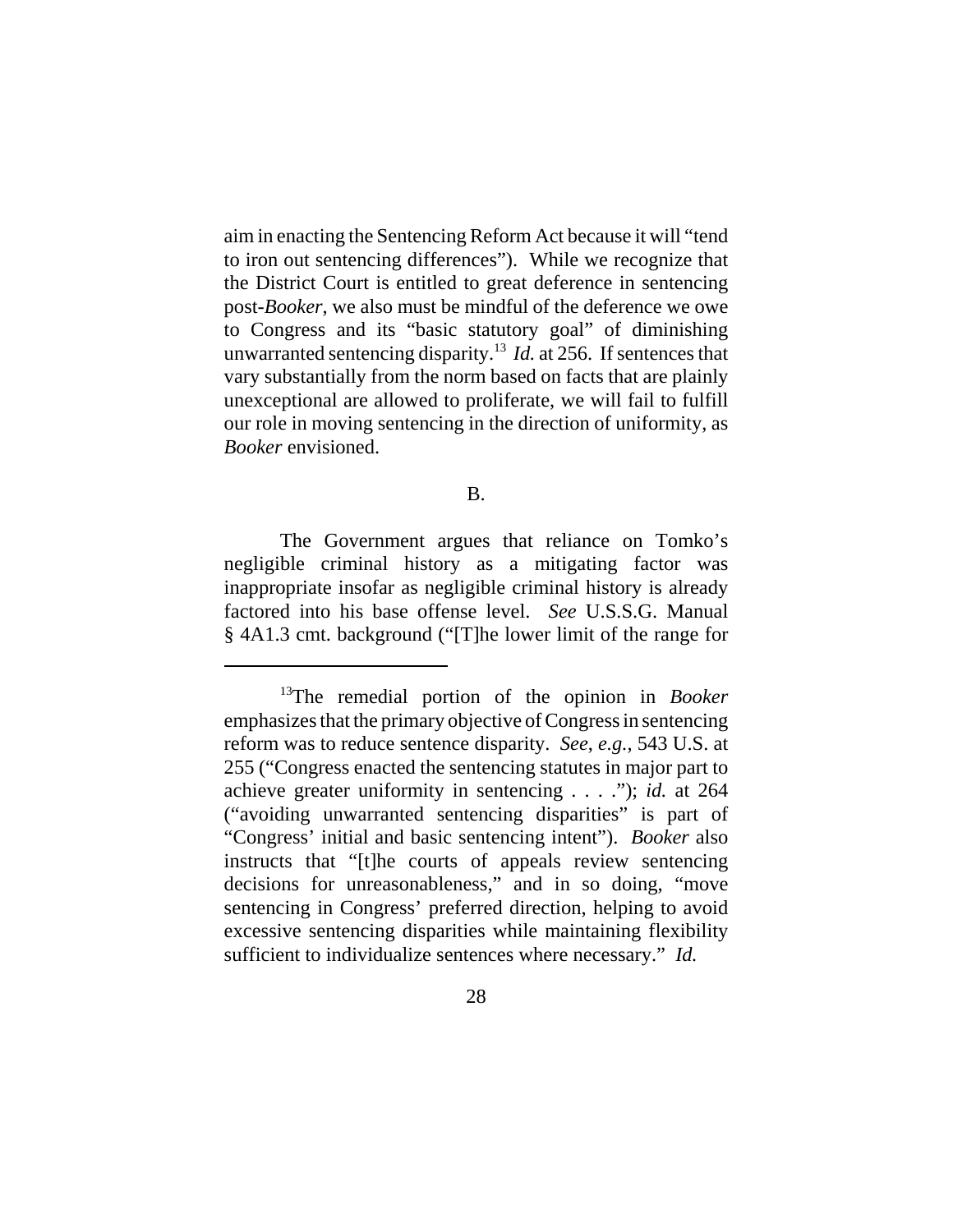aim in enacting the Sentencing Reform Act because it will "tend to iron out sentencing differences"). While we recognize that the District Court is entitled to great deference in sentencing post-*Booker*, we also must be mindful of the deference we owe to Congress and its "basic statutory goal" of diminishing unwarranted sentencing disparity.[13] *Id.* at 256. If sentences that vary substantially from the norm based on facts that are plainly unexceptional are allowed to proliferate, we will fail to fulfill our role in moving sentencing in the direction of uniformity, as *Booker* envisioned.

B.

The Government argues that reliance on Tomko's negligible criminal history as a mitigating factor was inappropriate insofar as negligible criminal history is already factored into his base offense level. *See* U.S.S.G. Manual § 4A1.3 cmt. background ("[T]he lower limit of the range for

---

[13]The remedial portion of the opinion in *Booker* emphasizes that the primary objective of Congress in sentencing reform was to reduce sentence disparity. *See, e.g.*, 543 U.S. at 255 ("Congress enacted the sentencing statutes in major part to achieve greater uniformity in sentencing . . . ."); *id.* at 264 ("avoiding unwarranted sentencing disparities" is part of "Congress' initial and basic sentencing intent"). *Booker* also instructs that "[t]he courts of appeals review sentencing decisions for unreasonableness," and in so doing, "move sentencing in Congress' preferred direction, helping to avoid excessive sentencing disparities while maintaining flexibility sufficient to individualize sentences where necessary." *Id.*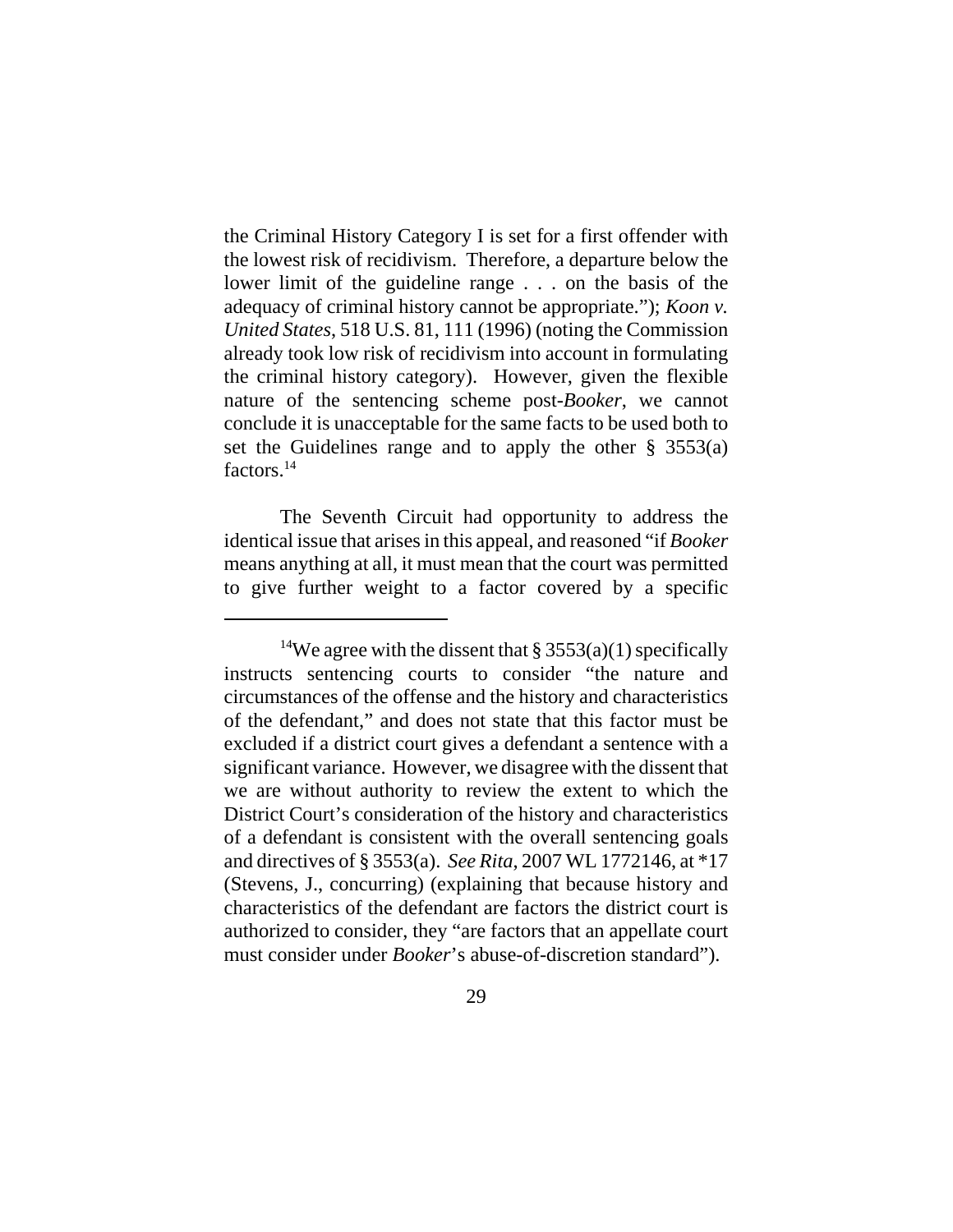the Criminal History Category I is set for a first offender with the lowest risk of recidivism. Therefore, a departure below the lower limit of the guideline range . . . on the basis of the adequacy of criminal history cannot be appropriate."); *Koon v. United States*, 518 U.S. 81, 111 (1996) (noting the Commission already took low risk of recidivism into account in formulating the criminal history category). However, given the flexible nature of the sentencing scheme post-*Booker*, we cannot conclude it is unacceptable for the same facts to be used both to set the Guidelines range and to apply the other § 3553(a) factors.[14]

The Seventh Circuit had opportunity to address the identical issue that arises in this appeal, and reasoned "if *Booker* means anything at all, it must mean that the court was permitted to give further weight to a factor covered by a specific

---

[14]We agree with the dissent that § 3553(a)(1) specifically instructs sentencing courts to consider "the nature and circumstances of the offense and the history and characteristics of the defendant," and does not state that this factor must be excluded if a district court gives a defendant a sentence with a significant variance. However, we disagree with the dissent that we are without authority to review the extent to which the District Court's consideration of the history and characteristics of a defendant is consistent with the overall sentencing goals and directives of § 3553(a). *See Rita*, 2007 WL 1772146, at *17 (Stevens, J., concurring) (explaining that because history and characteristics of the defendant are factors the district court is authorized to consider, they "are factors that an appellate court must consider under *Booker*'s abuse-of-discretion standard").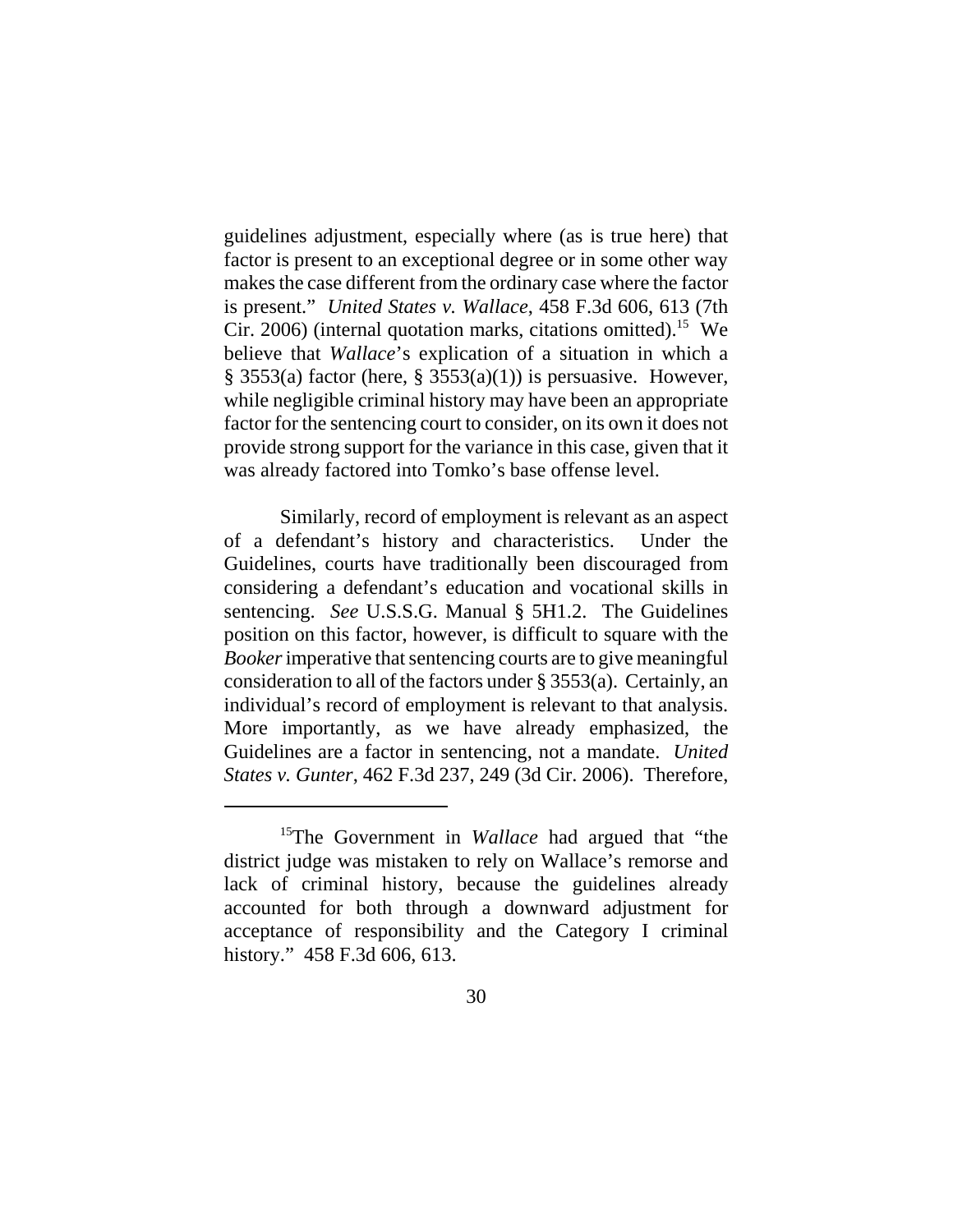guidelines adjustment, especially where (as is true here) that factor is present to an exceptional degree or in some other way makes the case different from the ordinary case where the factor is present." *United States v. Wallace*, 458 F.3d 606, 613 (7th Cir. 2006) (internal quotation marks, citations omitted).[15] We believe that *Wallace*'s explication of a situation in which a § 3553(a) factor (here, § 3553(a)(1)) is persuasive. However, while negligible criminal history may have been an appropriate factor for the sentencing court to consider, on its own it does not provide strong support for the variance in this case, given that it was already factored into Tomko's base offense level.

Similarly, record of employment is relevant as an aspect of a defendant's history and characteristics. Under the Guidelines, courts have traditionally been discouraged from considering a defendant's education and vocational skills in sentencing. *See* U.S.S.G. Manual § 5H1.2. The Guidelines position on this factor, however, is difficult to square with the *Booker* imperative that sentencing courts are to give meaningful consideration to all of the factors under § 3553(a). Certainly, an individual's record of employment is relevant to that analysis. More importantly, as we have already emphasized, the Guidelines are a factor in sentencing, not a mandate. *United States v. Gunter*, 462 F.3d 237, 249 (3d Cir. 2006). Therefore,

---

[15] The Government in *Wallace* had argued that "the district judge was mistaken to rely on Wallace's remorse and lack of criminal history, because the guidelines already accounted for both through a downward adjustment for acceptance of responsibility and the Category I criminal history." 458 F.3d 606, 613.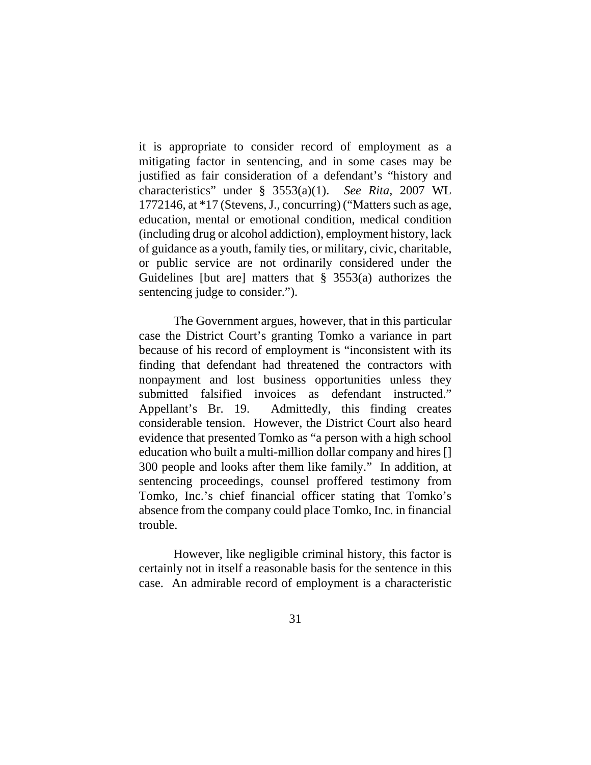it is appropriate to consider record of employment as a mitigating factor in sentencing, and in some cases may be justified as fair consideration of a defendant's "history and characteristics" under § 3553(a)(1). *See Rita*, 2007 WL 1772146, at *17 (Stevens, J., concurring) ("Matters such as age, education, mental or emotional condition, medical condition (including drug or alcohol addiction), employment history, lack of guidance as a youth, family ties, or military, civic, charitable, or public service are not ordinarily considered under the Guidelines [but are] matters that § 3553(a) authorizes the sentencing judge to consider.").

The Government argues, however, that in this particular case the District Court's granting Tomko a variance in part because of his record of employment is "inconsistent with its finding that defendant had threatened the contractors with nonpayment and lost business opportunities unless they submitted falsified invoices as defendant instructed." Appellant's Br. 19. Admittedly, this finding creates considerable tension. However, the District Court also heard evidence that presented Tomko as "a person with a high school education who built a multi-million dollar company and hires [] 300 people and looks after them like family." In addition, at sentencing proceedings, counsel proffered testimony from Tomko, Inc.'s chief financial officer stating that Tomko's absence from the company could place Tomko, Inc. in financial trouble.

However, like negligible criminal history, this factor is certainly not in itself a reasonable basis for the sentence in this case. An admirable record of employment is a characteristic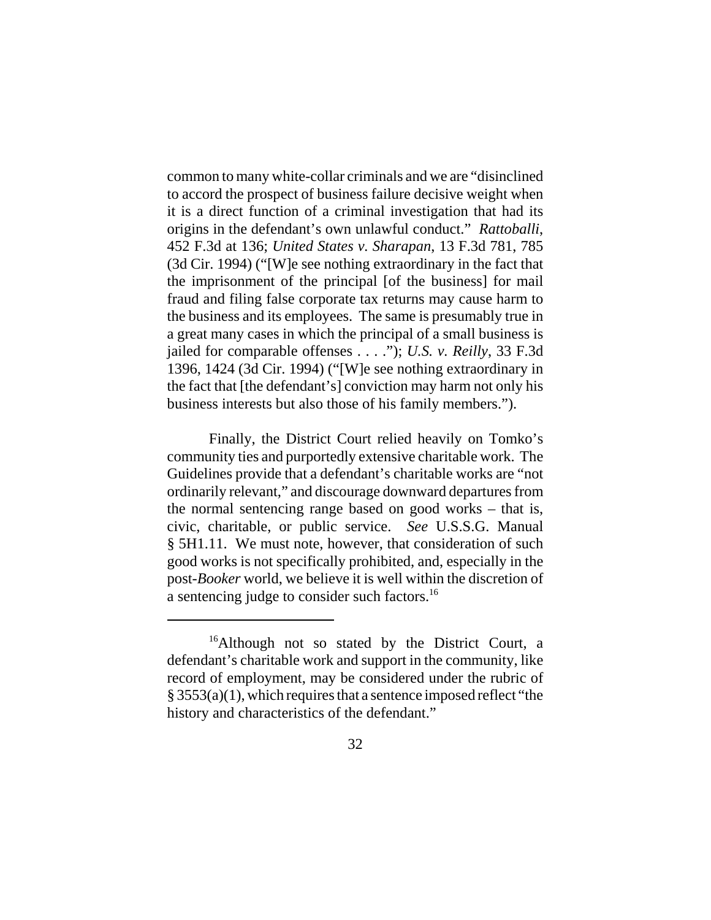common to many white-collar criminals and we are "disinclined to accord the prospect of business failure decisive weight when it is a direct function of a criminal investigation that had its origins in the defendant's own unlawful conduct." *Rattoballi*, 452 F.3d at 136; *United States v. Sharapan*, 13 F.3d 781, 785 (3d Cir. 1994) ("[W]e see nothing extraordinary in the fact that the imprisonment of the principal [of the business] for mail fraud and filing false corporate tax returns may cause harm to the business and its employees. The same is presumably true in a great many cases in which the principal of a small business is jailed for comparable offenses . . . ."); *U.S. v. Reilly*, 33 F.3d 1396, 1424 (3d Cir. 1994) ("[W]e see nothing extraordinary in the fact that [the defendant's] conviction may harm not only his business interests but also those of his family members.").

Finally, the District Court relied heavily on Tomko's community ties and purportedly extensive charitable work. The Guidelines provide that a defendant's charitable works are "not ordinarily relevant," and discourage downward departures from the normal sentencing range based on good works – that is, civic, charitable, or public service. *See* U.S.S.G. Manual § 5H1.11. We must note, however, that consideration of such good works is not specifically prohibited, and, especially in the post-*Booker* world, we believe it is well within the discretion of a sentencing judge to consider such factors.[16]

[16]Although not so stated by the District Court, a defendant's charitable work and support in the community, like record of employment, may be considered under the rubric of § 3553(a)(1), which requires that a sentence imposed reflect "the history and characteristics of the defendant."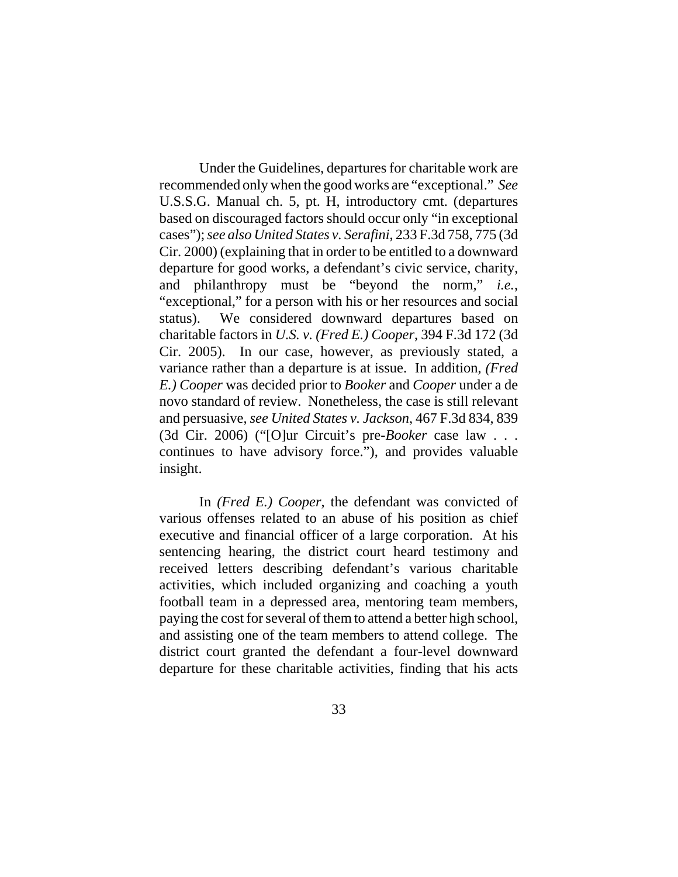Under the Guidelines, departures for charitable work are recommended only when the good works are "exceptional." *See* U.S.S.G. Manual ch. 5, pt. H, introductory cmt. (departures based on discouraged factors should occur only "in exceptional cases"); *see also United States v. Serafini*, 233 F.3d 758, 775 (3d Cir. 2000) (explaining that in order to be entitled to a downward departure for good works, a defendant's civic service, charity, and philanthropy must be "beyond the norm," *i.e.*, "exceptional," for a person with his or her resources and social status). We considered downward departures based on charitable factors in *U.S. v. (Fred E.) Cooper*, 394 F.3d 172 (3d Cir. 2005). In our case, however, as previously stated, a variance rather than a departure is at issue. In addition, *(Fred E.) Cooper* was decided prior to *Booker* and *Cooper* under a de novo standard of review. Nonetheless, the case is still relevant and persuasive, *see United States v. Jackson*, 467 F.3d 834, 839 (3d Cir. 2006) ("[O]ur Circuit's pre-*Booker* case law . . . continues to have advisory force."), and provides valuable insight.

In *(Fred E.) Cooper*, the defendant was convicted of various offenses related to an abuse of his position as chief executive and financial officer of a large corporation. At his sentencing hearing, the district court heard testimony and received letters describing defendant's various charitable activities, which included organizing and coaching a youth football team in a depressed area, mentoring team members, paying the cost for several of them to attend a better high school, and assisting one of the team members to attend college. The district court granted the defendant a four-level downward departure for these charitable activities, finding that his acts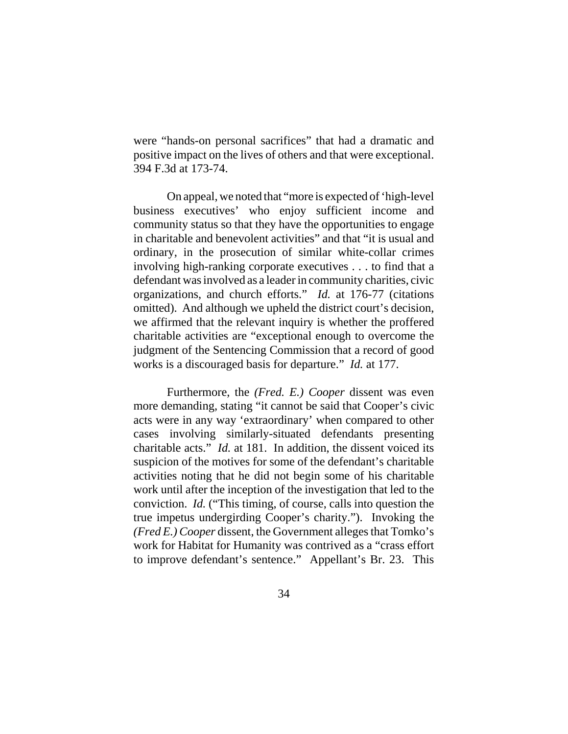were "hands-on personal sacrifices" that had a dramatic and positive impact on the lives of others and that were exceptional. 394 F.3d at 173-74.

On appeal, we noted that "more is expected of 'high-level business executives' who enjoy sufficient income and community status so that they have the opportunities to engage in charitable and benevolent activities" and that "it is usual and ordinary, in the prosecution of similar white-collar crimes involving high-ranking corporate executives . . . to find that a defendant was involved as a leader in community charities, civic organizations, and church efforts." *Id.* at 176-77 (citations omitted). And although we upheld the district court's decision, we affirmed that the relevant inquiry is whether the proffered charitable activities are "exceptional enough to overcome the judgment of the Sentencing Commission that a record of good works is a discouraged basis for departure." *Id.* at 177.

Furthermore, the *(Fred. E.) Cooper* dissent was even more demanding, stating "it cannot be said that Cooper's civic acts were in any way 'extraordinary' when compared to other cases involving similarly-situated defendants presenting charitable acts." *Id.* at 181. In addition, the dissent voiced its suspicion of the motives for some of the defendant's charitable activities noting that he did not begin some of his charitable work until after the inception of the investigation that led to the conviction. *Id.* ("This timing, of course, calls into question the true impetus undergirding Cooper's charity."). Invoking the *(Fred E.) Cooper* dissent, the Government alleges that Tomko's work for Habitat for Humanity was contrived as a "crass effort to improve defendant's sentence." Appellant's Br. 23. This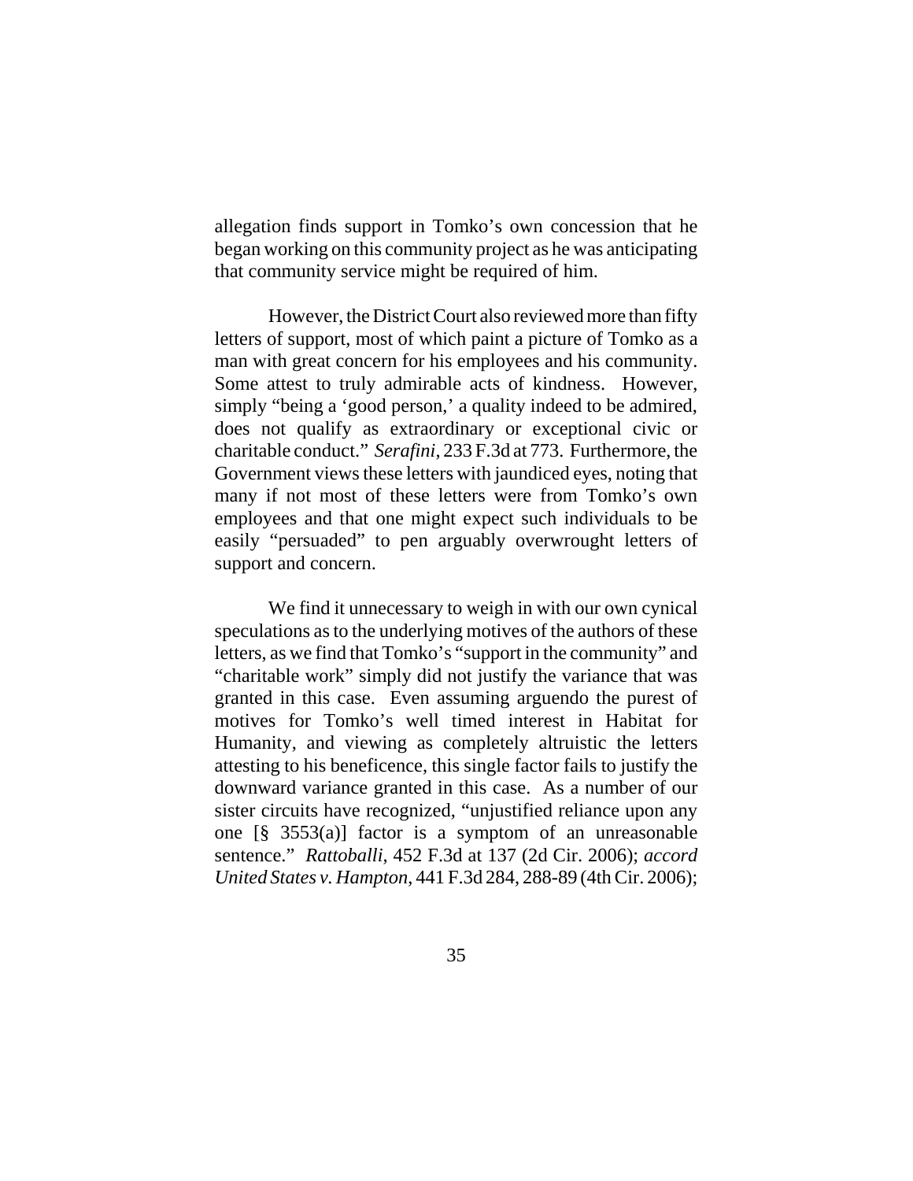allegation finds support in Tomko's own concession that he began working on this community project as he was anticipating that community service might be required of him.

However, the District Court also reviewed more than fifty letters of support, most of which paint a picture of Tomko as a man with great concern for his employees and his community. Some attest to truly admirable acts of kindness. However, simply "being a 'good person,' a quality indeed to be admired, does not qualify as extraordinary or exceptional civic or charitable conduct." *Serafini*, 233 F.3d at 773. Furthermore, the Government views these letters with jaundiced eyes, noting that many if not most of these letters were from Tomko's own employees and that one might expect such individuals to be easily "persuaded" to pen arguably overwrought letters of support and concern.

We find it unnecessary to weigh in with our own cynical speculations as to the underlying motives of the authors of these letters, as we find that Tomko's "support in the community" and "charitable work" simply did not justify the variance that was granted in this case. Even assuming arguendo the purest of motives for Tomko's well timed interest in Habitat for Humanity, and viewing as completely altruistic the letters attesting to his beneficence, this single factor fails to justify the downward variance granted in this case. As a number of our sister circuits have recognized, "unjustified reliance upon any one [§ 3553(a)] factor is a symptom of an unreasonable sentence." *Rattoballi*, 452 F.3d at 137 (2d Cir. 2006); *accord United States v. Hampton*, 441 F.3d 284, 288-89 (4th Cir. 2006);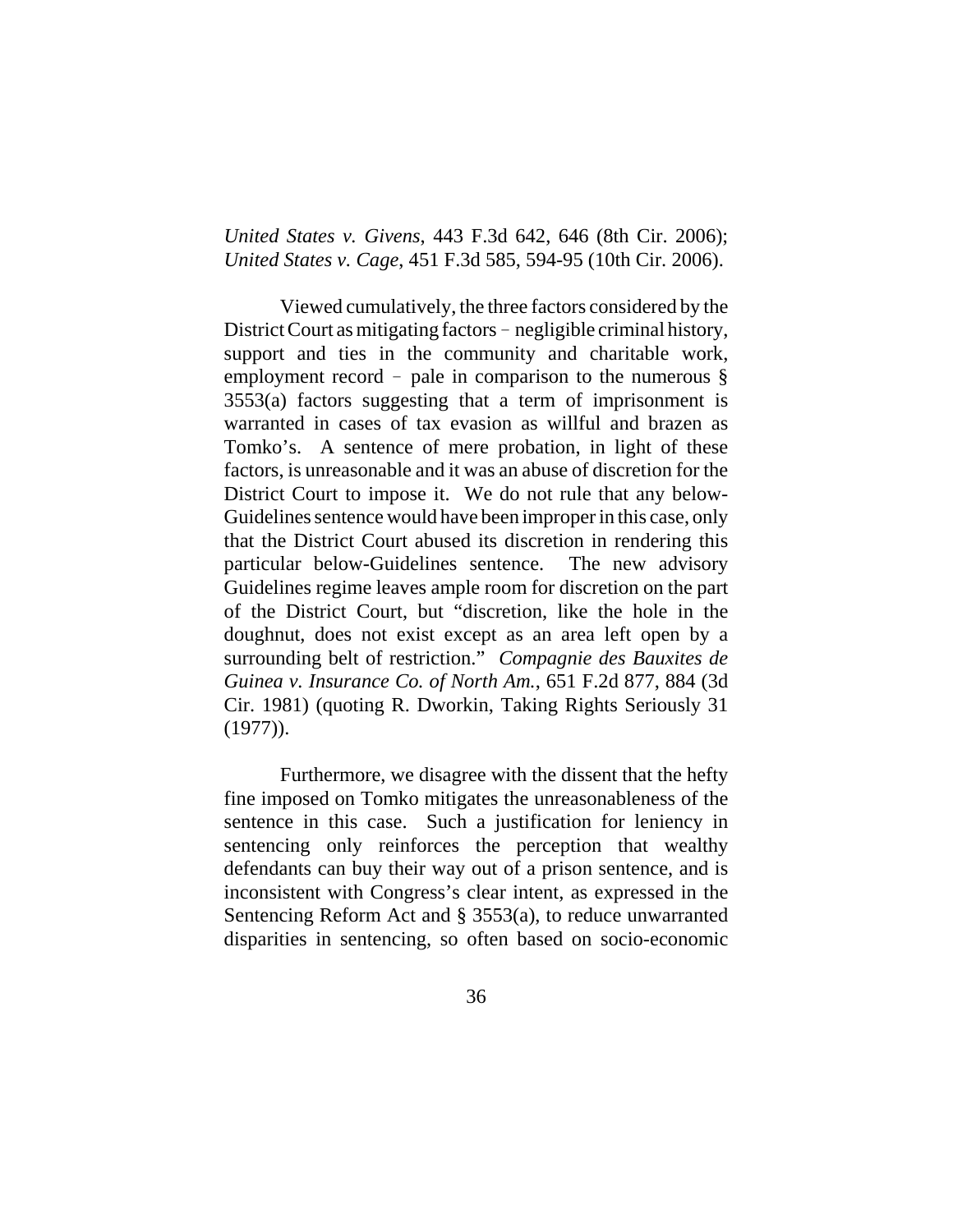*United States v. Givens*, 443 F.3d 642, 646 (8th Cir. 2006); *United States v. Cage*, 451 F.3d 585, 594-95 (10th Cir. 2006).

Viewed cumulatively, the three factors considered by the District Court as mitigating factors – negligible criminal history, support and ties in the community and charitable work, employment record – pale in comparison to the numerous § 3553(a) factors suggesting that a term of imprisonment is warranted in cases of tax evasion as willful and brazen as Tomko's. A sentence of mere probation, in light of these factors, is unreasonable and it was an abuse of discretion for the District Court to impose it. We do not rule that any below-Guidelines sentence would have been improper in this case, only that the District Court abused its discretion in rendering this particular below-Guidelines sentence. The new advisory Guidelines regime leaves ample room for discretion on the part of the District Court, but "discretion, like the hole in the doughnut, does not exist except as an area left open by a surrounding belt of restriction." *Compagnie des Bauxites de Guinea v. Insurance Co. of North Am.*, 651 F.2d 877, 884 (3d Cir. 1981) (quoting R. Dworkin, Taking Rights Seriously 31 (1977)).

Furthermore, we disagree with the dissent that the hefty fine imposed on Tomko mitigates the unreasonableness of the sentence in this case. Such a justification for leniency in sentencing only reinforces the perception that wealthy defendants can buy their way out of a prison sentence, and is inconsistent with Congress's clear intent, as expressed in the Sentencing Reform Act and § 3553(a), to reduce unwarranted disparities in sentencing, so often based on socio-economic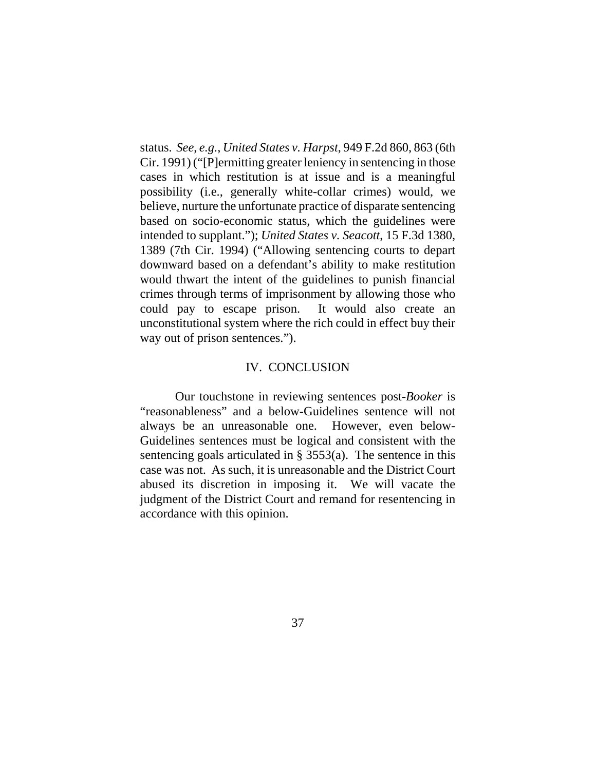status. *See, e.g.*, *United States v. Harpst*, 949 F.2d 860, 863 (6th Cir. 1991) ("[P]ermitting greater leniency in sentencing in those cases in which restitution is at issue and is a meaningful possibility (i.e., generally white-collar crimes) would, we believe, nurture the unfortunate practice of disparate sentencing based on socio-economic status, which the guidelines were intended to supplant."); *United States v. Seacott*, 15 F.3d 1380, 1389 (7th Cir. 1994) ("Allowing sentencing courts to depart downward based on a defendant's ability to make restitution would thwart the intent of the guidelines to punish financial crimes through terms of imprisonment by allowing those who could pay to escape prison. It would also create an unconstitutional system where the rich could in effect buy their way out of prison sentences.").

## IV. CONCLUSION

Our touchstone in reviewing sentences post-*Booker* is "reasonableness" and a below-Guidelines sentence will not always be an unreasonable one. However, even below-Guidelines sentences must be logical and consistent with the sentencing goals articulated in § 3553(a). The sentence in this case was not. As such, it is unreasonable and the District Court abused its discretion in imposing it. We will vacate the judgment of the District Court and remand for resentencing in accordance with this opinion.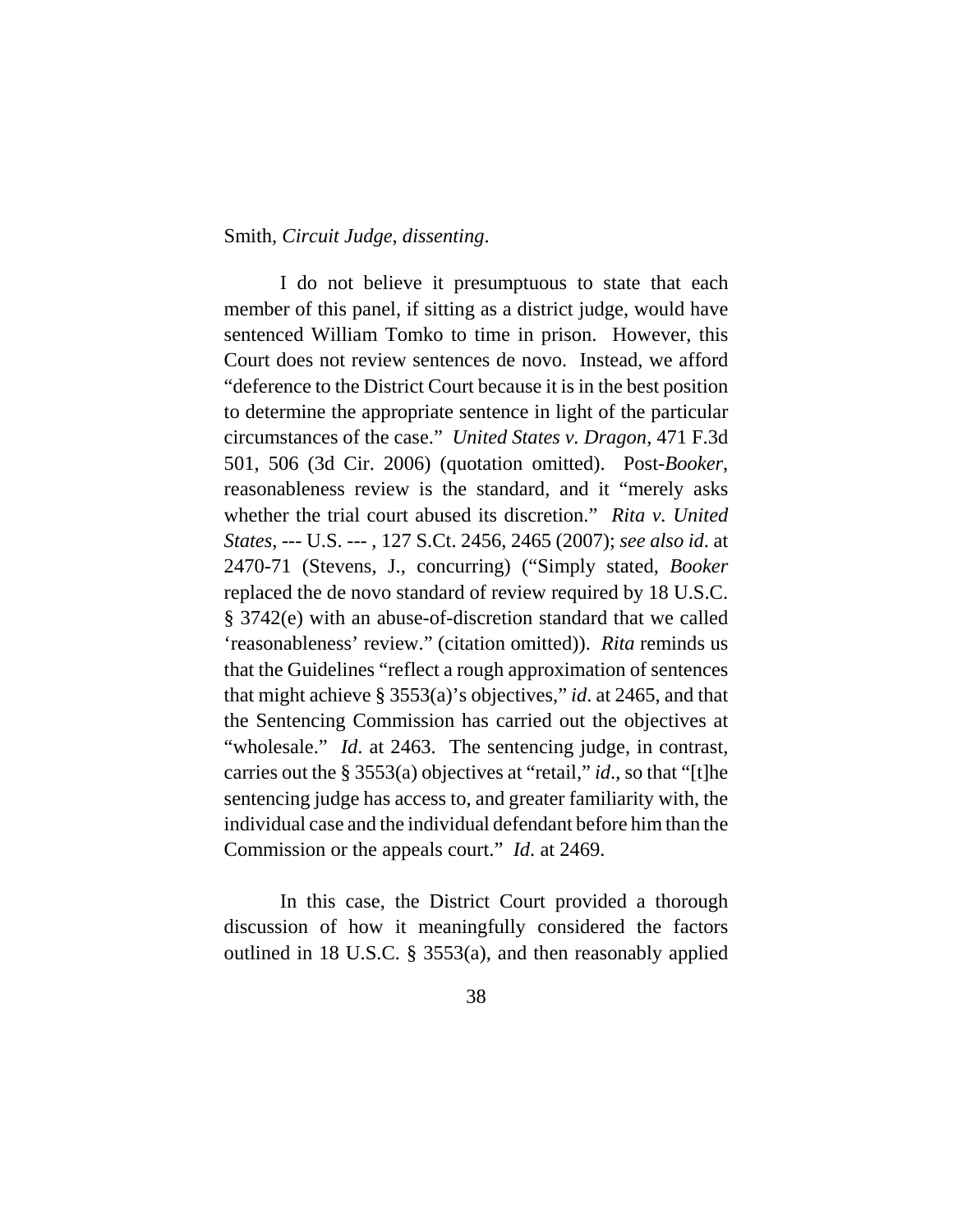Smith, *Circuit Judge, dissenting*.

I do not believe it presumptuous to state that each member of this panel, if sitting as a district judge, would have sentenced William Tomko to time in prison. However, this Court does not review sentences de novo. Instead, we afford "deference to the District Court because it is in the best position to determine the appropriate sentence in light of the particular circumstances of the case." *United States v. Dragon*, 471 F.3d 501, 506 (3d Cir. 2006) (quotation omitted). Post-*Booker*, reasonableness review is the standard, and it "merely asks whether the trial court abused its discretion." *Rita v. United States*, --- U.S. --- , 127 S.Ct. 2456, 2465 (2007); *see also id*. at 2470-71 (Stevens, J., concurring) ("Simply stated, *Booker* replaced the de novo standard of review required by 18 U.S.C. § 3742(e) with an abuse-of-discretion standard that we called 'reasonableness' review." (citation omitted)). *Rita* reminds us that the Guidelines "reflect a rough approximation of sentences that might achieve § 3553(a)'s objectives," *id*. at 2465, and that the Sentencing Commission has carried out the objectives at "wholesale." *Id*. at 2463. The sentencing judge, in contrast, carries out the § 3553(a) objectives at "retail," *id*., so that "[t]he sentencing judge has access to, and greater familiarity with, the individual case and the individual defendant before him than the Commission or the appeals court." *Id*. at 2469.

In this case, the District Court provided a thorough discussion of how it meaningfully considered the factors outlined in 18 U.S.C. § 3553(a), and then reasonably applied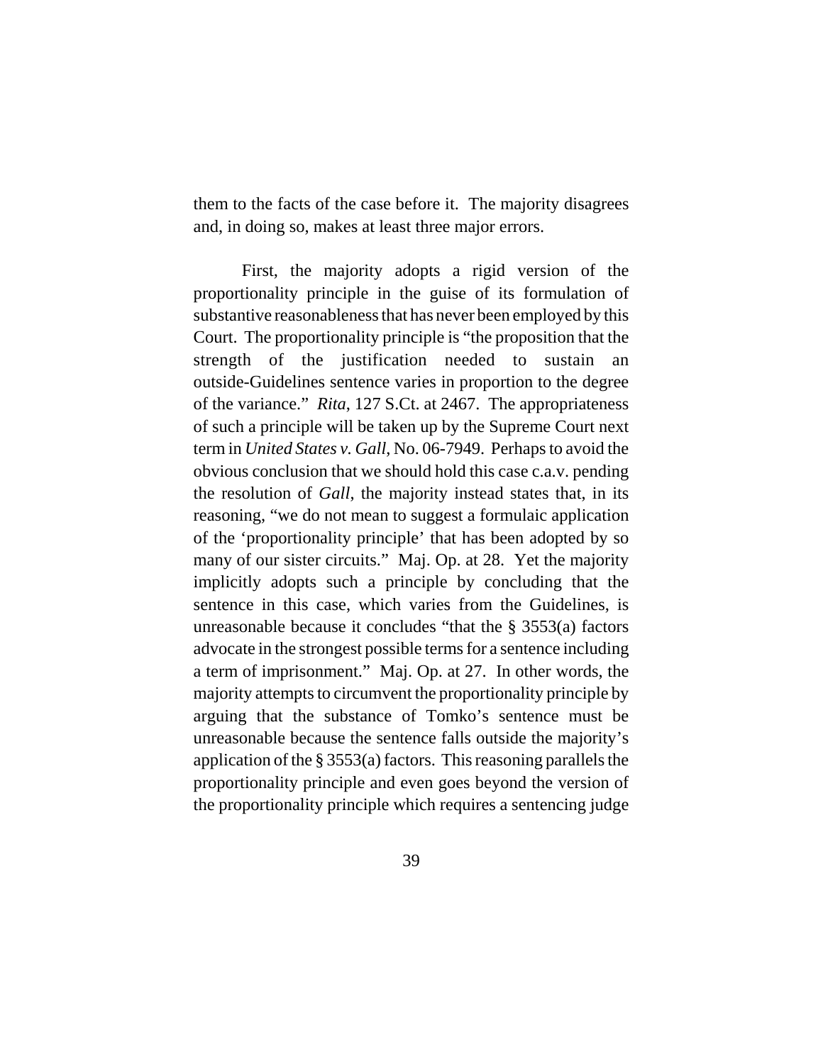them to the facts of the case before it. The majority disagrees and, in doing so, makes at least three major errors.

First, the majority adopts a rigid version of the proportionality principle in the guise of its formulation of substantive reasonableness that has never been employed by this Court. The proportionality principle is "the proposition that the strength of the justification needed to sustain an outside-Guidelines sentence varies in proportion to the degree of the variance." *Rita*, 127 S.Ct. at 2467. The appropriateness of such a principle will be taken up by the Supreme Court next term in *United States v. Gall*, No. 06-7949. Perhaps to avoid the obvious conclusion that we should hold this case c.a.v. pending the resolution of *Gall*, the majority instead states that, in its reasoning, "we do not mean to suggest a formulaic application of the 'proportionality principle' that has been adopted by so many of our sister circuits." Maj. Op. at 28. Yet the majority implicitly adopts such a principle by concluding that the sentence in this case, which varies from the Guidelines, is unreasonable because it concludes "that the § 3553(a) factors advocate in the strongest possible terms for a sentence including a term of imprisonment." Maj. Op. at 27. In other words, the majority attempts to circumvent the proportionality principle by arguing that the substance of Tomko's sentence must be unreasonable because the sentence falls outside the majority's application of the § 3553(a) factors. This reasoning parallels the proportionality principle and even goes beyond the version of the proportionality principle which requires a sentencing judge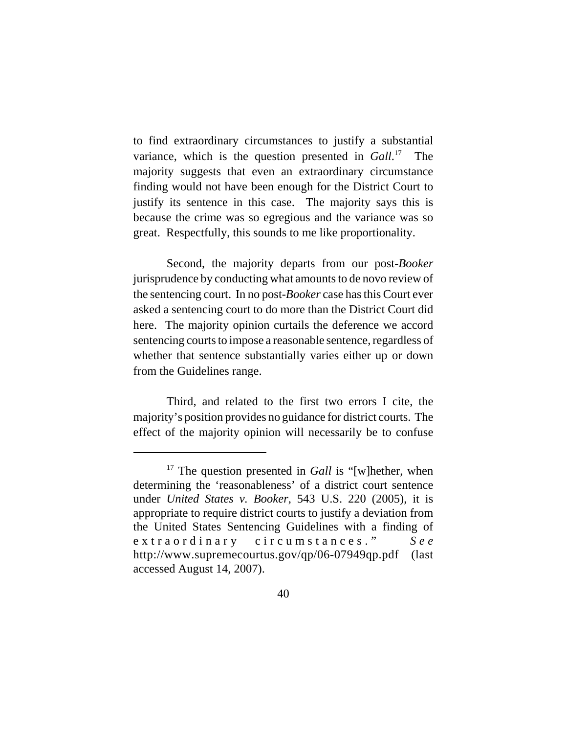to find extraordinary circumstances to justify a substantial variance, which is the question presented in *Gall*.[17] The majority suggests that even an extraordinary circumstance finding would not have been enough for the District Court to justify its sentence in this case. The majority says this is because the crime was so egregious and the variance was so great. Respectfully, this sounds to me like proportionality.

Second, the majority departs from our post-*Booker* jurisprudence by conducting what amounts to de novo review of the sentencing court. In no post-*Booker* case has this Court ever asked a sentencing court to do more than the District Court did here. The majority opinion curtails the deference we accord sentencing courts to impose a reasonable sentence, regardless of whether that sentence substantially varies either up or down from the Guidelines range.

Third, and related to the first two errors I cite, the majority's position provides no guidance for district courts. The effect of the majority opinion will necessarily be to confuse

---

[17] The question presented in *Gall* is "[w]hether, when determining the 'reasonableness' of a district court sentence under *United States v. Booker*, 543 U.S. 220 (2005), it is appropriate to require district courts to justify a deviation from the United States Sentencing Guidelines with a finding of extraordinary circumstances." *See* http://www.supremecourtus.gov/qp/06-07949qp.pdf (last accessed August 14, 2007).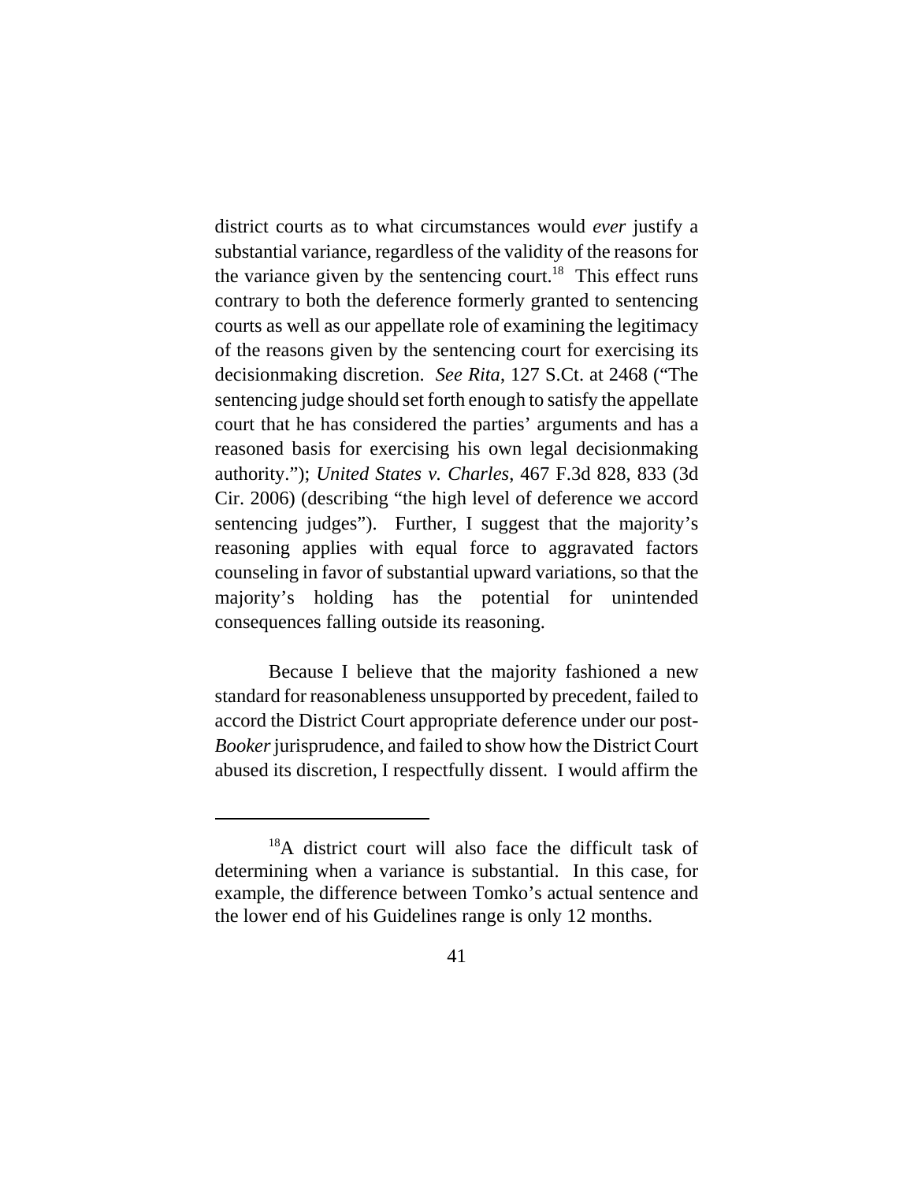district courts as to what circumstances would *ever* justify a substantial variance, regardless of the validity of the reasons for the variance given by the sentencing court.[18] This effect runs contrary to both the deference formerly granted to sentencing courts as well as our appellate role of examining the legitimacy of the reasons given by the sentencing court for exercising its decisionmaking discretion. *See Rita*, 127 S.Ct. at 2468 ("The sentencing judge should set forth enough to satisfy the appellate court that he has considered the parties' arguments and has a reasoned basis for exercising his own legal decisionmaking authority."); *United States v. Charles*, 467 F.3d 828, 833 (3d Cir. 2006) (describing "the high level of deference we accord sentencing judges"). Further, I suggest that the majority's reasoning applies with equal force to aggravated factors counseling in favor of substantial upward variations, so that the majority's holding has the potential for unintended consequences falling outside its reasoning.

Because I believe that the majority fashioned a new standard for reasonableness unsupported by precedent, failed to accord the District Court appropriate deference under our post-*Booker* jurisprudence, and failed to show how the District Court abused its discretion, I respectfully dissent. I would affirm the

---

[18] A district court will also face the difficult task of determining when a variance is substantial. In this case, for example, the difference between Tomko's actual sentence and the lower end of his Guidelines range is only 12 months.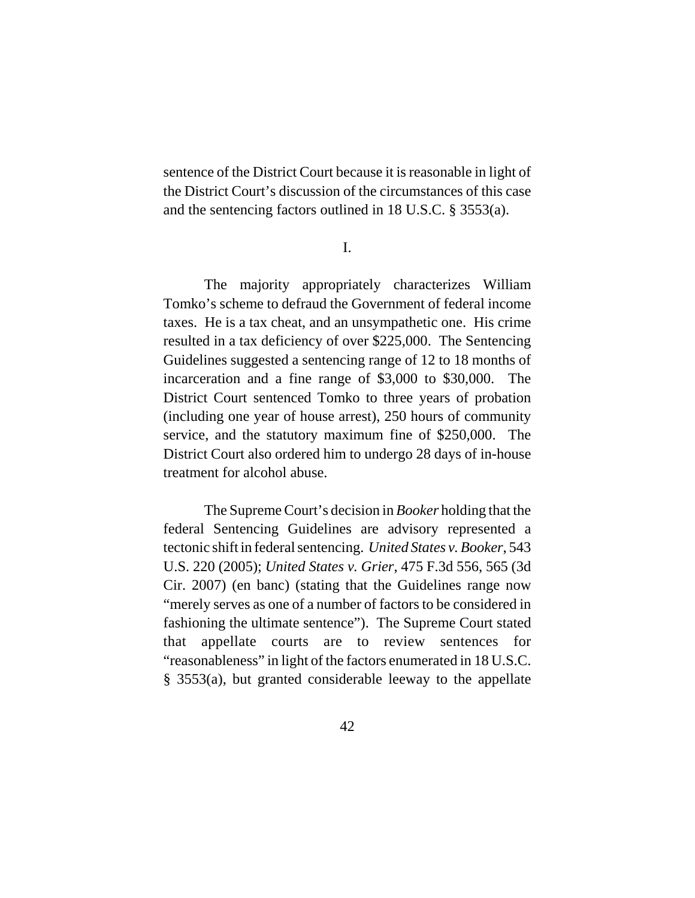sentence of the District Court because it is reasonable in light of the District Court's discussion of the circumstances of this case and the sentencing factors outlined in 18 U.S.C. § 3553(a).

I.

The majority appropriately characterizes William Tomko's scheme to defraud the Government of federal income taxes. He is a tax cheat, and an unsympathetic one. His crime resulted in a tax deficiency of over $225,000. The Sentencing Guidelines suggested a sentencing range of 12 to 18 months of incarceration and a fine range of $3,000 to $30,000. The District Court sentenced Tomko to three years of probation (including one year of house arrest), 250 hours of community service, and the statutory maximum fine of $250,000. The District Court also ordered him to undergo 28 days of in-house treatment for alcohol abuse.

The Supreme Court's decision in *Booker* holding that the federal Sentencing Guidelines are advisory represented a tectonic shift in federal sentencing. *United States v. Booker*, 543 U.S. 220 (2005); *United States v. Grier*, 475 F.3d 556, 565 (3d Cir. 2007) (en banc) (stating that the Guidelines range now "merely serves as one of a number of factors to be considered in fashioning the ultimate sentence"). The Supreme Court stated that appellate courts are to review sentences for "reasonableness" in light of the factors enumerated in 18 U.S.C. § 3553(a), but granted considerable leeway to the appellate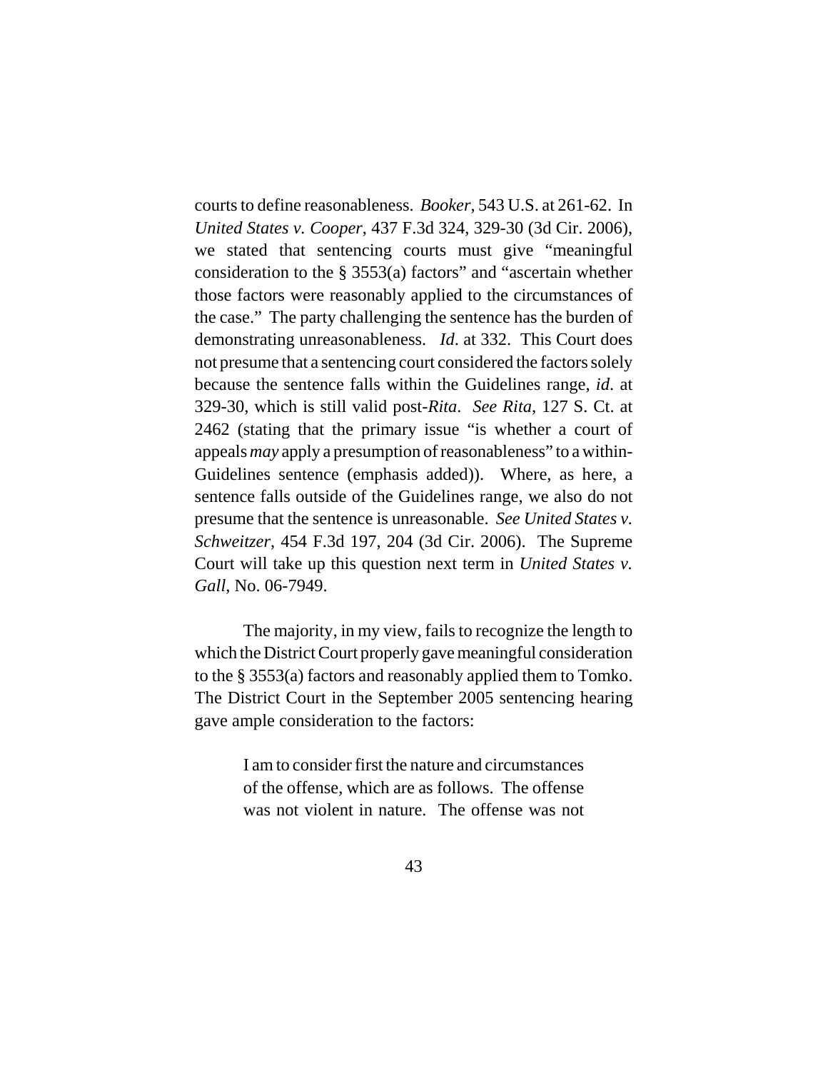courts to define reasonableness. *Booker*, 543 U.S. at 261-62. In *United States v. Cooper*, 437 F.3d 324, 329-30 (3d Cir. 2006), we stated that sentencing courts must give "meaningful consideration to the § 3553(a) factors" and "ascertain whether those factors were reasonably applied to the circumstances of the case." The party challenging the sentence has the burden of demonstrating unreasonableness. *Id*. at 332. This Court does not presume that a sentencing court considered the factors solely because the sentence falls within the Guidelines range, *id*. at 329-30, which is still valid post-*Rita*. *See Rita*, 127 S. Ct. at 2462 (stating that the primary issue "is whether a court of appeals *may* apply a presumption of reasonableness" to a within-Guidelines sentence (emphasis added)). Where, as here, a sentence falls outside of the Guidelines range, we also do not presume that the sentence is unreasonable. *See United States v. Schweitzer*, 454 F.3d 197, 204 (3d Cir. 2006). The Supreme Court will take up this question next term in *United States v. Gall*, No. 06-7949.

The majority, in my view, fails to recognize the length to which the District Court properly gave meaningful consideration to the § 3553(a) factors and reasonably applied them to Tomko. The District Court in the September 2005 sentencing hearing gave ample consideration to the factors:

> I am to consider first the nature and circumstances of the offense, which are as follows. The offense was not violent in nature. The offense was not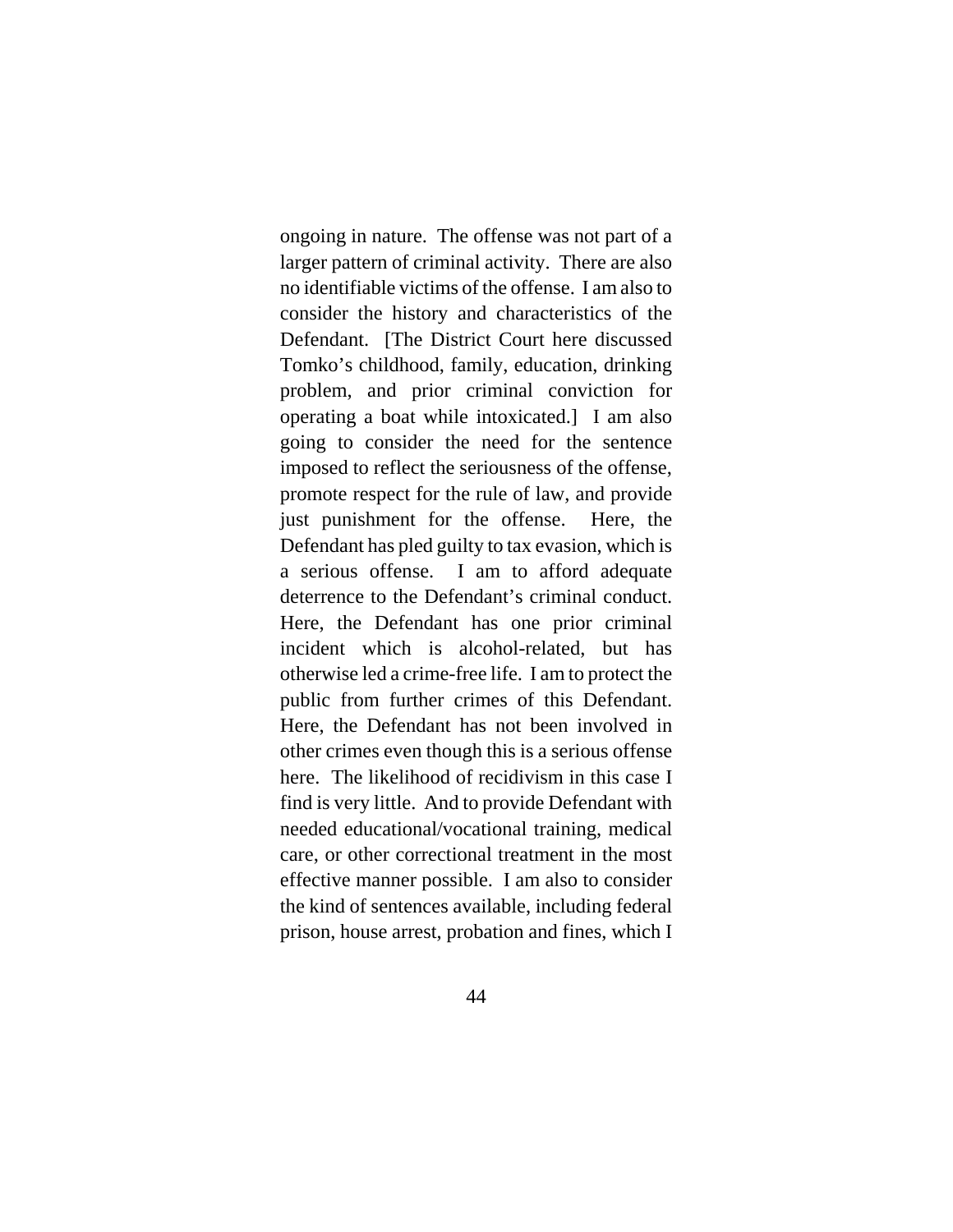ongoing in nature. The offense was not part of a larger pattern of criminal activity. There are also no identifiable victims of the offense. I am also to consider the history and characteristics of the Defendant. [The District Court here discussed Tomko's childhood, family, education, drinking problem, and prior criminal conviction for operating a boat while intoxicated.] I am also going to consider the need for the sentence imposed to reflect the seriousness of the offense, promote respect for the rule of law, and provide just punishment for the offense. Here, the Defendant has pled guilty to tax evasion, which is a serious offense. I am to afford adequate deterrence to the Defendant's criminal conduct. Here, the Defendant has one prior criminal incident which is alcohol-related, but has otherwise led a crime-free life. I am to protect the public from further crimes of this Defendant. Here, the Defendant has not been involved in other crimes even though this is a serious offense here. The likelihood of recidivism in this case I find is very little. And to provide Defendant with needed educational/vocational training, medical care, or other correctional treatment in the most effective manner possible. I am also to consider the kind of sentences available, including federal prison, house arrest, probation and fines, which I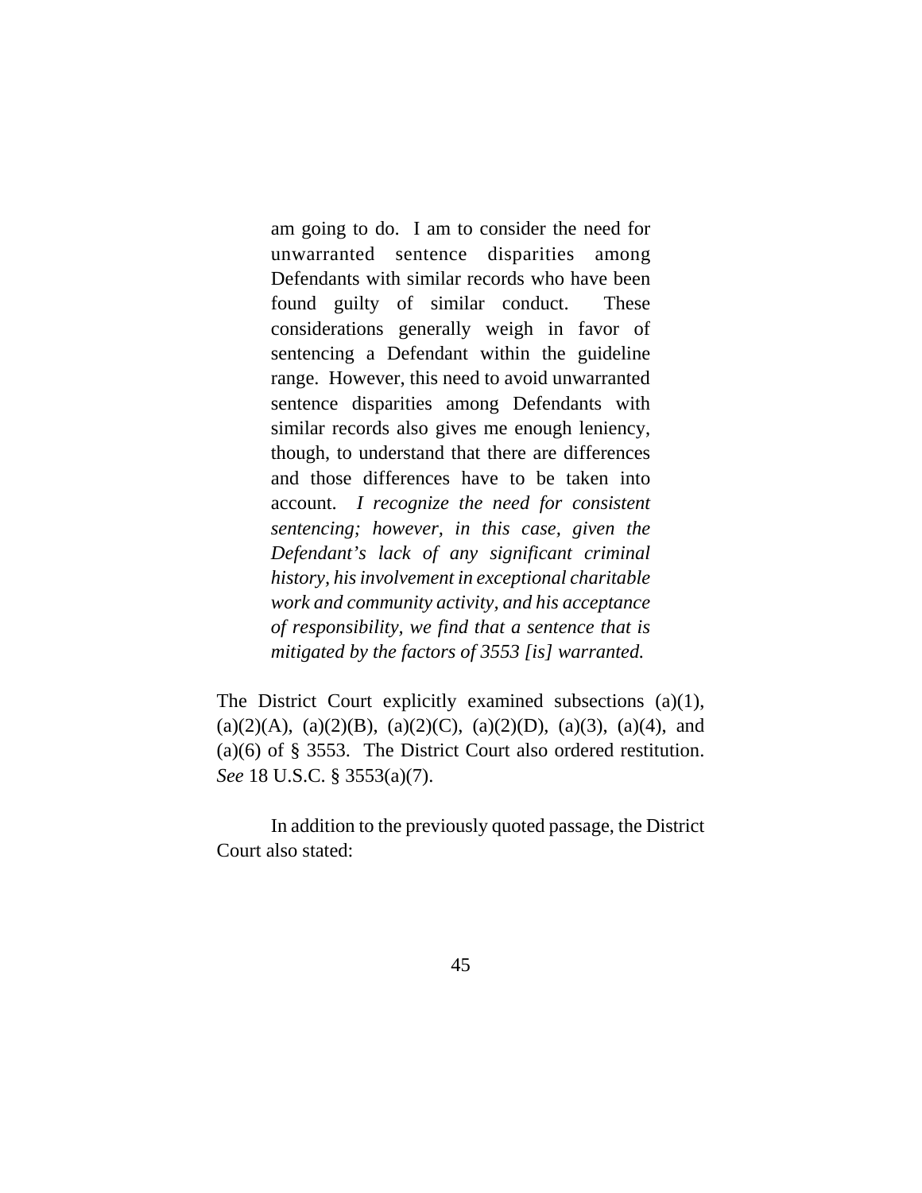> am going to do. I am to consider the need for unwarranted sentence disparities among Defendants with similar records who have been found guilty of similar conduct. These considerations generally weigh in favor of sentencing a Defendant within the guideline range. However, this need to avoid unwarranted sentence disparities among Defendants with similar records also gives me enough leniency, though, to understand that there are differences and those differences have to be taken into account. *I recognize the need for consistent sentencing; however, in this case, given the Defendant's lack of any significant criminal history, his involvement in exceptional charitable work and community activity, and his acceptance of responsibility, we find that a sentence that is mitigated by the factors of 3553 [is] warranted.*

The District Court explicitly examined subsections (a)(1), (a)(2)(A), (a)(2)(B), (a)(2)(C), (a)(2)(D), (a)(3), (a)(4), and (a)(6) of § 3553. The District Court also ordered restitution. *See* 18 U.S.C. § 3553(a)(7).

In addition to the previously quoted passage, the District Court also stated: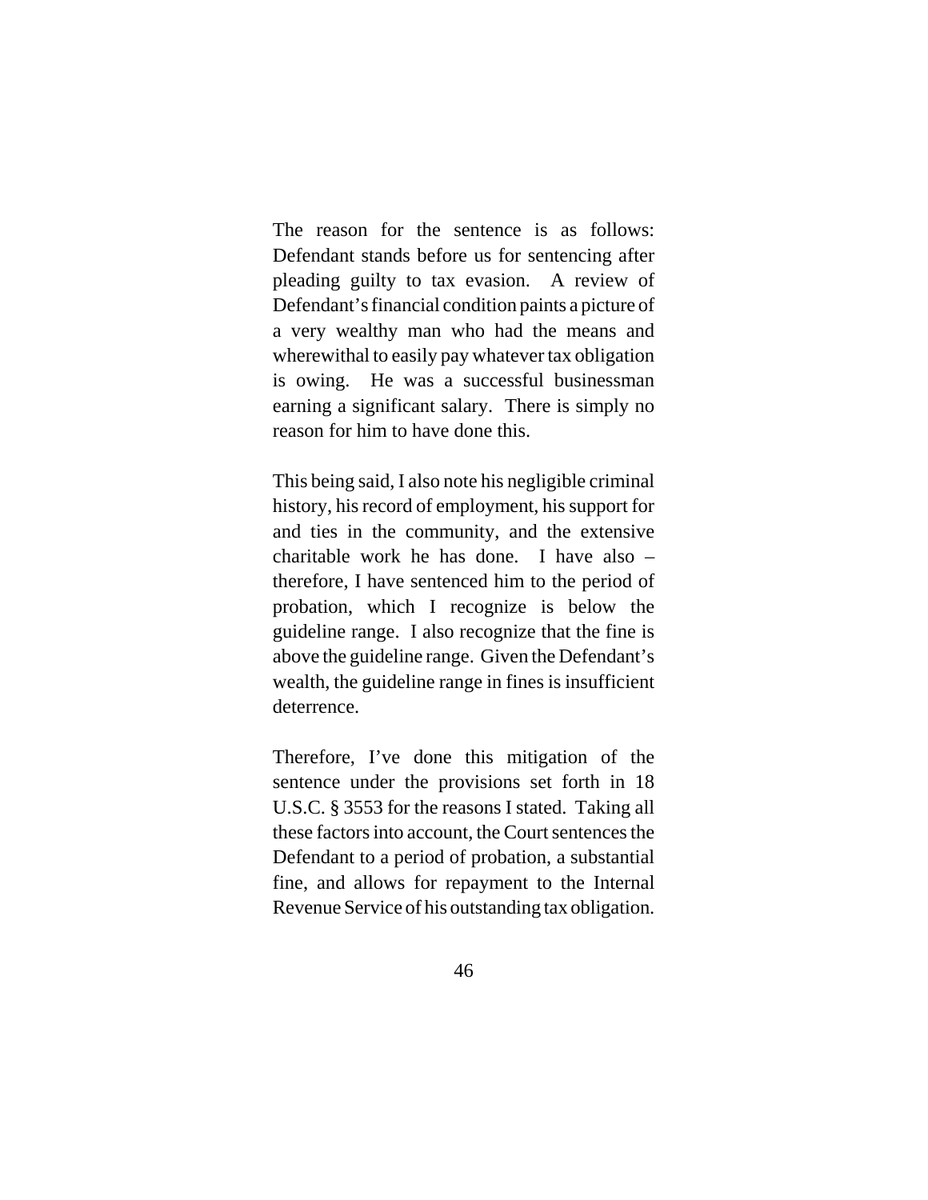The reason for the sentence is as follows: Defendant stands before us for sentencing after pleading guilty to tax evasion. A review of Defendant's financial condition paints a picture of a very wealthy man who had the means and wherewithal to easily pay whatever tax obligation is owing. He was a successful businessman earning a significant salary. There is simply no reason for him to have done this.

This being said, I also note his negligible criminal history, his record of employment, his support for and ties in the community, and the extensive charitable work he has done. I have also – therefore, I have sentenced him to the period of probation, which I recognize is below the guideline range. I also recognize that the fine is above the guideline range. Given the Defendant's wealth, the guideline range in fines is insufficient deterrence.

Therefore, I've done this mitigation of the sentence under the provisions set forth in 18 U.S.C. § 3553 for the reasons I stated. Taking all these factors into account, the Court sentences the Defendant to a period of probation, a substantial fine, and allows for repayment to the Internal Revenue Service of his outstanding tax obligation.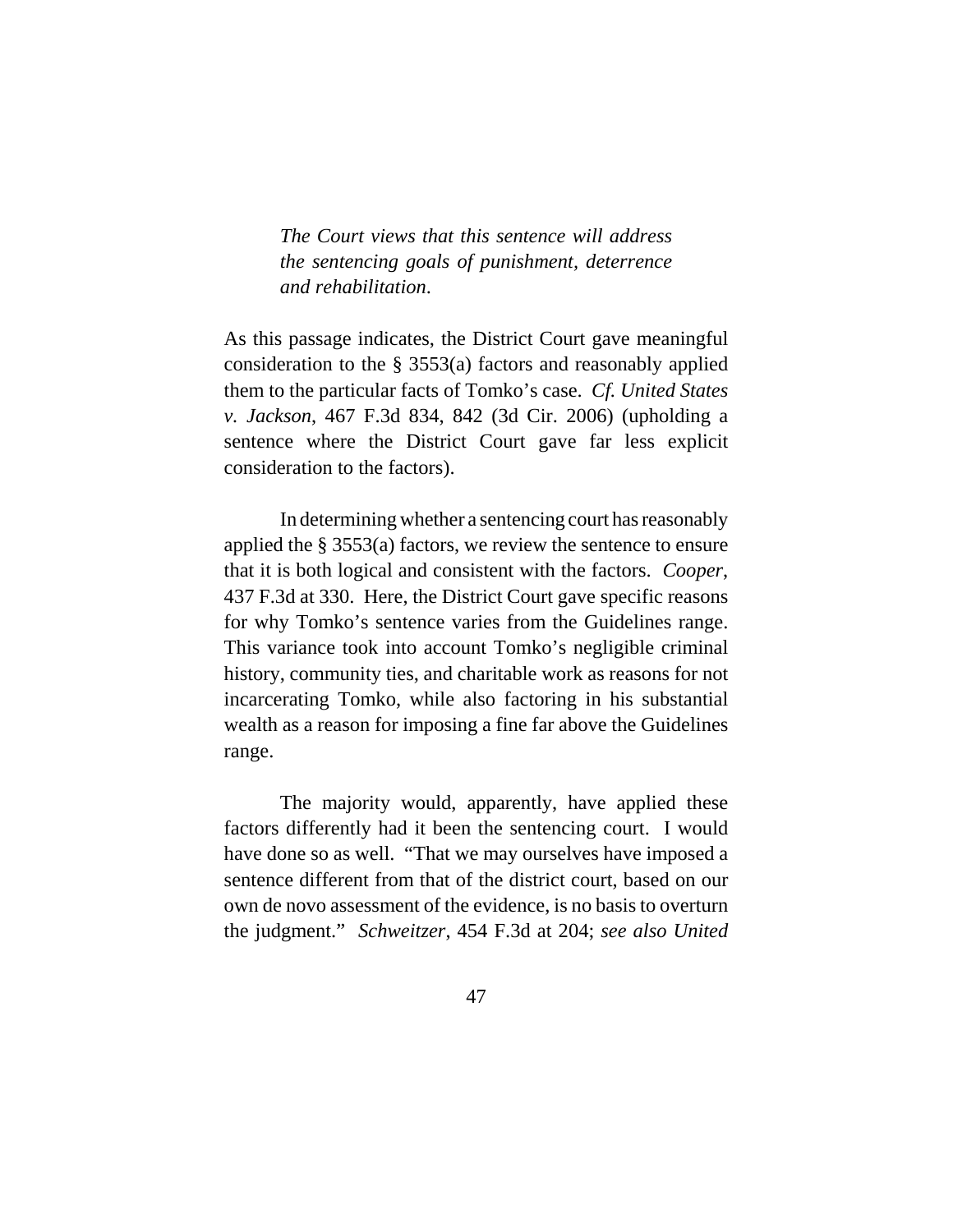> *The Court views that this sentence will address the sentencing goals of punishment, deterrence and rehabilitation.*

As this passage indicates, the District Court gave meaningful consideration to the § 3553(a) factors and reasonably applied them to the particular facts of Tomko's case. *Cf. United States v. Jackson*, 467 F.3d 834, 842 (3d Cir. 2006) (upholding a sentence where the District Court gave far less explicit consideration to the factors).

In determining whether a sentencing court has reasonably applied the § 3553(a) factors, we review the sentence to ensure that it is both logical and consistent with the factors. *Cooper*, 437 F.3d at 330. Here, the District Court gave specific reasons for why Tomko's sentence varies from the Guidelines range. This variance took into account Tomko's negligible criminal history, community ties, and charitable work as reasons for not incarcerating Tomko, while also factoring in his substantial wealth as a reason for imposing a fine far above the Guidelines range.

The majority would, apparently, have applied these factors differently had it been the sentencing court. I would have done so as well. "That we may ourselves have imposed a sentence different from that of the district court, based on our own de novo assessment of the evidence, is no basis to overturn the judgment." *Schweitzer*, 454 F.3d at 204; *see also United*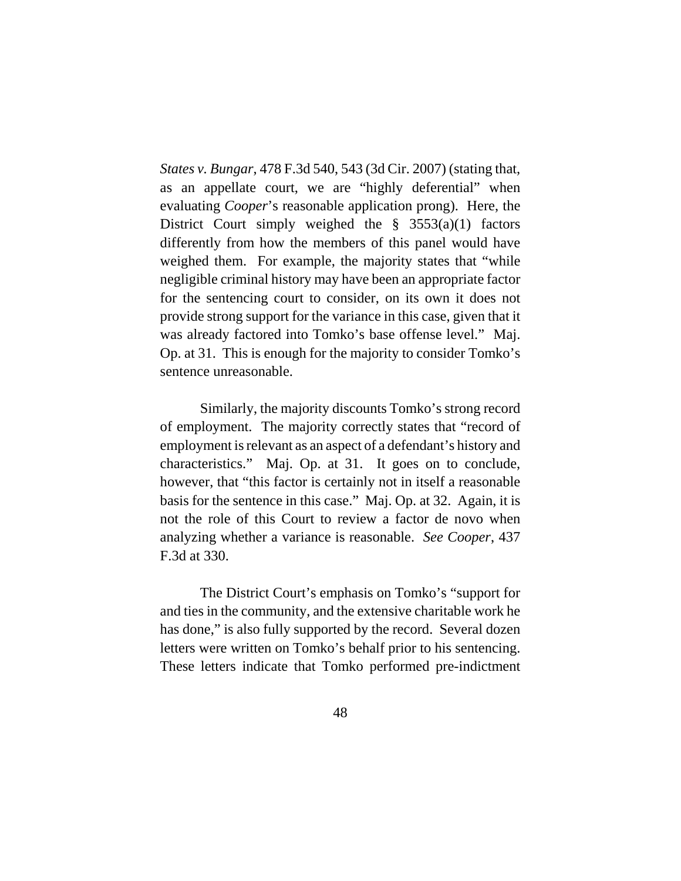*States v. Bungar*, 478 F.3d 540, 543 (3d Cir. 2007) (stating that, as an appellate court, we are "highly deferential" when evaluating *Cooper*'s reasonable application prong). Here, the District Court simply weighed the § 3553(a)(1) factors differently from how the members of this panel would have weighed them. For example, the majority states that "while negligible criminal history may have been an appropriate factor for the sentencing court to consider, on its own it does not provide strong support for the variance in this case, given that it was already factored into Tomko's base offense level." Maj. Op. at 31. This is enough for the majority to consider Tomko's sentence unreasonable.

Similarly, the majority discounts Tomko's strong record of employment. The majority correctly states that "record of employment is relevant as an aspect of a defendant's history and characteristics." Maj. Op. at 31. It goes on to conclude, however, that "this factor is certainly not in itself a reasonable basis for the sentence in this case." Maj. Op. at 32. Again, it is not the role of this Court to review a factor de novo when analyzing whether a variance is reasonable. *See Cooper*, 437 F.3d at 330.

The District Court's emphasis on Tomko's "support for and ties in the community, and the extensive charitable work he has done," is also fully supported by the record. Several dozen letters were written on Tomko's behalf prior to his sentencing. These letters indicate that Tomko performed pre-indictment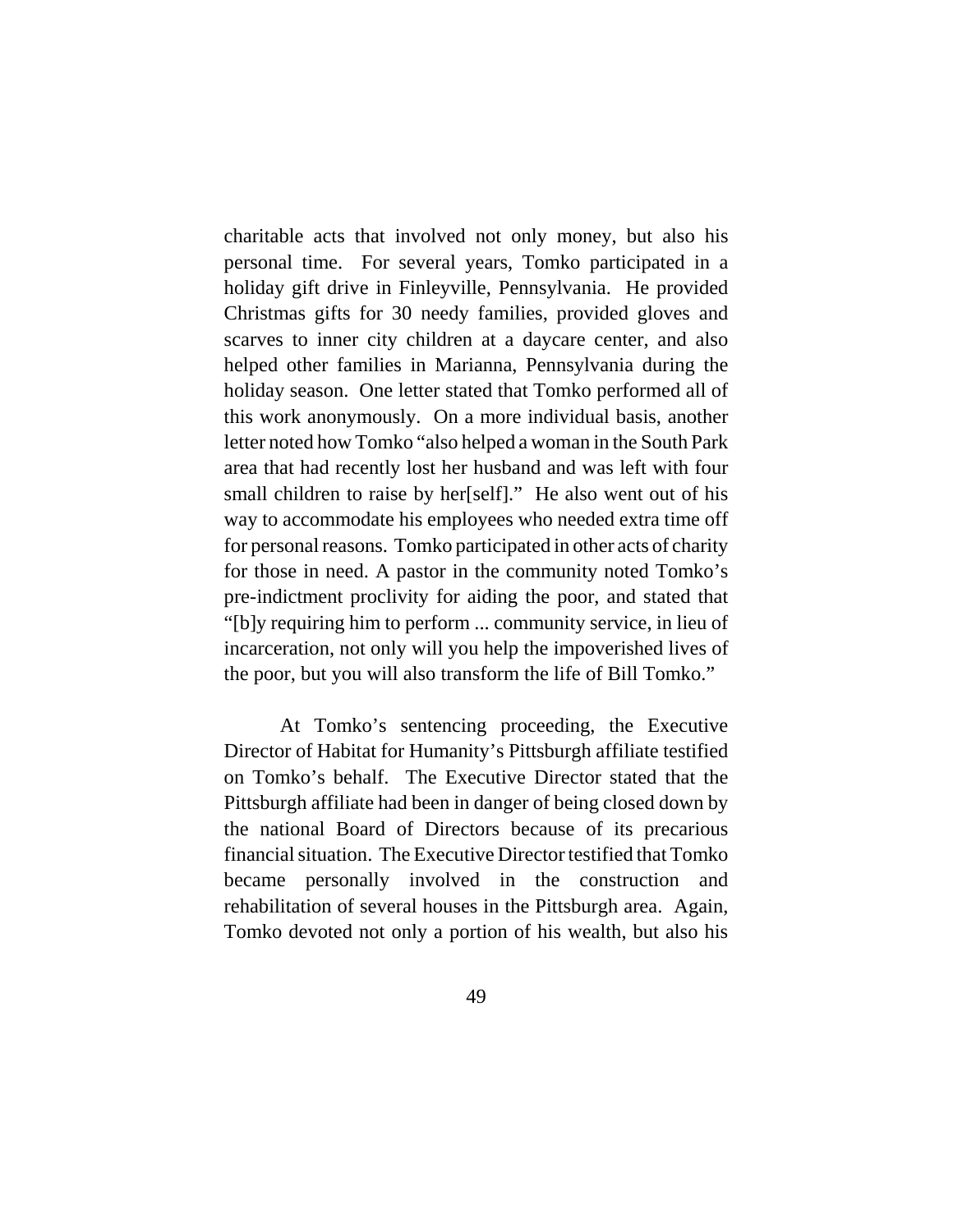charitable acts that involved not only money, but also his personal time. For several years, Tomko participated in a holiday gift drive in Finleyville, Pennsylvania. He provided Christmas gifts for 30 needy families, provided gloves and scarves to inner city children at a daycare center, and also helped other families in Marianna, Pennsylvania during the holiday season. One letter stated that Tomko performed all of this work anonymously. On a more individual basis, another letter noted how Tomko "also helped a woman in the South Park area that had recently lost her husband and was left with four small children to raise by her[self]." He also went out of his way to accommodate his employees who needed extra time off for personal reasons. Tomko participated in other acts of charity for those in need. A pastor in the community noted Tomko's pre-indictment proclivity for aiding the poor, and stated that "[b]y requiring him to perform ... community service, in lieu of incarceration, not only will you help the impoverished lives of the poor, but you will also transform the life of Bill Tomko."

At Tomko's sentencing proceeding, the Executive Director of Habitat for Humanity's Pittsburgh affiliate testified on Tomko's behalf. The Executive Director stated that the Pittsburgh affiliate had been in danger of being closed down by the national Board of Directors because of its precarious financial situation. The Executive Director testified that Tomko became personally involved in the construction and rehabilitation of several houses in the Pittsburgh area. Again, Tomko devoted not only a portion of his wealth, but also his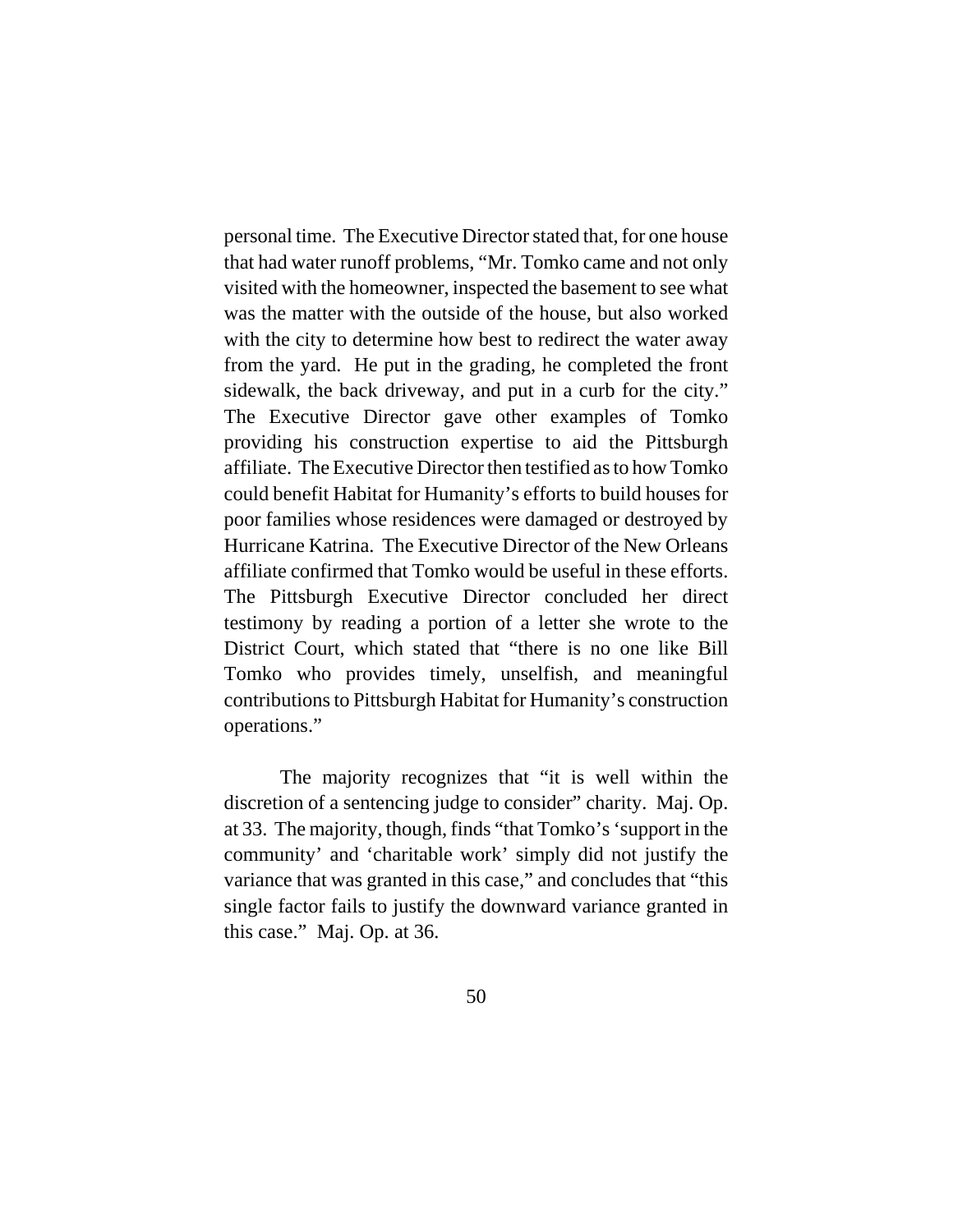personal time. The Executive Director stated that, for one house that had water runoff problems, "Mr. Tomko came and not only visited with the homeowner, inspected the basement to see what was the matter with the outside of the house, but also worked with the city to determine how best to redirect the water away from the yard. He put in the grading, he completed the front sidewalk, the back driveway, and put in a curb for the city." The Executive Director gave other examples of Tomko providing his construction expertise to aid the Pittsburgh affiliate. The Executive Director then testified as to how Tomko could benefit Habitat for Humanity's efforts to build houses for poor families whose residences were damaged or destroyed by Hurricane Katrina. The Executive Director of the New Orleans affiliate confirmed that Tomko would be useful in these efforts. The Pittsburgh Executive Director concluded her direct testimony by reading a portion of a letter she wrote to the District Court, which stated that "there is no one like Bill Tomko who provides timely, unselfish, and meaningful contributions to Pittsburgh Habitat for Humanity's construction operations."

The majority recognizes that "it is well within the discretion of a sentencing judge to consider" charity. Maj. Op. at 33. The majority, though, finds "that Tomko's 'support in the community' and 'charitable work' simply did not justify the variance that was granted in this case," and concludes that "this single factor fails to justify the downward variance granted in this case." Maj. Op. at 36.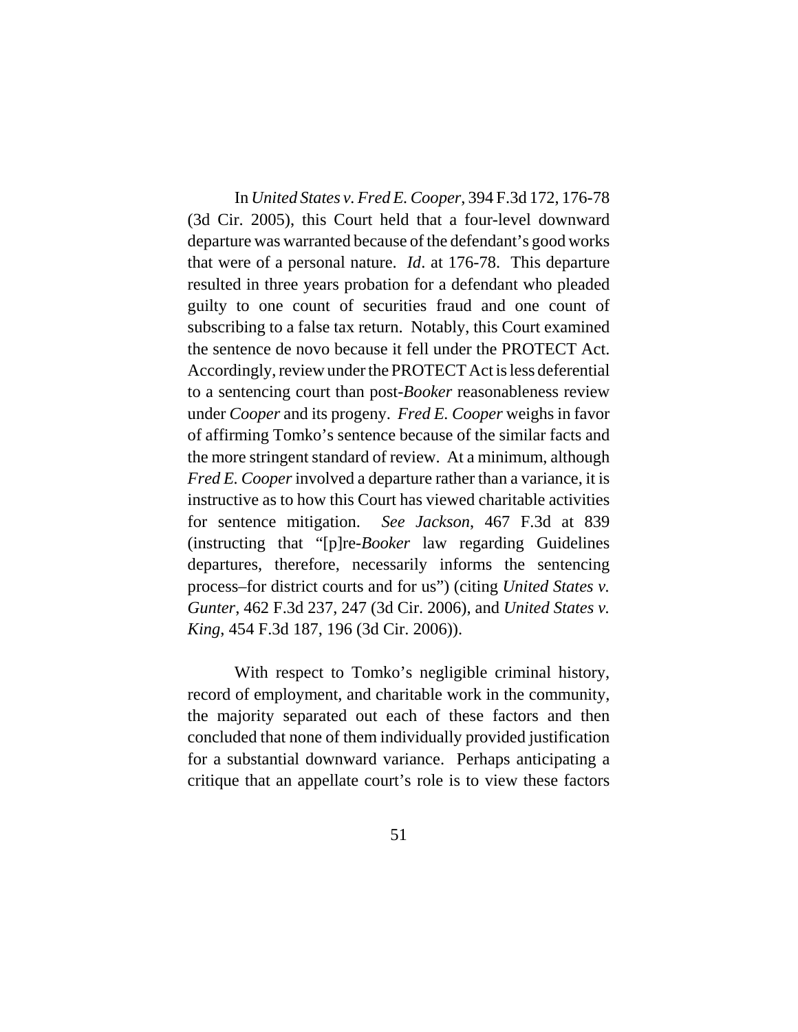In *United States v. Fred E. Cooper*, 394 F.3d 172, 176-78 (3d Cir. 2005), this Court held that a four-level downward departure was warranted because of the defendant's good works that were of a personal nature. *Id*. at 176-78. This departure resulted in three years probation for a defendant who pleaded guilty to one count of securities fraud and one count of subscribing to a false tax return. Notably, this Court examined the sentence de novo because it fell under the PROTECT Act. Accordingly, review under the PROTECT Act is less deferential to a sentencing court than post-*Booker* reasonableness review under *Cooper* and its progeny. *Fred E. Cooper* weighs in favor of affirming Tomko's sentence because of the similar facts and the more stringent standard of review. At a minimum, although *Fred E. Cooper* involved a departure rather than a variance, it is instructive as to how this Court has viewed charitable activities for sentence mitigation. *See Jackson*, 467 F.3d at 839 (instructing that "[p]re-*Booker* law regarding Guidelines departures, therefore, necessarily informs the sentencing process–for district courts and for us") (citing *United States v. Gunter*, 462 F.3d 237, 247 (3d Cir. 2006), and *United States v. King*, 454 F.3d 187, 196 (3d Cir. 2006)).

With respect to Tomko's negligible criminal history, record of employment, and charitable work in the community, the majority separated out each of these factors and then concluded that none of them individually provided justification for a substantial downward variance. Perhaps anticipating a critique that an appellate court's role is to view these factors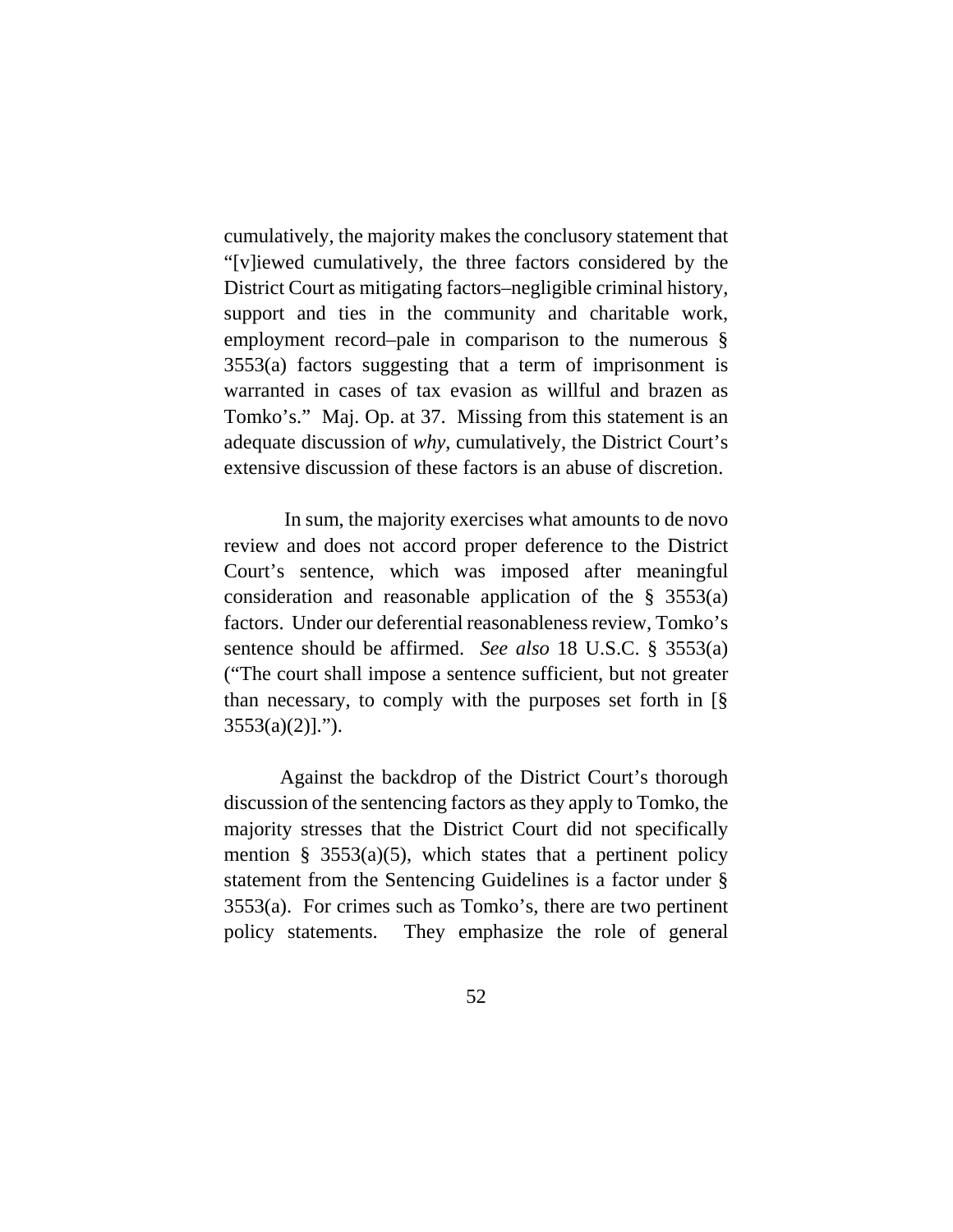cumulatively, the majority makes the conclusory statement that "[v]iewed cumulatively, the three factors considered by the District Court as mitigating factors–negligible criminal history, support and ties in the community and charitable work, employment record–pale in comparison to the numerous § 3553(a) factors suggesting that a term of imprisonment is warranted in cases of tax evasion as willful and brazen as Tomko's." Maj. Op. at 37. Missing from this statement is an adequate discussion of *why*, cumulatively, the District Court's extensive discussion of these factors is an abuse of discretion.

In sum, the majority exercises what amounts to de novo review and does not accord proper deference to the District Court's sentence, which was imposed after meaningful consideration and reasonable application of the § 3553(a) factors. Under our deferential reasonableness review, Tomko's sentence should be affirmed. *See also* 18 U.S.C. § 3553(a) ("The court shall impose a sentence sufficient, but not greater than necessary, to comply with the purposes set forth in [§ 3553(a)(2)].").

Against the backdrop of the District Court's thorough discussion of the sentencing factors as they apply to Tomko, the majority stresses that the District Court did not specifically mention § 3553(a)(5), which states that a pertinent policy statement from the Sentencing Guidelines is a factor under § 3553(a). For crimes such as Tomko's, there are two pertinent policy statements. They emphasize the role of general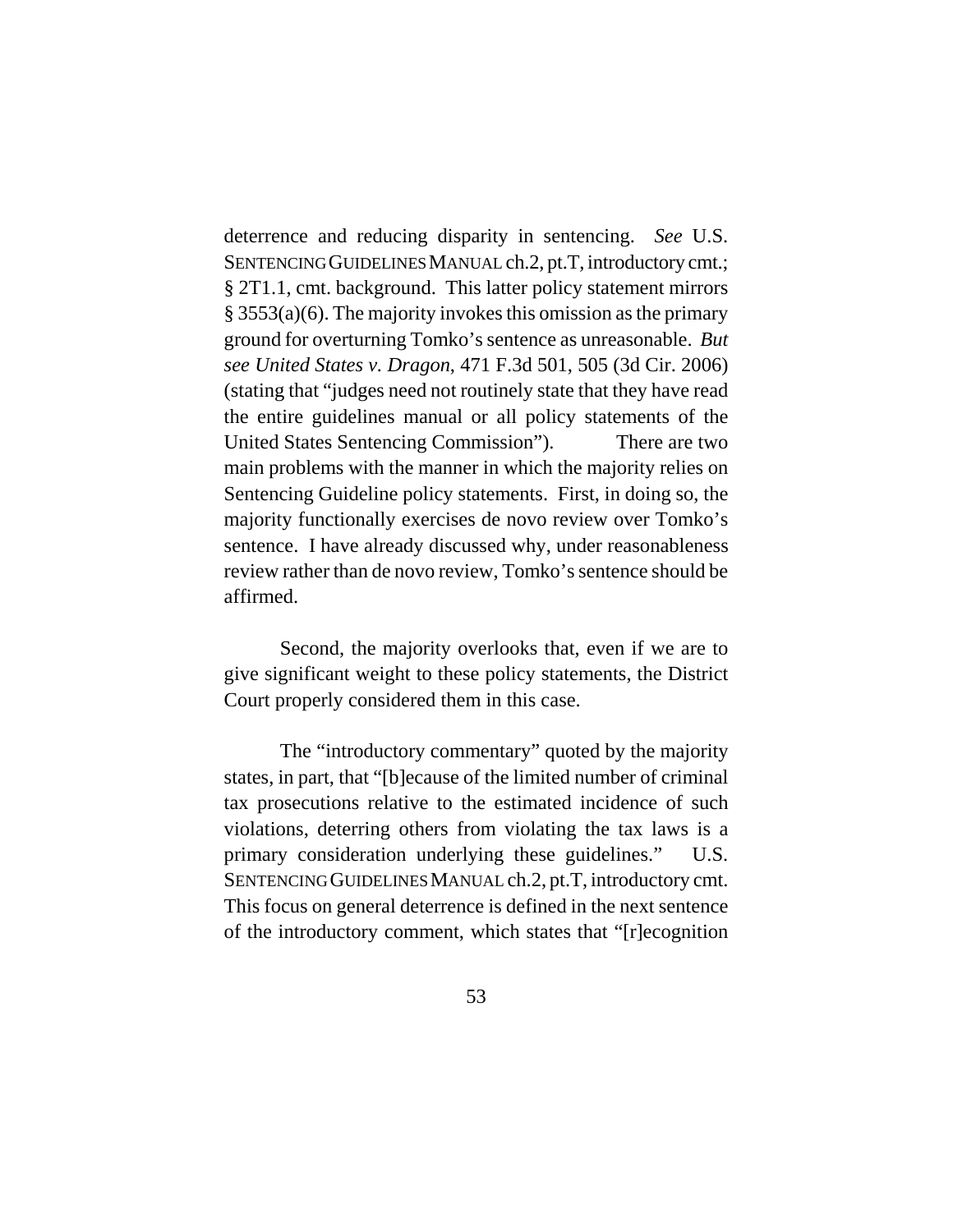deterrence and reducing disparity in sentencing. *See* U.S. SENTENCING GUIDELINES MANUAL ch.2, pt.T, introductory cmt.; § 2T1.1, cmt. background. This latter policy statement mirrors § 3553(a)(6). The majority invokes this omission as the primary ground for overturning Tomko's sentence as unreasonable. *But see United States v. Dragon*, 471 F.3d 501, 505 (3d Cir. 2006) (stating that "judges need not routinely state that they have read the entire guidelines manual or all policy statements of the United States Sentencing Commission"). There are two main problems with the manner in which the majority relies on Sentencing Guideline policy statements. First, in doing so, the majority functionally exercises de novo review over Tomko's sentence. I have already discussed why, under reasonableness review rather than de novo review, Tomko's sentence should be affirmed.

Second, the majority overlooks that, even if we are to give significant weight to these policy statements, the District Court properly considered them in this case.

The "introductory commentary" quoted by the majority states, in part, that "[b]ecause of the limited number of criminal tax prosecutions relative to the estimated incidence of such violations, deterring others from violating the tax laws is a primary consideration underlying these guidelines." U.S. SENTENCING GUIDELINES MANUAL ch.2, pt.T, introductory cmt. This focus on general deterrence is defined in the next sentence of the introductory comment, which states that "[r]ecognition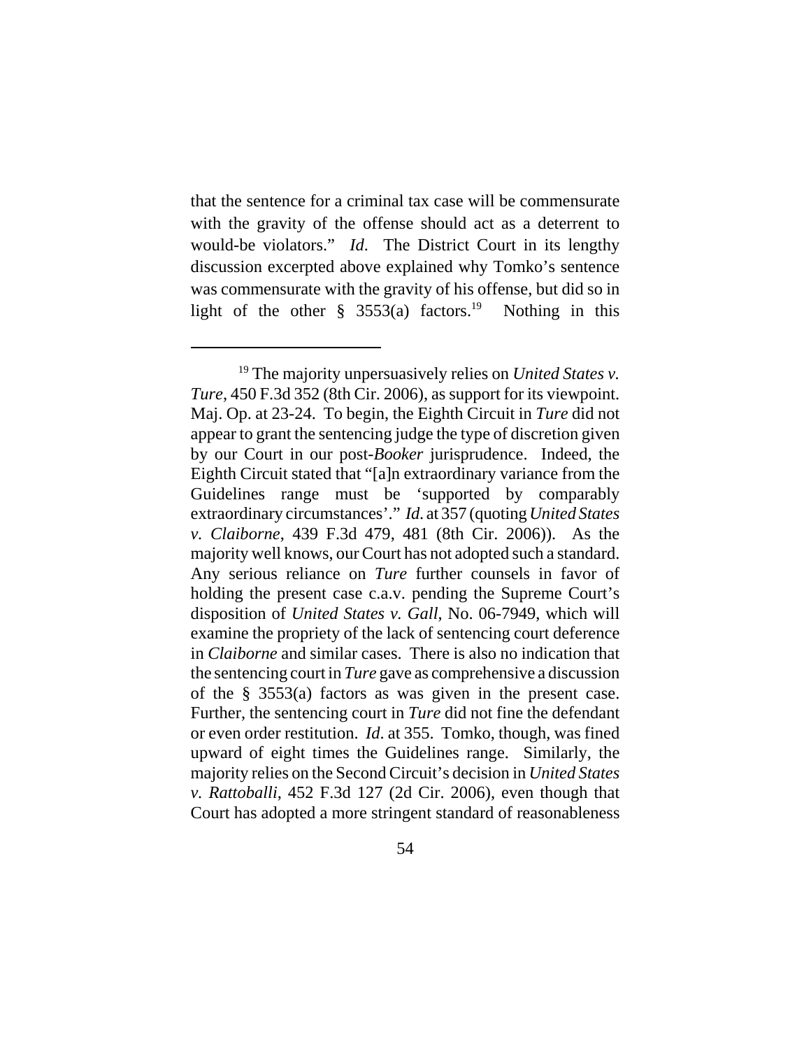that the sentence for a criminal tax case will be commensurate with the gravity of the offense should act as a deterrent to would-be violators." *Id*. The District Court in its lengthy discussion excerpted above explained why Tomko's sentence was commensurate with the gravity of his offense, but did so in light of the other § 3553(a) factors.[19] Nothing in this

---

[19] The majority unpersuasively relies on *United States v. Ture*, 450 F.3d 352 (8th Cir. 2006), as support for its viewpoint. Maj. Op. at 23-24. To begin, the Eighth Circuit in *Ture* did not appear to grant the sentencing judge the type of discretion given by our Court in our post-*Booker* jurisprudence. Indeed, the Eighth Circuit stated that "[a]n extraordinary variance from the Guidelines range must be 'supported by comparably extraordinary circumstances'." *Id*. at 357 (quoting *United States v. Claiborne*, 439 F.3d 479, 481 (8th Cir. 2006)). As the majority well knows, our Court has not adopted such a standard. Any serious reliance on *Ture* further counsels in favor of holding the present case c.a.v. pending the Supreme Court's disposition of *United States v. Gall*, No. 06-7949, which will examine the propriety of the lack of sentencing court deference in *Claiborne* and similar cases. There is also no indication that the sentencing court in *Ture* gave as comprehensive a discussion of the § 3553(a) factors as was given in the present case. Further, the sentencing court in *Ture* did not fine the defendant or even order restitution. *Id*. at 355. Tomko, though, was fined upward of eight times the Guidelines range. Similarly, the majority relies on the Second Circuit's decision in *United States v. Rattoballi*, 452 F.3d 127 (2d Cir. 2006), even though that Court has adopted a more stringent standard of reasonableness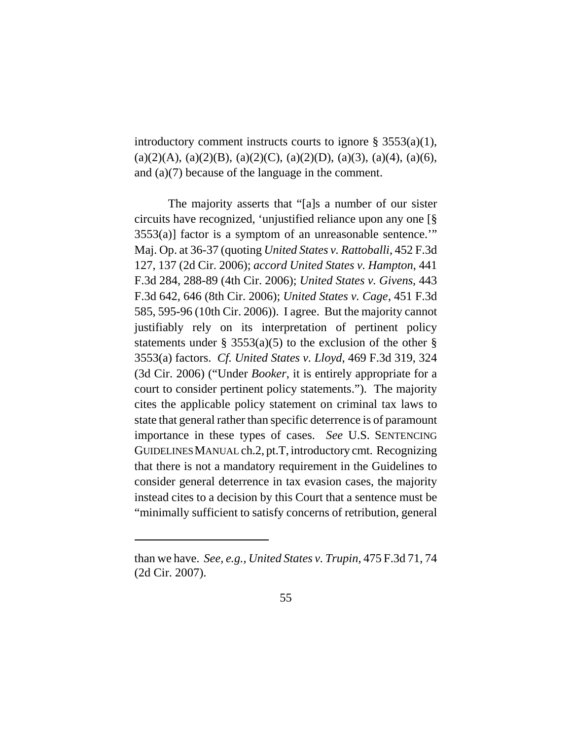introductory comment instructs courts to ignore § 3553(a)(1), (a)(2)(A), (a)(2)(B), (a)(2)(C), (a)(2)(D), (a)(3), (a)(4), (a)(6), and (a)(7) because of the language in the comment.

The majority asserts that "[a]s a number of our sister circuits have recognized, 'unjustified reliance upon any one [§ 3553(a)] factor is a symptom of an unreasonable sentence.'" Maj. Op. at 36-37 (quoting *United States v. Rattoballi*, 452 F.3d 127, 137 (2d Cir. 2006); *accord United States v. Hampton*, 441 F.3d 284, 288-89 (4th Cir. 2006); *United States v. Givens*, 443 F.3d 642, 646 (8th Cir. 2006); *United States v. Cage*, 451 F.3d 585, 595-96 (10th Cir. 2006)). I agree. But the majority cannot justifiably rely on its interpretation of pertinent policy statements under § 3553(a)(5) to the exclusion of the other § 3553(a) factors. *Cf. United States v. Lloyd*, 469 F.3d 319, 324 (3d Cir. 2006) ("Under *Booker*, it is entirely appropriate for a court to consider pertinent policy statements."). The majority cites the applicable policy statement on criminal tax laws to state that general rather than specific deterrence is of paramount importance in these types of cases. *See* U.S. SENTENCING GUIDELINES MANUAL ch.2, pt.T, introductory cmt. Recognizing that there is not a mandatory requirement in the Guidelines to consider general deterrence in tax evasion cases, the majority instead cites to a decision by this Court that a sentence must be "minimally sufficient to satisfy concerns of retribution, general

---

than we have. *See, e.g.*, *United States v. Trupin*, 475 F.3d 71, 74 (2d Cir. 2007).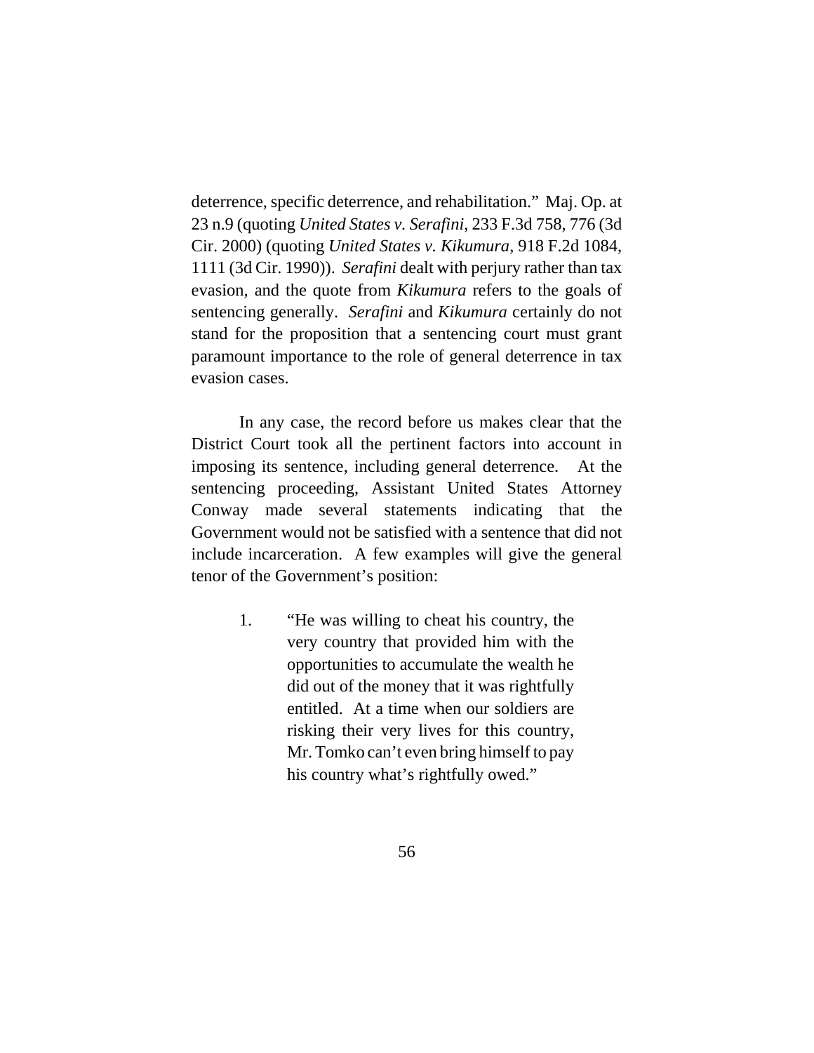deterrence, specific deterrence, and rehabilitation." Maj. Op. at 23 n.9 (quoting *United States v. Serafini*, 233 F.3d 758, 776 (3d Cir. 2000) (quoting *United States v. Kikumura*, 918 F.2d 1084, 1111 (3d Cir. 1990)). *Serafini* dealt with perjury rather than tax evasion, and the quote from *Kikumura* refers to the goals of sentencing generally. *Serafini* and *Kikumura* certainly do not stand for the proposition that a sentencing court must grant paramount importance to the role of general deterrence in tax evasion cases.

In any case, the record before us makes clear that the District Court took all the pertinent factors into account in imposing its sentence, including general deterrence. At the sentencing proceeding, Assistant United States Attorney Conway made several statements indicating that the Government would not be satisfied with a sentence that did not include incarceration. A few examples will give the general tenor of the Government's position:

1. "He was willing to cheat his country, the very country that provided him with the opportunities to accumulate the wealth he did out of the money that it was rightfully entitled. At a time when our soldiers are risking their very lives for this country, Mr. Tomko can't even bring himself to pay his country what's rightfully owed."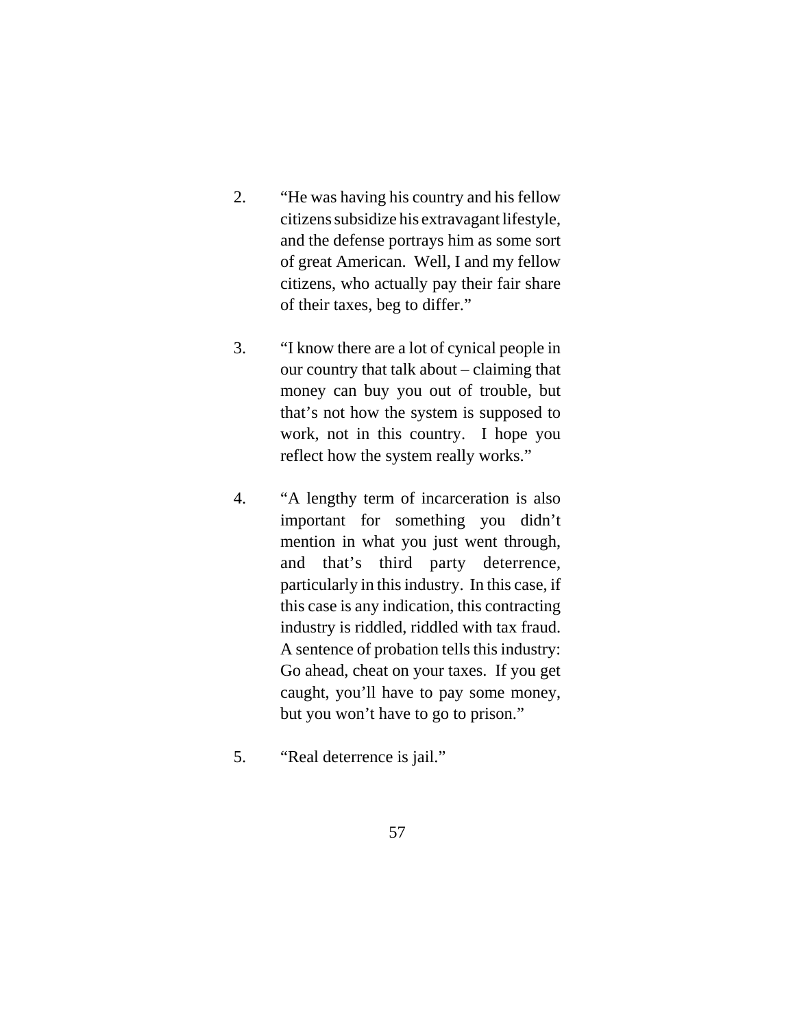2. “He was having his country and his fellow citizens subsidize his extravagant lifestyle, and the defense portrays him as some sort of great American. Well, I and my fellow citizens, who actually pay their fair share of their taxes, beg to differ.”

3. “I know there are a lot of cynical people in our country that talk about – claiming that money can buy you out of trouble, but that’s not how the system is supposed to work, not in this country. I hope you reflect how the system really works.”

4. “A lengthy term of incarceration is also important for something you didn’t mention in what you just went through, and that’s third party deterrence, particularly in this industry. In this case, if this case is any indication, this contracting industry is riddled, riddled with tax fraud. A sentence of probation tells this industry: Go ahead, cheat on your taxes. If you get caught, you’ll have to pay some money, but you won’t have to go to prison.”

5. “Real deterrence is jail.”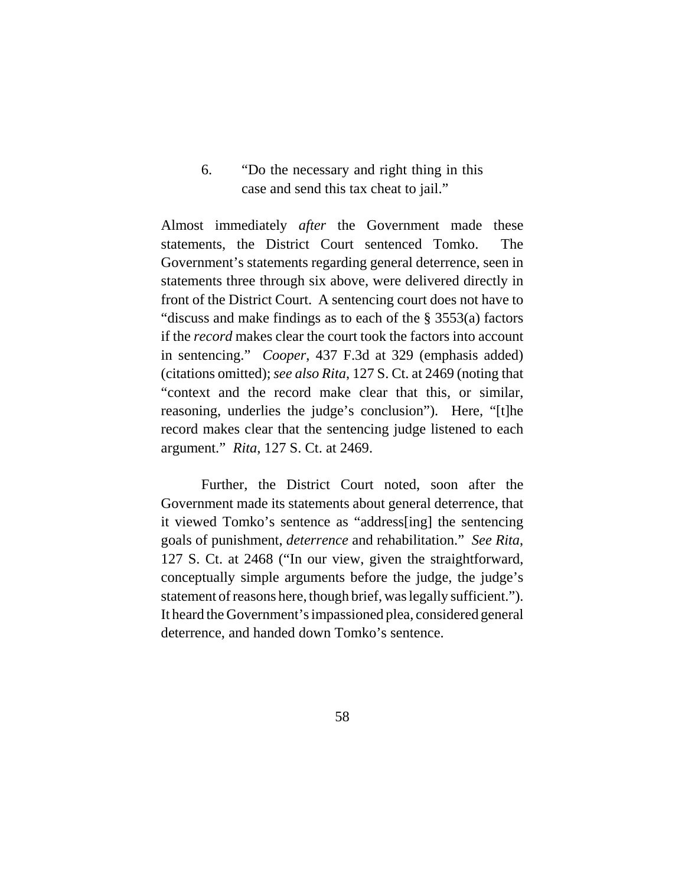6. "Do the necessary and right thing in this case and send this tax cheat to jail."

Almost immediately *after* the Government made these statements, the District Court sentenced Tomko. The Government's statements regarding general deterrence, seen in statements three through six above, were delivered directly in front of the District Court. A sentencing court does not have to "discuss and make findings as to each of the § 3553(a) factors if the *record* makes clear the court took the factors into account in sentencing." *Cooper*, 437 F.3d at 329 (emphasis added) (citations omitted); *see also Rita*, 127 S. Ct. at 2469 (noting that "context and the record make clear that this, or similar, reasoning, underlies the judge's conclusion"). Here, "[t]he record makes clear that the sentencing judge listened to each argument." *Rita*, 127 S. Ct. at 2469.

Further, the District Court noted, soon after the Government made its statements about general deterrence, that it viewed Tomko's sentence as "address[ing] the sentencing goals of punishment, *deterrence* and rehabilitation." *See Rita*, 127 S. Ct. at 2468 ("In our view, given the straightforward, conceptually simple arguments before the judge, the judge's statement of reasons here, though brief, was legally sufficient."). It heard the Government's impassioned plea, considered general deterrence, and handed down Tomko's sentence.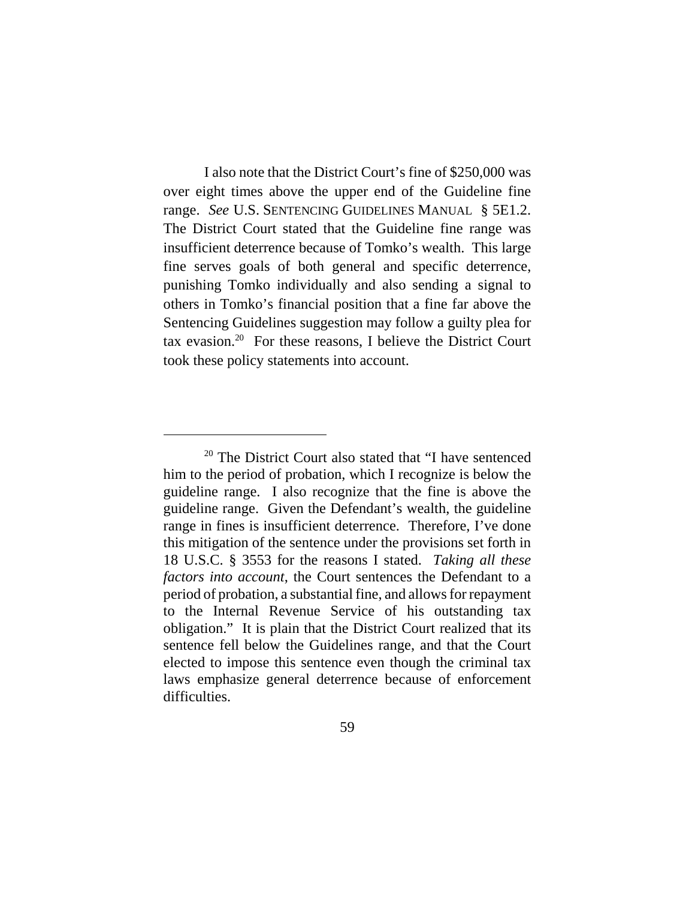I also note that the District Court's fine of $250,000 was over eight times above the upper end of the Guideline fine range. *See* U.S. SENTENCING GUIDELINES MANUAL § 5E1.2. The District Court stated that the Guideline fine range was insufficient deterrence because of Tomko's wealth. This large fine serves goals of both general and specific deterrence, punishing Tomko individually and also sending a signal to others in Tomko's financial position that a fine far above the Sentencing Guidelines suggestion may follow a guilty plea for tax evasion.[20] For these reasons, I believe the District Court took these policy statements into account.

---

[20] The District Court also stated that "I have sentenced him to the period of probation, which I recognize is below the guideline range. I also recognize that the fine is above the guideline range. Given the Defendant's wealth, the guideline range in fines is insufficient deterrence. Therefore, I've done this mitigation of the sentence under the provisions set forth in 18 U.S.C. § 3553 for the reasons I stated. *Taking all these factors into account*, the Court sentences the Defendant to a period of probation, a substantial fine, and allows for repayment to the Internal Revenue Service of his outstanding tax obligation." It is plain that the District Court realized that its sentence fell below the Guidelines range, and that the Court elected to impose this sentence even though the criminal tax laws emphasize general deterrence because of enforcement difficulties.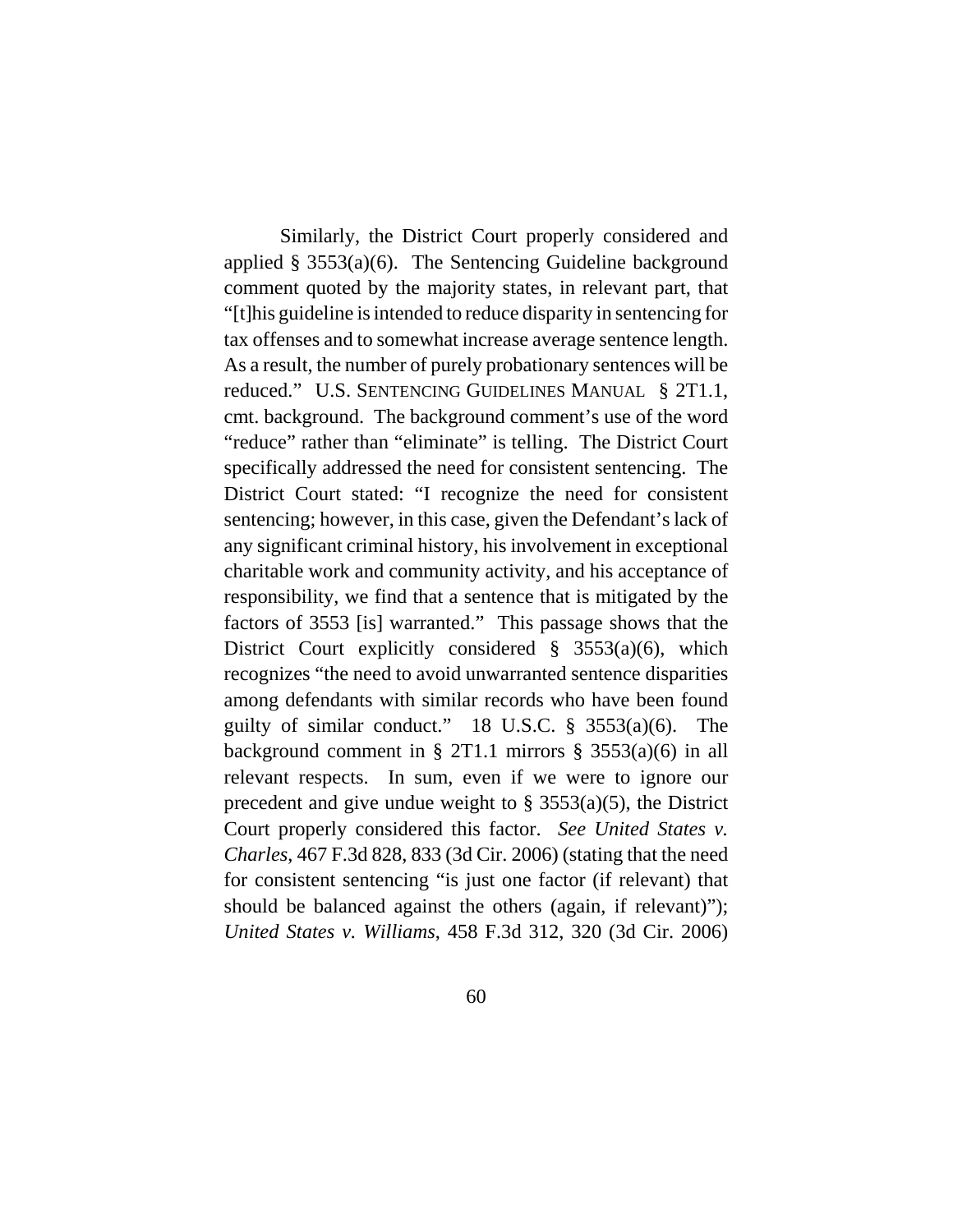Similarly, the District Court properly considered and applied § 3553(a)(6). The Sentencing Guideline background comment quoted by the majority states, in relevant part, that "[t]his guideline is intended to reduce disparity in sentencing for tax offenses and to somewhat increase average sentence length. As a result, the number of purely probationary sentences will be reduced." U.S. SENTENCING GUIDELINES MANUAL § 2T1.1, cmt. background. The background comment's use of the word "reduce" rather than "eliminate" is telling. The District Court specifically addressed the need for consistent sentencing. The District Court stated: "I recognize the need for consistent sentencing; however, in this case, given the Defendant's lack of any significant criminal history, his involvement in exceptional charitable work and community activity, and his acceptance of responsibility, we find that a sentence that is mitigated by the factors of 3553 [is] warranted." This passage shows that the District Court explicitly considered § 3553(a)(6), which recognizes "the need to avoid unwarranted sentence disparities among defendants with similar records who have been found guilty of similar conduct." 18 U.S.C. § 3553(a)(6). The background comment in § 2T1.1 mirrors § 3553(a)(6) in all relevant respects. In sum, even if we were to ignore our precedent and give undue weight to § 3553(a)(5), the District Court properly considered this factor. *See United States v. Charles*, 467 F.3d 828, 833 (3d Cir. 2006) (stating that the need for consistent sentencing "is just one factor (if relevant) that should be balanced against the others (again, if relevant)"); *United States v. Williams*, 458 F.3d 312, 320 (3d Cir. 2006)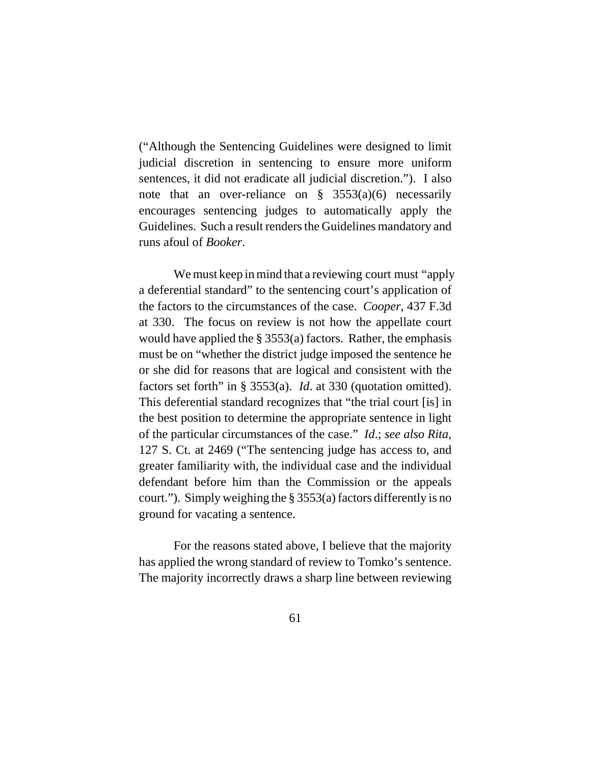("Although the Sentencing Guidelines were designed to limit judicial discretion in sentencing to ensure more uniform sentences, it did not eradicate all judicial discretion."). I also note that an over-reliance on § 3553(a)(6) necessarily encourages sentencing judges to automatically apply the Guidelines. Such a result renders the Guidelines mandatory and runs afoul of *Booker*.

We must keep in mind that a reviewing court must "apply a deferential standard" to the sentencing court's application of the factors to the circumstances of the case. *Cooper*, 437 F.3d at 330. The focus on review is not how the appellate court would have applied the § 3553(a) factors. Rather, the emphasis must be on "whether the district judge imposed the sentence he or she did for reasons that are logical and consistent with the factors set forth" in § 3553(a). *Id*. at 330 (quotation omitted). This deferential standard recognizes that "the trial court [is] in the best position to determine the appropriate sentence in light of the particular circumstances of the case." *Id*.; *see also Rita*, 127 S. Ct. at 2469 ("The sentencing judge has access to, and greater familiarity with, the individual case and the individual defendant before him than the Commission or the appeals court."). Simply weighing the § 3553(a) factors differently is no ground for vacating a sentence.

For the reasons stated above, I believe that the majority has applied the wrong standard of review to Tomko's sentence. The majority incorrectly draws a sharp line between reviewing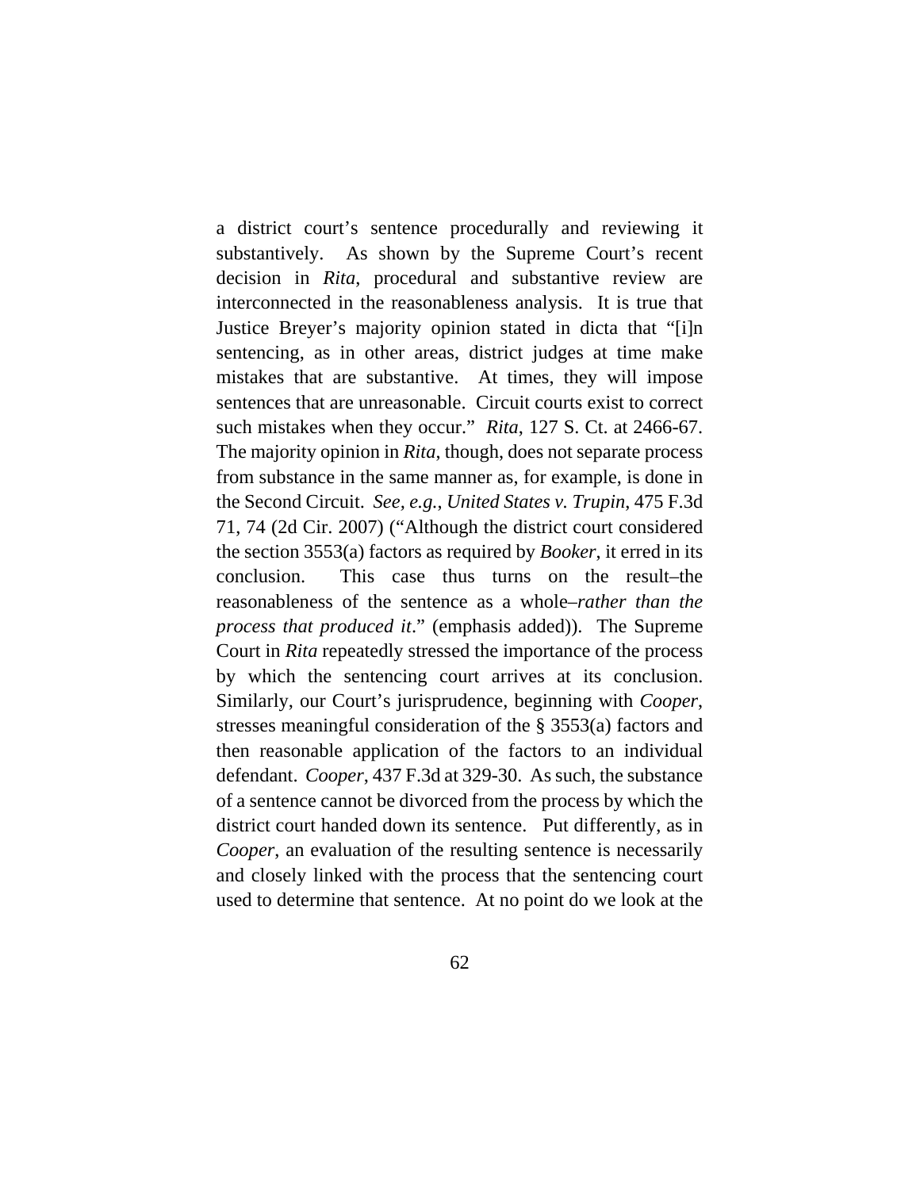a district court's sentence procedurally and reviewing it substantively. As shown by the Supreme Court's recent decision in *Rita*, procedural and substantive review are interconnected in the reasonableness analysis. It is true that Justice Breyer's majority opinion stated in dicta that "[i]n sentencing, as in other areas, district judges at time make mistakes that are substantive. At times, they will impose sentences that are unreasonable. Circuit courts exist to correct such mistakes when they occur." *Rita*, 127 S. Ct. at 2466-67. The majority opinion in *Rita*, though, does not separate process from substance in the same manner as, for example, is done in the Second Circuit. *See, e.g.*, *United States v. Trupin*, 475 F.3d 71, 74 (2d Cir. 2007) ("Although the district court considered the section 3553(a) factors as required by *Booker*, it erred in its conclusion. This case thus turns on the result–the reasonableness of the sentence as a whole–*rather than the process that produced it*." (emphasis added)). The Supreme Court in *Rita* repeatedly stressed the importance of the process by which the sentencing court arrives at its conclusion. Similarly, our Court's jurisprudence, beginning with *Cooper*, stresses meaningful consideration of the § 3553(a) factors and then reasonable application of the factors to an individual defendant. *Cooper*, 437 F.3d at 329-30. As such, the substance of a sentence cannot be divorced from the process by which the district court handed down its sentence. Put differently, as in *Cooper*, an evaluation of the resulting sentence is necessarily and closely linked with the process that the sentencing court used to determine that sentence. At no point do we look at the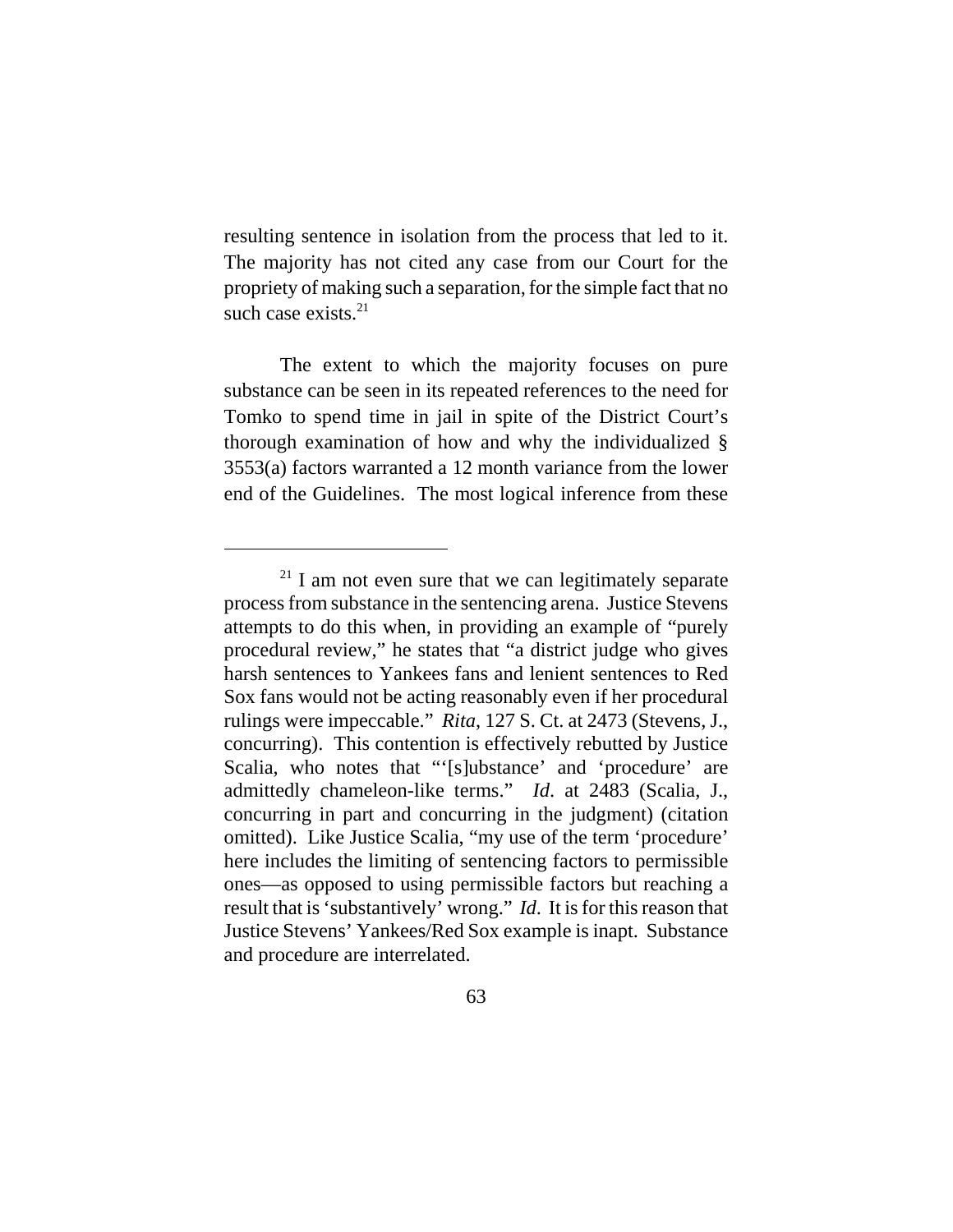resulting sentence in isolation from the process that led to it. The majority has not cited any case from our Court for the propriety of making such a separation, for the simple fact that no such case exists.[21]

The extent to which the majority focuses on pure substance can be seen in its repeated references to the need for Tomko to spend time in jail in spite of the District Court's thorough examination of how and why the individualized § 3553(a) factors warranted a 12 month variance from the lower end of the Guidelines. The most logical inference from these

---

[21] I am not even sure that we can legitimately separate process from substance in the sentencing arena. Justice Stevens attempts to do this when, in providing an example of "purely procedural review," he states that "a district judge who gives harsh sentences to Yankees fans and lenient sentences to Red Sox fans would not be acting reasonably even if her procedural rulings were impeccable." *Rita*, 127 S. Ct. at 2473 (Stevens, J., concurring). This contention is effectively rebutted by Justice Scalia, who notes that "'[s]ubstance' and 'procedure' are admittedly chameleon-like terms." *Id*. at 2483 (Scalia, J., concurring in part and concurring in the judgment) (citation omitted). Like Justice Scalia, "my use of the term 'procedure' here includes the limiting of sentencing factors to permissible ones—as opposed to using permissible factors but reaching a result that is 'substantively' wrong." *Id*. It is for this reason that Justice Stevens' Yankees/Red Sox example is inapt. Substance and procedure are interrelated.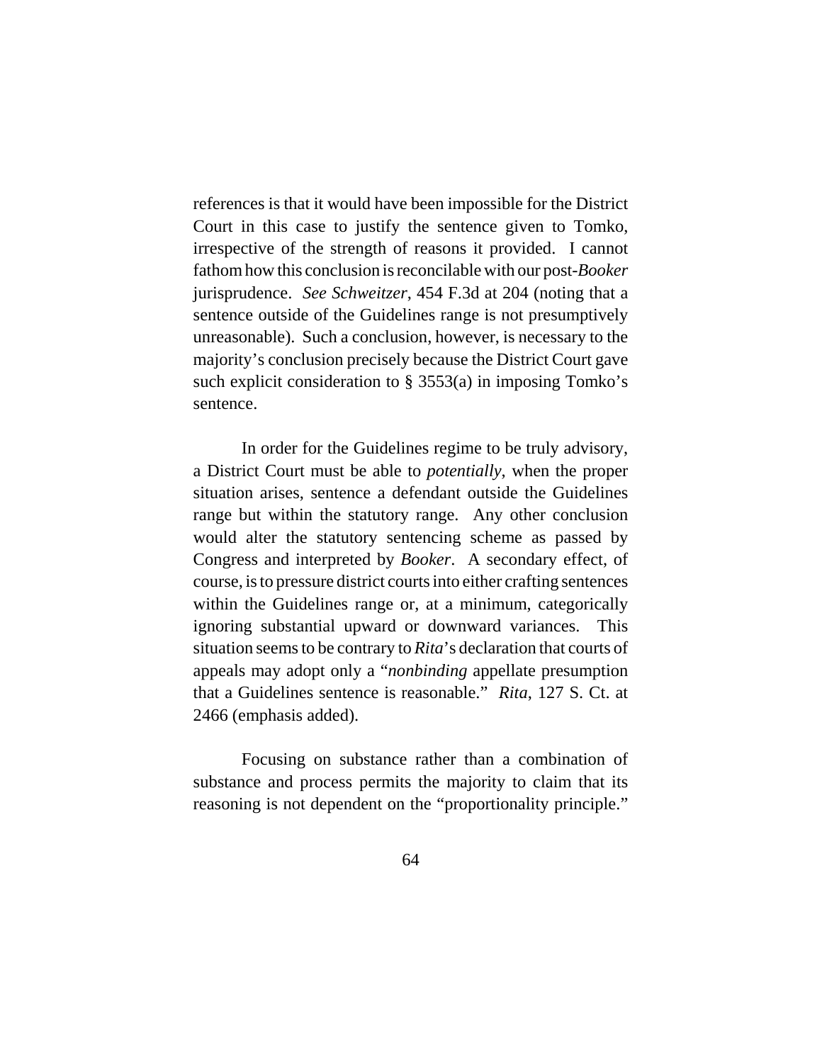references is that it would have been impossible for the District Court in this case to justify the sentence given to Tomko, irrespective of the strength of reasons it provided. I cannot fathom how this conclusion is reconcilable with our post-*Booker* jurisprudence. *See Schweitzer*, 454 F.3d at 204 (noting that a sentence outside of the Guidelines range is not presumptively unreasonable). Such a conclusion, however, is necessary to the majority's conclusion precisely because the District Court gave such explicit consideration to § 3553(a) in imposing Tomko's sentence.

In order for the Guidelines regime to be truly advisory, a District Court must be able to *potentially*, when the proper situation arises, sentence a defendant outside the Guidelines range but within the statutory range. Any other conclusion would alter the statutory sentencing scheme as passed by Congress and interpreted by *Booker*. A secondary effect, of course, is to pressure district courts into either crafting sentences within the Guidelines range or, at a minimum, categorically ignoring substantial upward or downward variances. This situation seems to be contrary to *Rita*'s declaration that courts of appeals may adopt only a "*nonbinding* appellate presumption that a Guidelines sentence is reasonable." *Rita*, 127 S. Ct. at 2466 (emphasis added).

Focusing on substance rather than a combination of substance and process permits the majority to claim that its reasoning is not dependent on the "proportionality principle."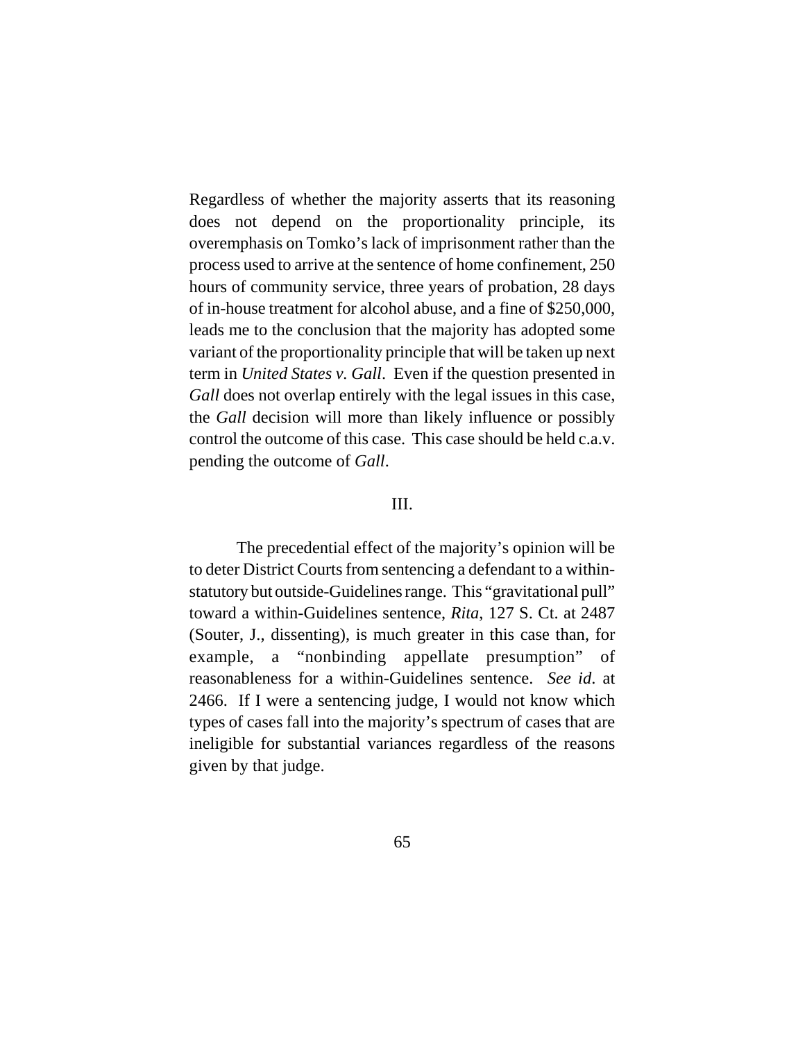Regardless of whether the majority asserts that its reasoning does not depend on the proportionality principle, its overemphasis on Tomko's lack of imprisonment rather than the process used to arrive at the sentence of home confinement, 250 hours of community service, three years of probation, 28 days of in-house treatment for alcohol abuse, and a fine of $250,000, leads me to the conclusion that the majority has adopted some variant of the proportionality principle that will be taken up next term in *United States v. Gall*. Even if the question presented in *Gall* does not overlap entirely with the legal issues in this case, the *Gall* decision will more than likely influence or possibly control the outcome of this case. This case should be held c.a.v. pending the outcome of *Gall*.

## III.

The precedential effect of the majority's opinion will be to deter District Courts from sentencing a defendant to a within-statutory but outside-Guidelines range. This "gravitational pull" toward a within-Guidelines sentence, *Rita*, 127 S. Ct. at 2487 (Souter, J., dissenting), is much greater in this case than, for example, a "nonbinding appellate presumption" of reasonableness for a within-Guidelines sentence. *See id*. at 2466. If I were a sentencing judge, I would not know which types of cases fall into the majority's spectrum of cases that are ineligible for substantial variances regardless of the reasons given by that judge.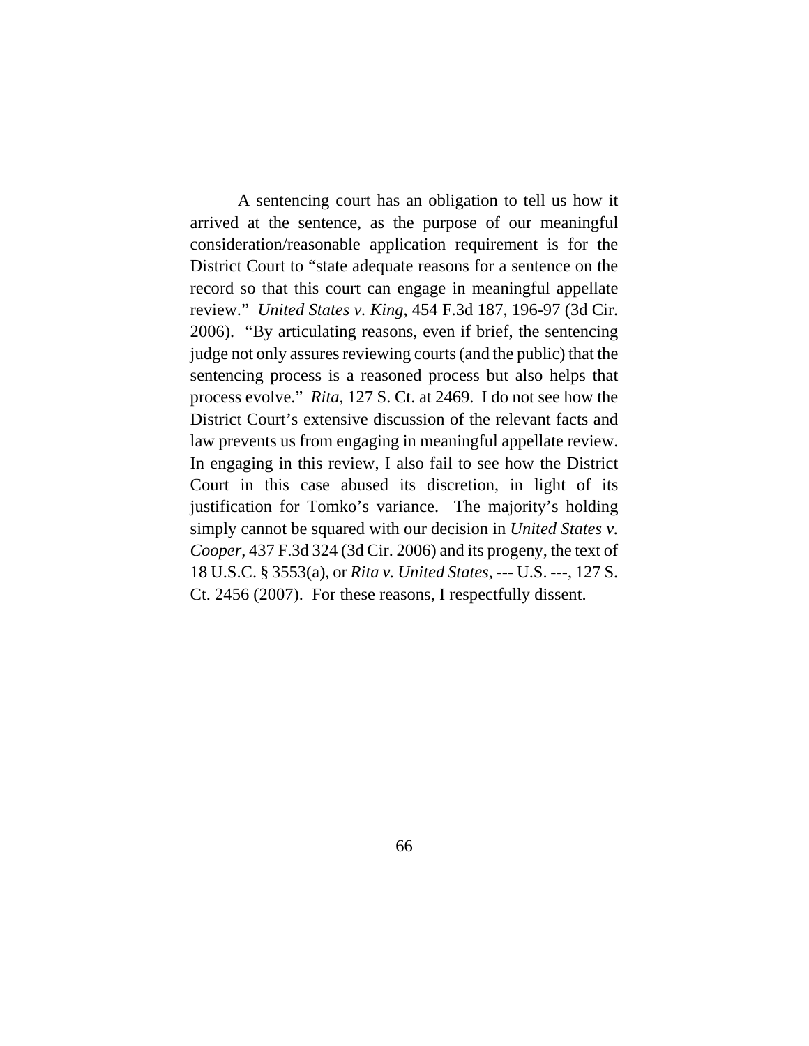A sentencing court has an obligation to tell us how it arrived at the sentence, as the purpose of our meaningful consideration/reasonable application requirement is for the District Court to "state adequate reasons for a sentence on the record so that this court can engage in meaningful appellate review." *United States v. King*, 454 F.3d 187, 196-97 (3d Cir. 2006). "By articulating reasons, even if brief, the sentencing judge not only assures reviewing courts (and the public) that the sentencing process is a reasoned process but also helps that process evolve." *Rita*, 127 S. Ct. at 2469. I do not see how the District Court's extensive discussion of the relevant facts and law prevents us from engaging in meaningful appellate review. In engaging in this review, I also fail to see how the District Court in this case abused its discretion, in light of its justification for Tomko's variance. The majority's holding simply cannot be squared with our decision in *United States v. Cooper*, 437 F.3d 324 (3d Cir. 2006) and its progeny, the text of 18 U.S.C. § 3553(a), or *Rita v. United States*, --- U.S. ---, 127 S. Ct. 2456 (2007). For these reasons, I respectfully dissent.